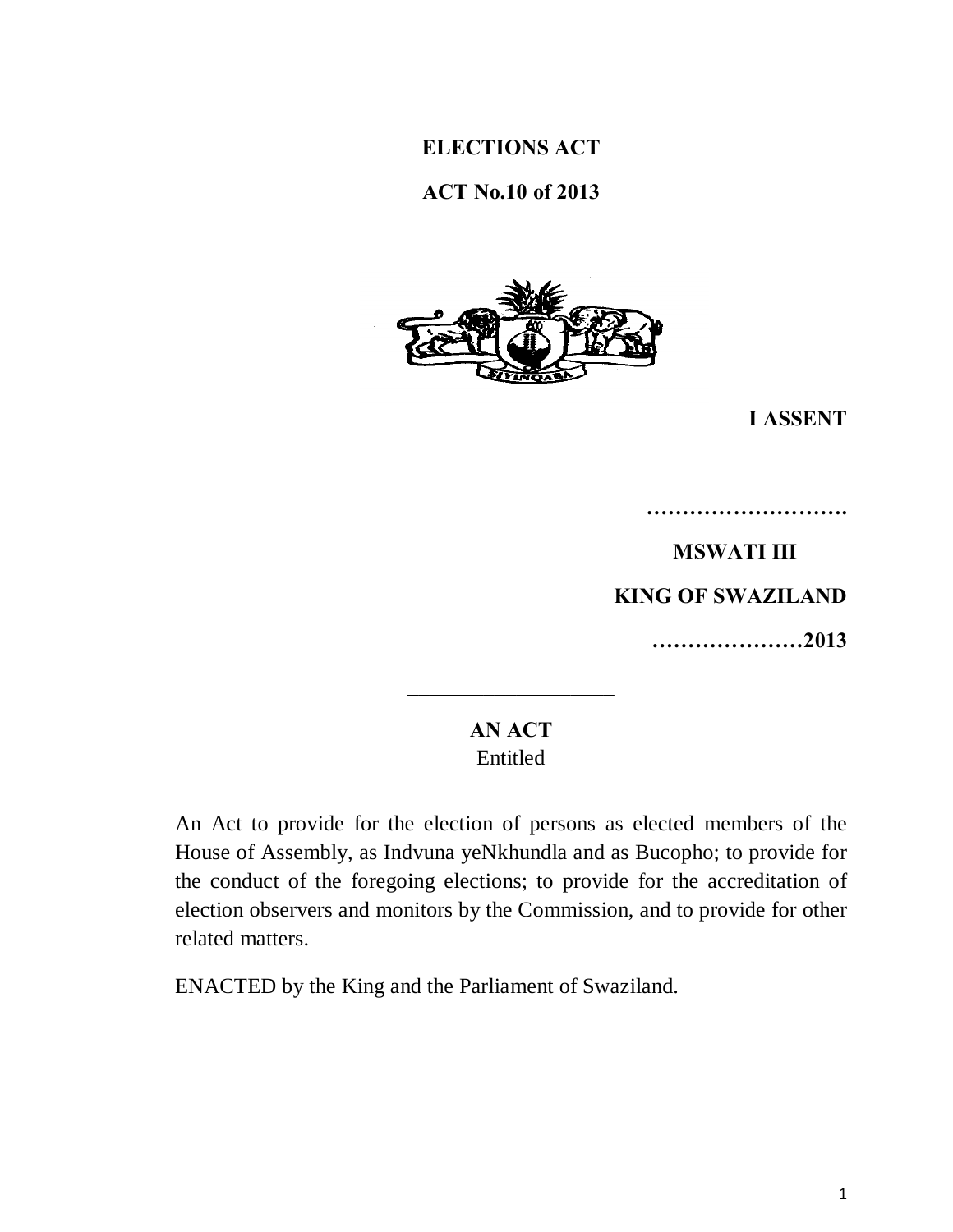# ELECTIONS ACT

## ACT No.10 of 2013

**I ASSENT**

**……………………….**

**MSWATI III**

**KING OF SWAZILAND**

**…………………2013**

---

**AN ACT**

Entitled

An Act to provide for the election of persons as elected members of the House of Assembly, as Indvuna yeNkhundla and as Bucopho; to provide for the conduct of the foregoing elections; to provide for the accreditation of election observers and monitors by the Commission, and to provide for other related matters.

ENACTED by the King and the Parliament of Swaziland.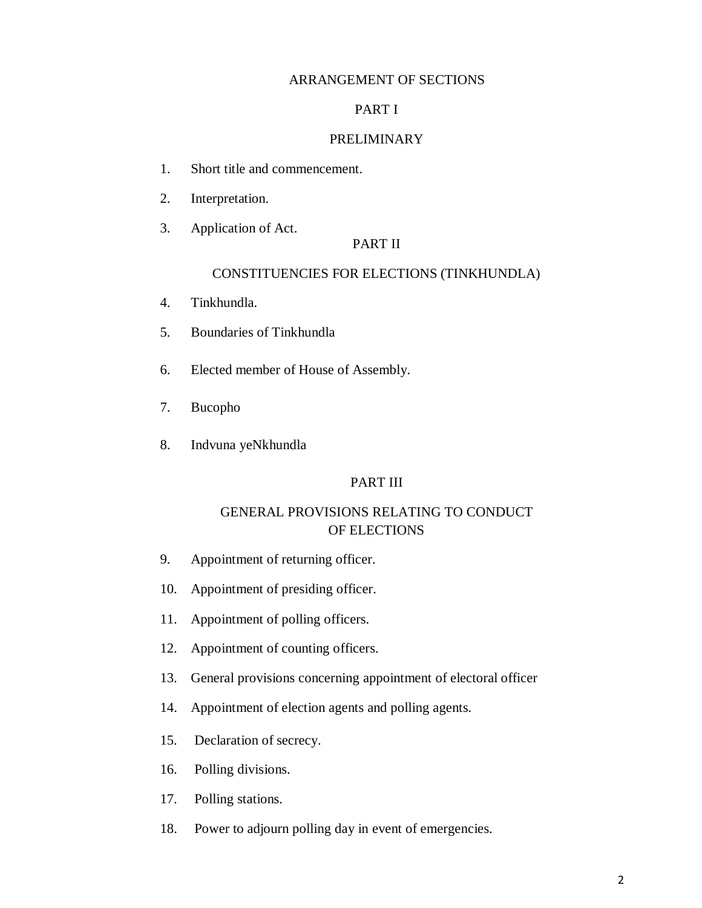## ARRANGEMENT OF SECTIONS

### PART I

### PRELIMINARY

1. Short title and commencement.
2. Interpretation.
3. Application of Act.

### PART II

### CONSTITUENCIES FOR ELECTIONS (TINKHUNDLA)

4. Tinkhundla.
5. Boundaries of Tinkhundla
6. Elected member of House of Assembly.
7. Bucopho
8. Indvuna yeNkhundla

### PART III

### GENERAL PROVISIONS RELATING TO CONDUCT OF ELECTIONS

9. Appointment of returning officer.
10. Appointment of presiding officer.
11. Appointment of polling officers.
12. Appointment of counting officers.
13. General provisions concerning appointment of electoral officer
14. Appointment of election agents and polling agents.
15. Declaration of secrecy.
16. Polling divisions.
17. Polling stations.
18. Power to adjourn polling day in event of emergencies.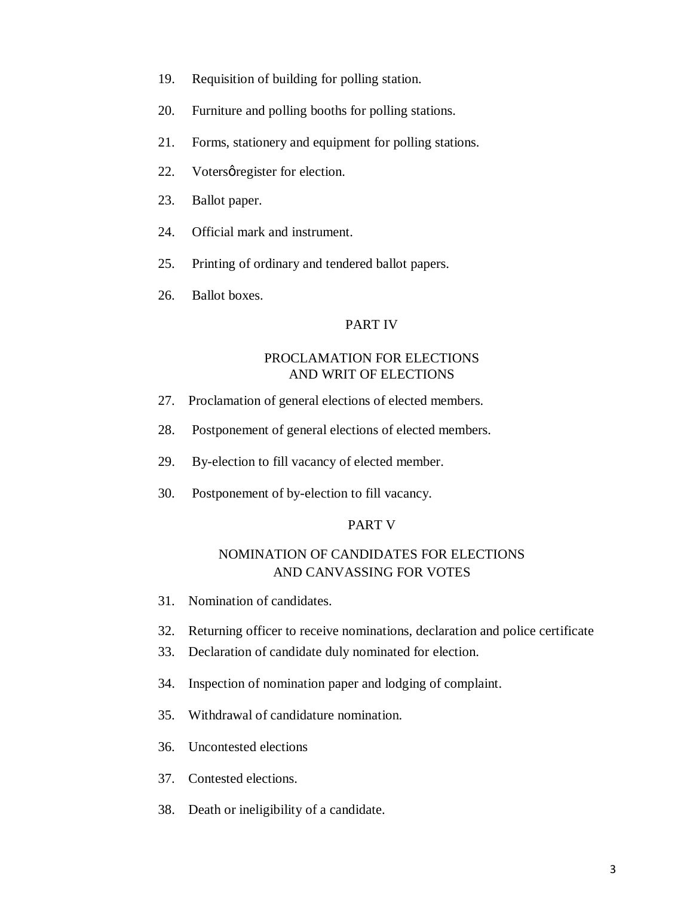19. Requisition of building for polling station.

20. Furniture and polling booths for polling stations.

21. Forms, stationery and equipment for polling stations.

22. Votersφregister for election.

23. Ballot paper.

24. Official mark and instrument.

25. Printing of ordinary and tendered ballot papers.

26. Ballot boxes.

## PART IV

### PROCLAMATION FOR ELECTIONS AND WRIT OF ELECTIONS

27. Proclamation of general elections of elected members.

28. Postponement of general elections of elected members.

29. By-election to fill vacancy of elected member.

30. Postponement of by-election to fill vacancy.

## PART V

### NOMINATION OF CANDIDATES FOR ELECTIONS AND CANVASSING FOR VOTES

31. Nomination of candidates.

32. Returning officer to receive nominations, declaration and police certificate

33. Declaration of candidate duly nominated for election.

34. Inspection of nomination paper and lodging of complaint.

35. Withdrawal of candidature nomination.

36. Uncontested elections

37. Contested elections.

38. Death or ineligibility of a candidate.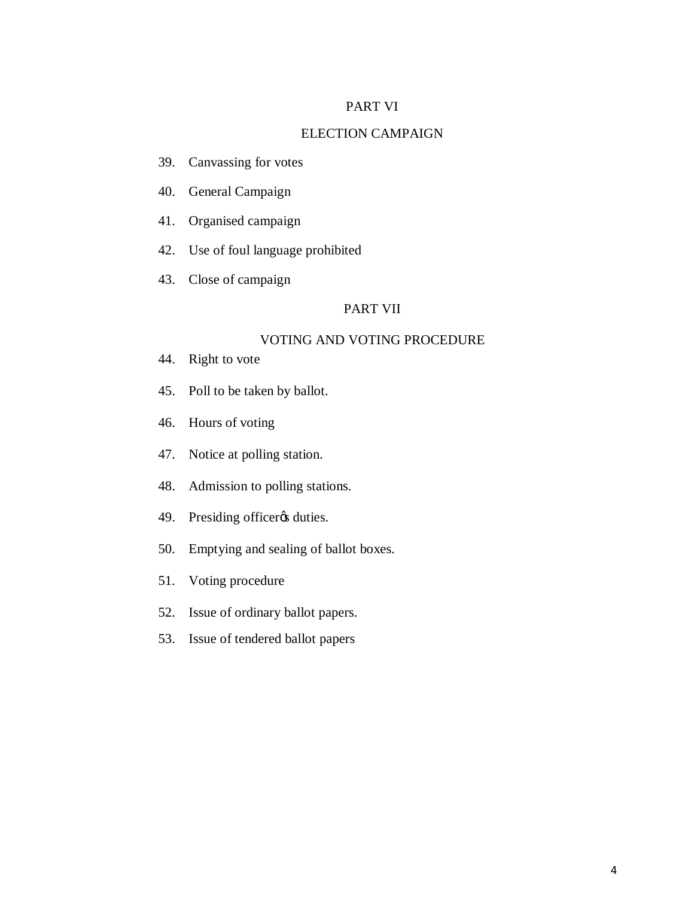## PART VI

## ELECTION CAMPAIGN

39. Canvassing for votes

40. General Campaign

41. Organised campaign

42. Use of foul language prohibited

43. Close of campaign

## PART VII

## VOTING AND VOTING PROCEDURE

44. Right to vote

45. Poll to be taken by ballot.

46. Hours of voting

47. Notice at polling station.

48. Admission to polling stations.

49. Presiding officer's duties.

50. Emptying and sealing of ballot boxes.

51. Voting procedure

52. Issue of ordinary ballot papers.

53. Issue of tendered ballot papers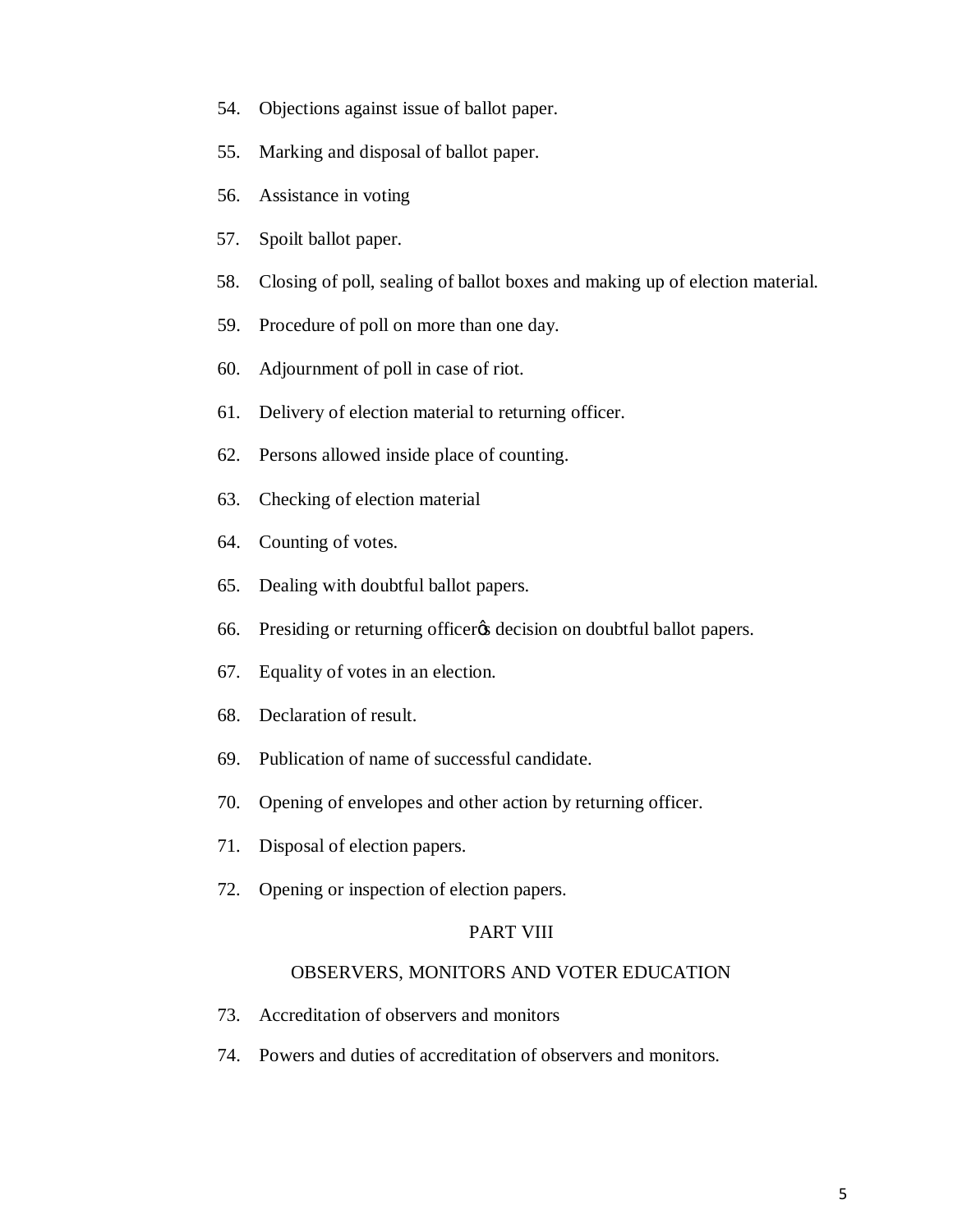54. Objections against issue of ballot paper.

55. Marking and disposal of ballot paper.

56. Assistance in voting

57. Spoilt ballot paper.

58. Closing of poll, sealing of ballot boxes and making up of election material.

59. Procedure of poll on more than one day.

60. Adjournment of poll in case of riot.

61. Delivery of election material to returning officer.

62. Persons allowed inside place of counting.

63. Checking of election material

64. Counting of votes.

65. Dealing with doubtful ballot papers.

66. Presiding or returning officer's decision on doubtful ballot papers.

67. Equality of votes in an election.

68. Declaration of result.

69. Publication of name of successful candidate.

70. Opening of envelopes and other action by returning officer.

71. Disposal of election papers.

72. Opening or inspection of election papers.

PART VIII

OBSERVERS, MONITORS AND VOTER EDUCATION

73. Accreditation of observers and monitors

74. Powers and duties of accreditation of observers and monitors.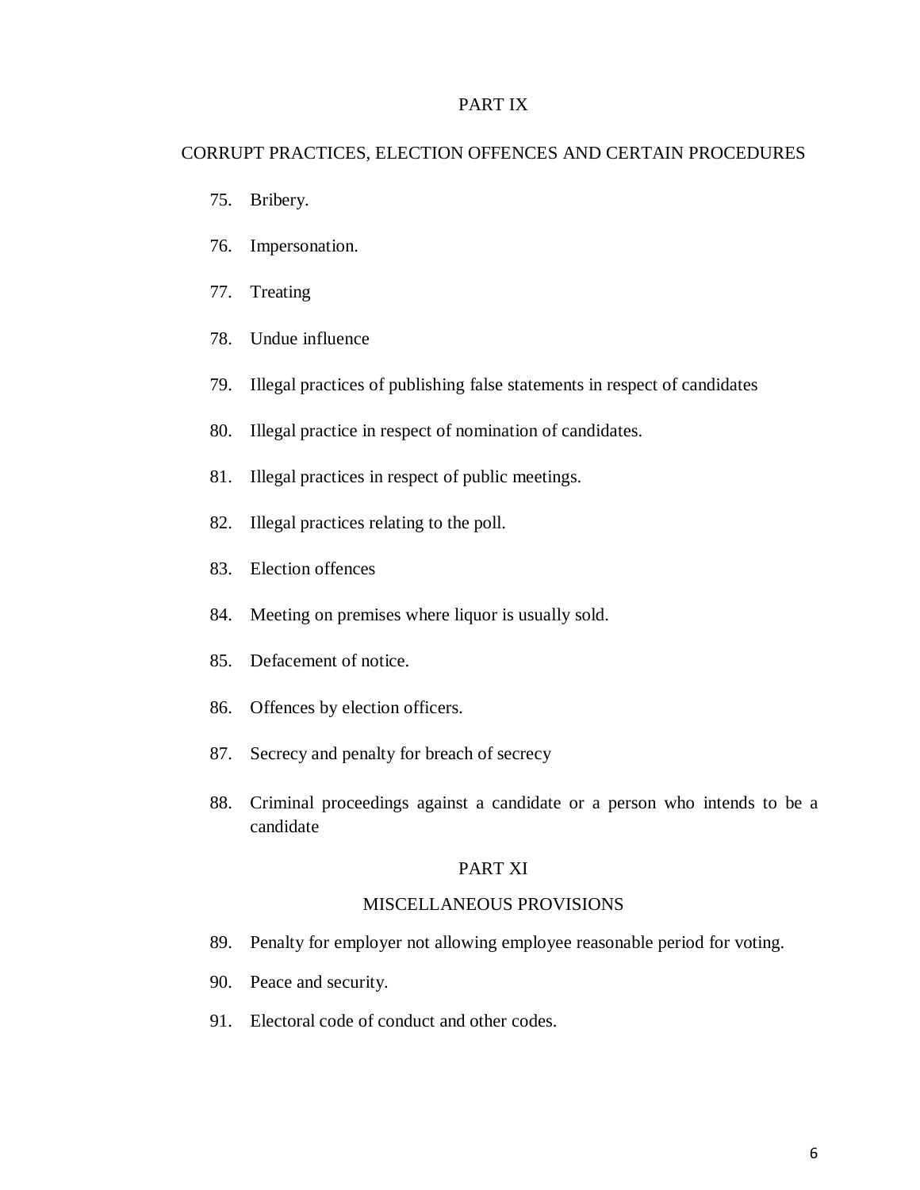## PART IX

## CORRUPT PRACTICES, ELECTION OFFENCES AND CERTAIN PROCEDURES

75. Bribery.

76. Impersonation.

77. Treating

78. Undue influence

79. Illegal practices of publishing false statements in respect of candidates

80. Illegal practice in respect of nomination of candidates.

81. Illegal practices in respect of public meetings.

82. Illegal practices relating to the poll.

83. Election offences

84. Meeting on premises where liquor is usually sold.

85. Defacement of notice.

86. Offences by election officers.

87. Secrecy and penalty for breach of secrecy

88. Criminal proceedings against a candidate or a person who intends to be a candidate

## PART XI

## MISCELLANEOUS PROVISIONS

89. Penalty for employer not allowing employee reasonable period for voting.

90. Peace and security.

91. Electoral code of conduct and other codes.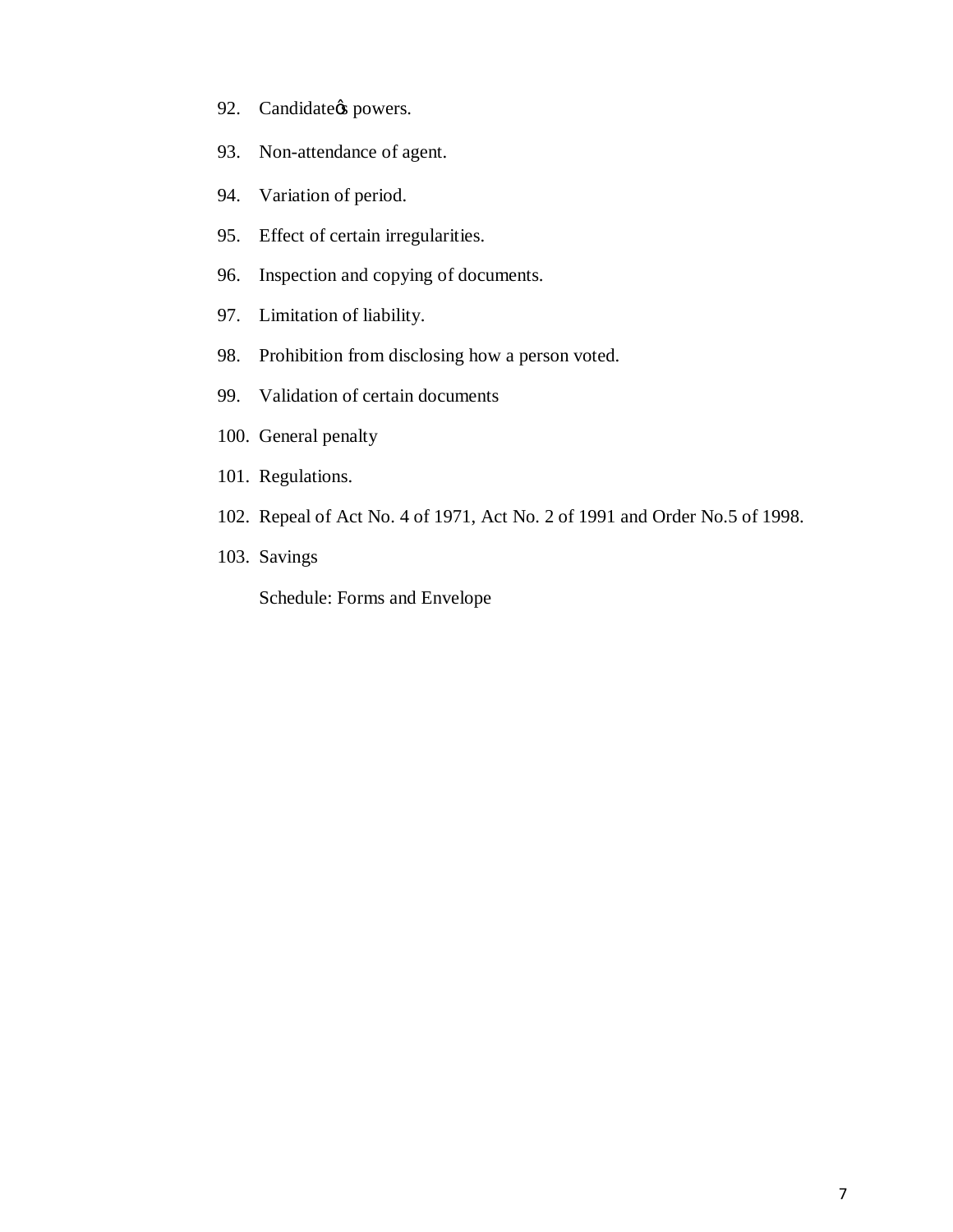92. Candidate's powers.

93. Non-attendance of agent.

94. Variation of period.

95. Effect of certain irregularities.

96. Inspection and copying of documents.

97. Limitation of liability.

98. Prohibition from disclosing how a person voted.

99. Validation of certain documents

100. General penalty

101. Regulations.

102. Repeal of Act No. 4 of 1971, Act No. 2 of 1991 and Order No.5 of 1998.

103. Savings

Schedule: Forms and Envelope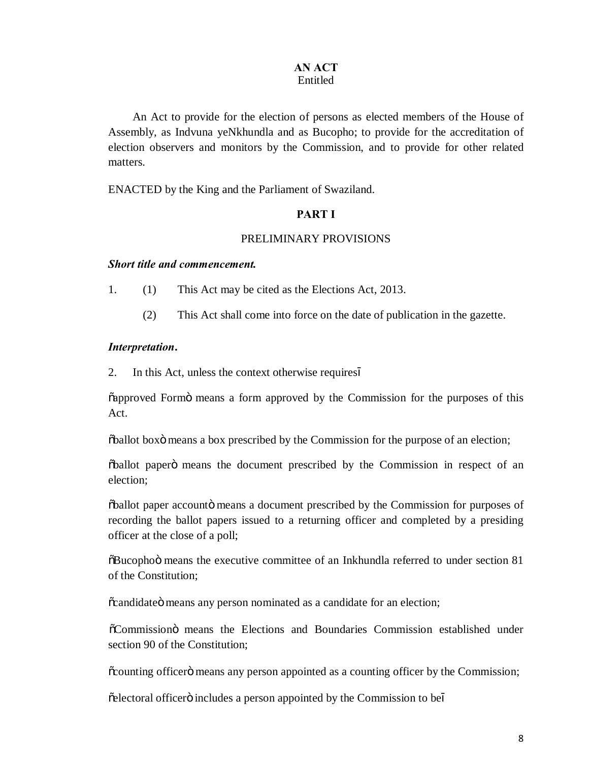**AN ACT**
Entitled

An Act to provide for the election of persons as elected members of the House of Assembly, as Indvuna yeNkhundla and as Bucopho; to provide for the accreditation of election observers and monitors by the Commission, and to provide for other related matters.

ENACTED by the King and the Parliament of Swaziland.

**PART I**

PRELIMINARY PROVISIONS

***Short title and commencement.***

1. (1) This Act may be cited as the Elections Act, 2013.

   (2) This Act shall come into force on the date of publication in the gazette.

***Interpretation.***

2. In this Act, unless the context otherwise requires—

"approved Form" means a form approved by the Commission for the purposes of this Act.

"ballot box" means a box prescribed by the Commission for the purpose of an election;

"ballot paper" means the document prescribed by the Commission in respect of an election;

"ballot paper account" means a document prescribed by the Commission for purposes of recording the ballot papers issued to a returning officer and completed by a presiding officer at the close of a poll;

"Bucopho" means the executive committee of an Inkhundla referred to under section 81 of the Constitution;

"candidate" means any person nominated as a candidate for an election;

"Commission" means the Elections and Boundaries Commission established under section 90 of the Constitution;

"counting officer" means any person appointed as a counting officer by the Commission;

"electoral officer" includes a person appointed by the Commission to be—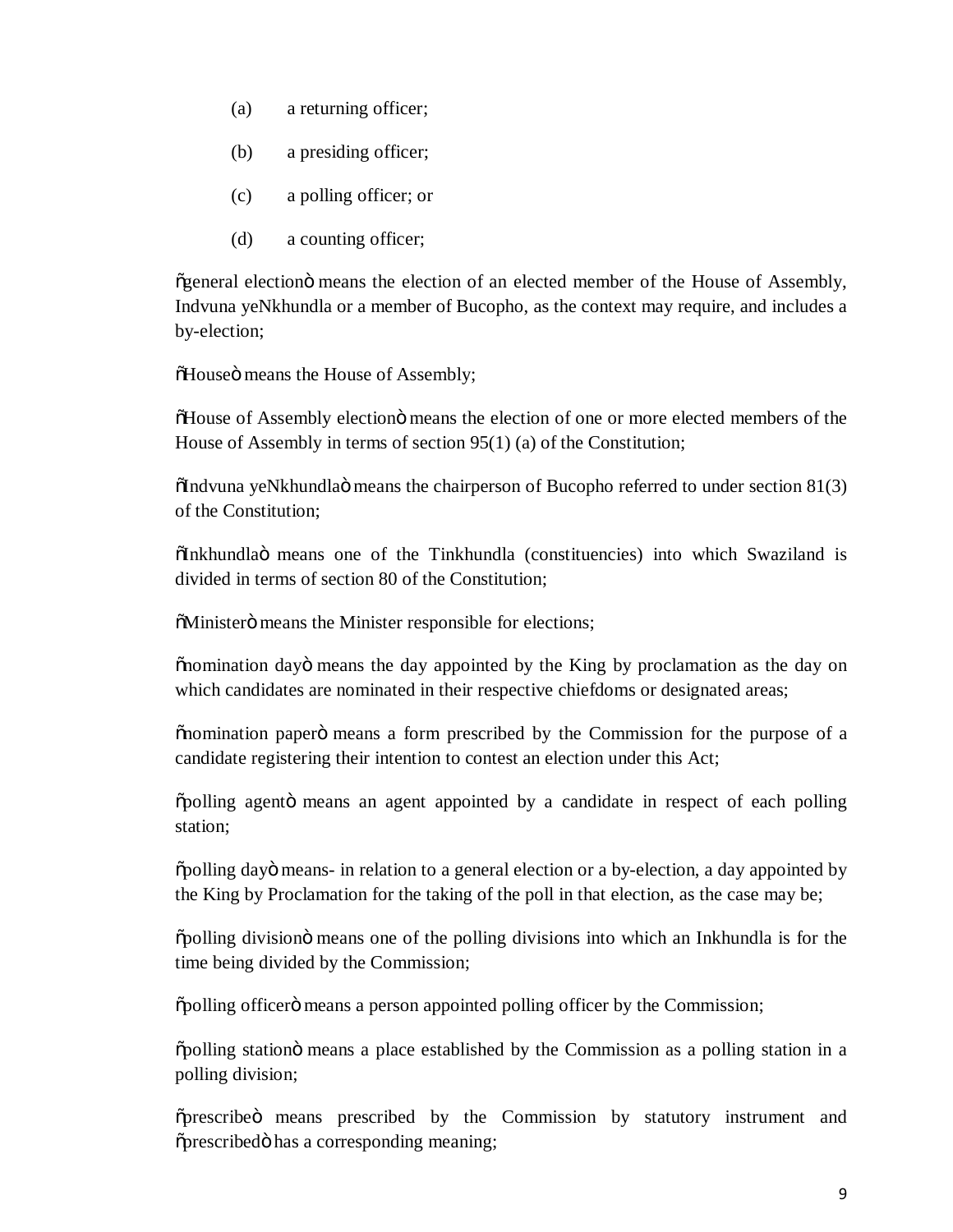(a) a returning officer;

(b) a presiding officer;

(c) a polling officer; or

(d) a counting officer;

õgeneral electionö means the election of an elected member of the House of Assembly, Indvuna yeNkhundla or a member of Bucopho, as the context may require, and includes a by-election;

õHouseö means the House of Assembly;

õHouse of Assembly electionö means the election of one or more elected members of the House of Assembly in terms of section 95(1) (a) of the Constitution;

õIndvuna yeNkhundlaö means the chairperson of Bucopho referred to under section 81(3) of the Constitution;

õInkhundlaö means one of the Tinkhundla (constituencies) into which Swaziland is divided in terms of section 80 of the Constitution;

õMinisterö means the Minister responsible for elections;

õnomination dayö means the day appointed by the King by proclamation as the day on which candidates are nominated in their respective chiefdoms or designated areas;

õnomination paperö means a form prescribed by the Commission for the purpose of a candidate registering their intention to contest an election under this Act;

õpolling agentö means an agent appointed by a candidate in respect of each polling station;

õpolling dayö means- in relation to a general election or a by-election, a day appointed by the King by Proclamation for the taking of the poll in that election, as the case may be;

õpolling divisionö means one of the polling divisions into which an Inkhundla is for the time being divided by the Commission;

õpolling officerö means a person appointed polling officer by the Commission;

õpolling stationö means a place established by the Commission as a polling station in a polling division;

õprescribeö means prescribed by the Commission by statutory instrument and õprescribedö has a corresponding meaning;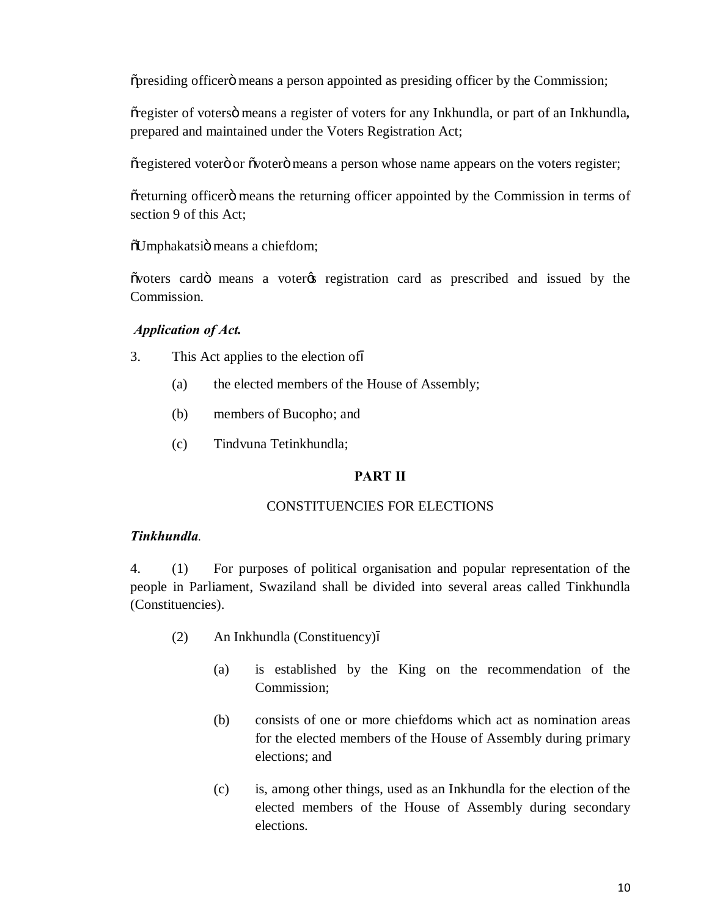õpresiding officerö means a person appointed as presiding officer by the Commission;

õregister of votersö means a register of voters for any Inkhundla, or part of an Inkhundla**,** prepared and maintained under the Voters Registration Act;

õregistered voterö or õvoterö means a person whose name appears on the voters register;

õreturning officerö means the returning officer appointed by the Commission in terms of section 9 of this Act;

õUmphakatsiö means a chiefdom;

õvoters cardö means a voterøs registration card as prescribed and issued by the Commission.

***Application of Act.***

3. This Act applies to the election ofô

(a) the elected members of the House of Assembly;

(b) members of Bucopho; and

(c) Tindvuna Tetinkhundla;

**PART II**

CONSTITUENCIES FOR ELECTIONS

***Tinkhundla***.

4. (1) For purposes of political organisation and popular representation of the people in Parliament, Swaziland shall be divided into several areas called Tinkhundla (Constituencies).

(2) An Inkhundla (Constituency)ô

(a) is established by the King on the recommendation of the Commission;

(b) consists of one or more chiefdoms which act as nomination areas for the elected members of the House of Assembly during primary elections; and

(c) is, among other things, used as an Inkhundla for the election of the elected members of the House of Assembly during secondary elections.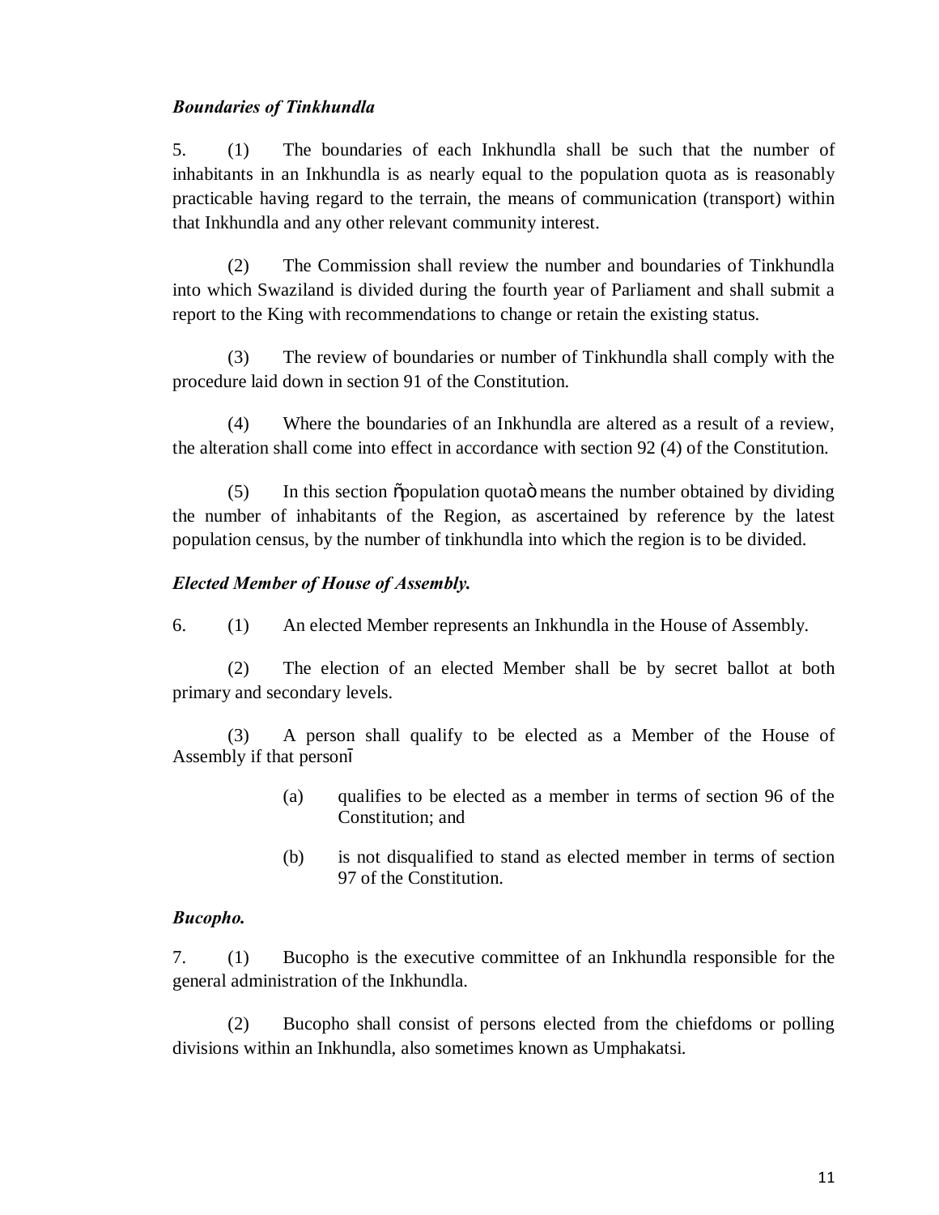***Boundaries of Tinkhundla***

5. (1) The boundaries of each Inkhundla shall be such that the number of inhabitants in an Inkhundla is as nearly equal to the population quota as is reasonably practicable having regard to the terrain, the means of communication (transport) within that Inkhundla and any other relevant community interest.

(2) The Commission shall review the number and boundaries of Tinkhundla into which Swaziland is divided during the fourth year of Parliament and shall submit a report to the King with recommendations to change or retain the existing status.

(3) The review of boundaries or number of Tinkhundla shall comply with the procedure laid down in section 91 of the Constitution.

(4) Where the boundaries of an Inkhundla are altered as a result of a review, the alteration shall come into effect in accordance with section 92 (4) of the Constitution.

(5) In this section "population quota" means the number obtained by dividing the number of inhabitants of the Region, as ascertained by reference by the latest population census, by the number of tinkhundla into which the region is to be divided.

***Elected Member of House of Assembly.***

6. (1) An elected Member represents an Inkhundla in the House of Assembly.

(2) The election of an elected Member shall be by secret ballot at both primary and secondary levels.

(3) A person shall qualify to be elected as a Member of the House of Assembly if that person—

(a) qualifies to be elected as a member in terms of section 96 of the Constitution; and

(b) is not disqualified to stand as elected member in terms of section 97 of the Constitution.

***Bucopho.***

7. (1) Bucopho is the executive committee of an Inkhundla responsible for the general administration of the Inkhundla.

(2) Bucopho shall consist of persons elected from the chiefdoms or polling divisions within an Inkhundla, also sometimes known as Umphakatsi.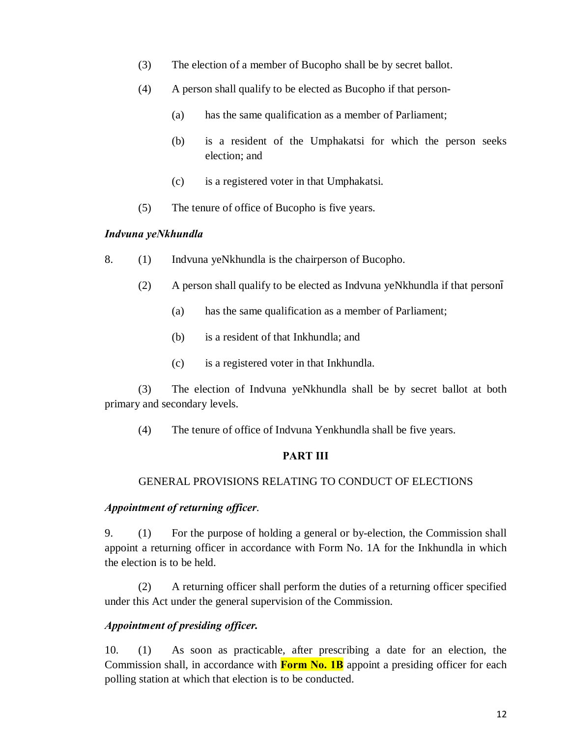(3) The election of a member of Bucopho shall be by secret ballot.

(4) A person shall qualify to be elected as Bucopho if that person-

(a) has the same qualification as a member of Parliament;

(b) is a resident of the Umphakatsi for which the person seeks election; and

(c) is a registered voter in that Umphakatsi.

(5) The tenure of office of Bucopho is five years.

***Indvuna yeNkhundla***

8. (1) Indvuna yeNkhundla is the chairperson of Bucopho.

(2) A person shall qualify to be elected as Indvuna yeNkhundla if that person̄

(a) has the same qualification as a member of Parliament;

(b) is a resident of that Inkhundla; and

(c) is a registered voter in that Inkhundla.

(3) The election of Indvuna yeNkhundla shall be by secret ballot at both primary and secondary levels.

(4) The tenure of office of Indvuna Yenkhundla shall be five years.

## PART III

### GENERAL PROVISIONS RELATING TO CONDUCT OF ELECTIONS

***Appointment of returning officer*.**

9. (1) For the purpose of holding a general or by-election, the Commission shall appoint a returning officer in accordance with Form No. 1A for the Inkhundla in which the election is to be held.

(2) A returning officer shall perform the duties of a returning officer specified under this Act under the general supervision of the Commission.

***Appointment of presiding officer.***

10. (1) As soon as practicable, after prescribing a date for an election, the Commission shall, in accordance with **Form No. 1B** appoint a presiding officer for each polling station at which that election is to be conducted.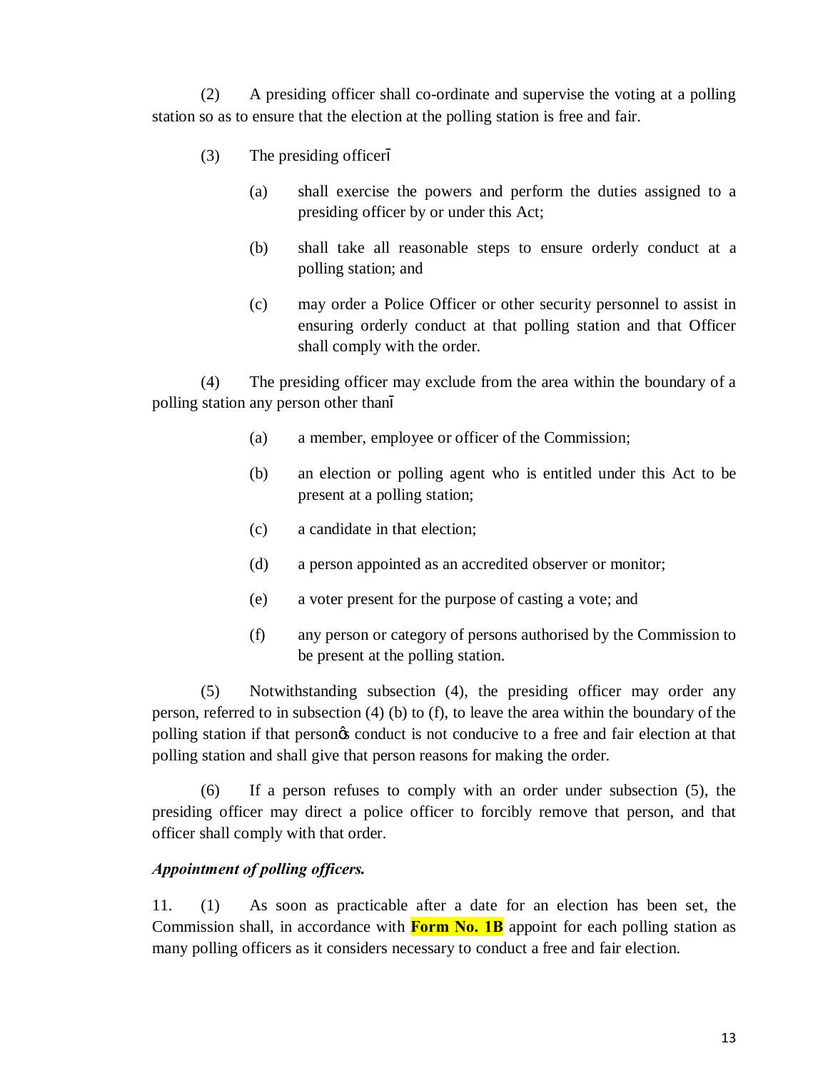(2) A presiding officer shall co-ordinate and supervise the voting at a polling station so as to ensure that the election at the polling station is free and fair.

(3) The presiding officer—

(a) shall exercise the powers and perform the duties assigned to a presiding officer by or under this Act;

(b) shall take all reasonable steps to ensure orderly conduct at a polling station; and

(c) may order a Police Officer or other security personnel to assist in ensuring orderly conduct at that polling station and that Officer shall comply with the order.

(4) The presiding officer may exclude from the area within the boundary of a polling station any person other than—

(a) a member, employee or officer of the Commission;

(b) an election or polling agent who is entitled under this Act to be present at a polling station;

(c) a candidate in that election;

(d) a person appointed as an accredited observer or monitor;

(e) a voter present for the purpose of casting a vote; and

(f) any person or category of persons authorised by the Commission to be present at the polling station.

(5) Notwithstanding subsection (4), the presiding officer may order any person, referred to in subsection (4) (b) to (f), to leave the area within the boundary of the polling station if that person's conduct is not conducive to a free and fair election at that polling station and shall give that person reasons for making the order.

(6) If a person refuses to comply with an order under subsection (5), the presiding officer may direct a police officer to forcibly remove that person, and that officer shall comply with that order.

***Appointment of polling officers.***

11. (1) As soon as practicable after a date for an election has been set, the Commission shall, in accordance with **Form No. 1B** appoint for each polling station as many polling officers as it considers necessary to conduct a free and fair election.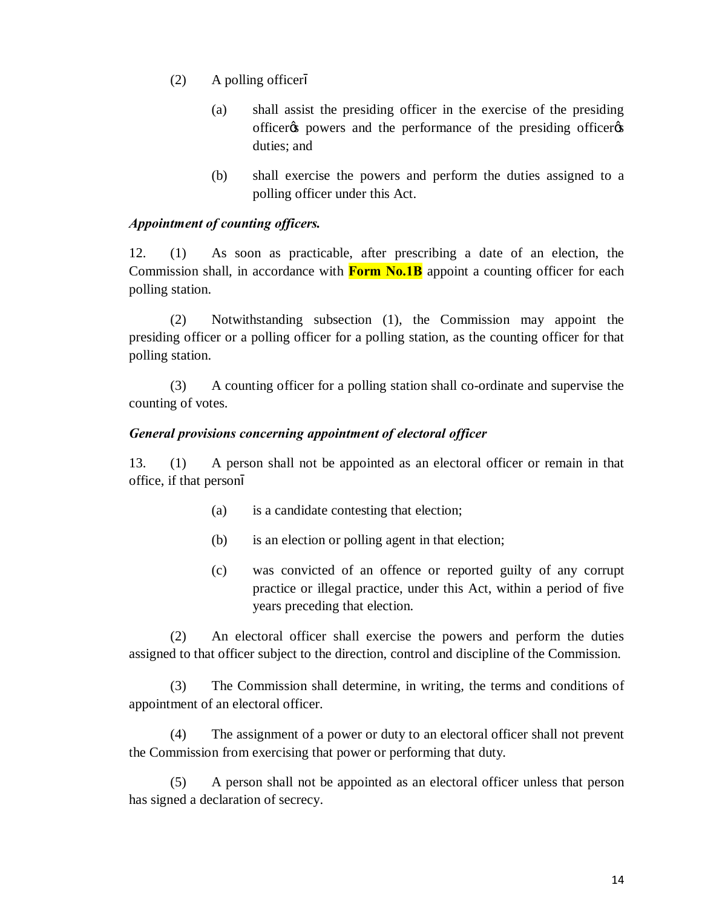(2) A polling officerī

(a) shall assist the presiding officer in the exercise of the presiding officerǿs powers and the performance of the presiding officerǿs duties; and

(b) shall exercise the powers and perform the duties assigned to a polling officer under this Act.

***Appointment of counting officers.***

12. (1) As soon as practicable, after prescribing a date of an election, the Commission shall, in accordance with **Form No.1B** appoint a counting officer for each polling station.

(2) Notwithstanding subsection (1), the Commission may appoint the presiding officer or a polling officer for a polling station, as the counting officer for that polling station.

(3) A counting officer for a polling station shall co-ordinate and supervise the counting of votes.

***General provisions concerning appointment of electoral officer***

13. (1) A person shall not be appointed as an electoral officer or remain in that office, if that personī

(a) is a candidate contesting that election;

(b) is an election or polling agent in that election;

(c) was convicted of an offence or reported guilty of any corrupt practice or illegal practice, under this Act, within a period of five years preceding that election.

(2) An electoral officer shall exercise the powers and perform the duties assigned to that officer subject to the direction, control and discipline of the Commission.

(3) The Commission shall determine, in writing, the terms and conditions of appointment of an electoral officer.

(4) The assignment of a power or duty to an electoral officer shall not prevent the Commission from exercising that power or performing that duty.

(5) A person shall not be appointed as an electoral officer unless that person has signed a declaration of secrecy.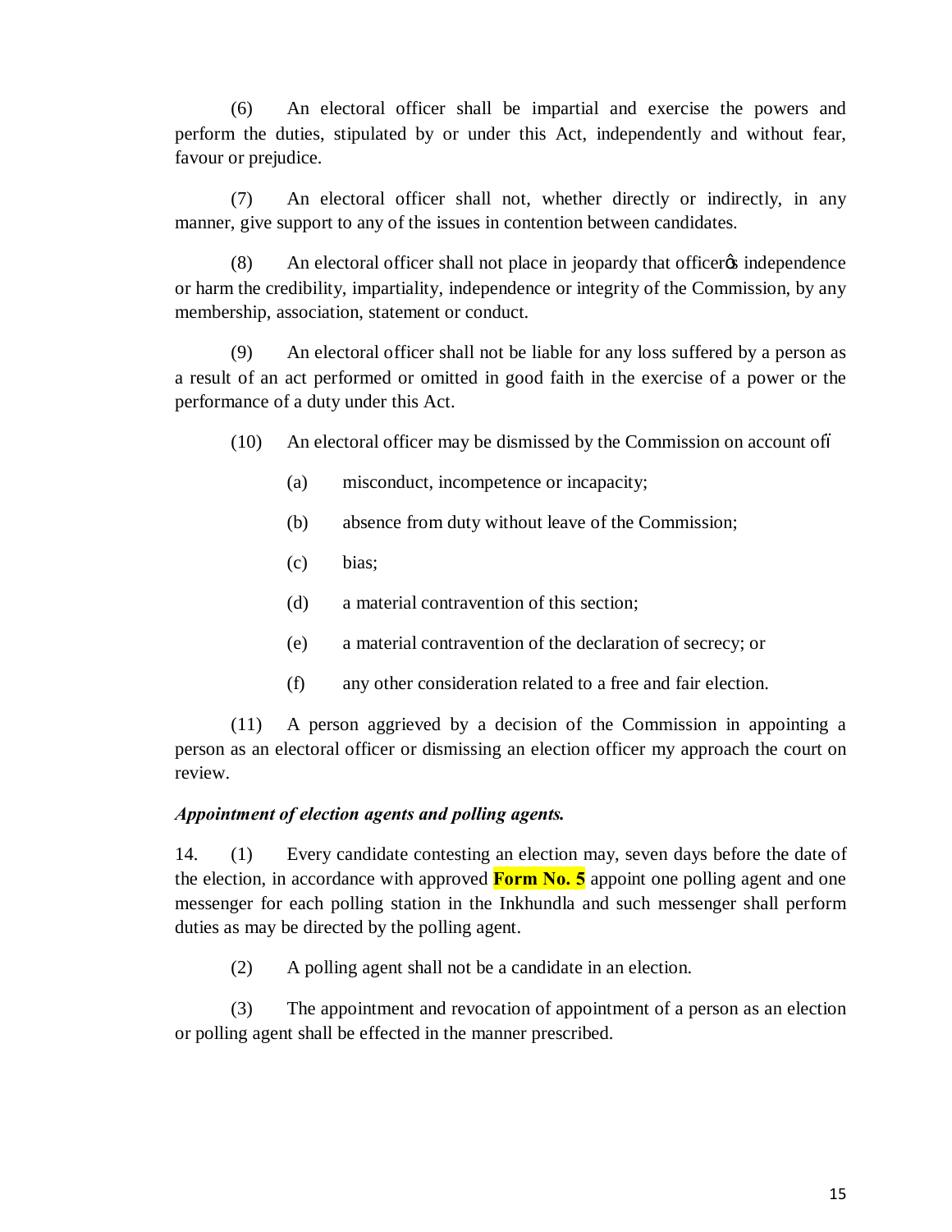(6) An electoral officer shall be impartial and exercise the powers and perform the duties, stipulated by or under this Act, independently and without fear, favour or prejudice.

(7) An electoral officer shall not, whether directly or indirectly, in any manner, give support to any of the issues in contention between candidates.

(8) An electoral officer shall not place in jeopardy that officerφs independence or harm the credibility, impartiality, independence or integrity of the Commission, by any membership, association, statement or conduct.

(9) An electoral officer shall not be liable for any loss suffered by a person as a result of an act performed or omitted in good faith in the exercise of a power or the performance of a duty under this Act.

(10) An electoral officer may be dismissed by the Commission on account of—

(a) misconduct, incompetence or incapacity;

(b) absence from duty without leave of the Commission;

(c) bias;

(d) a material contravention of this section;

(e) a material contravention of the declaration of secrecy; or

(f) any other consideration related to a free and fair election.

(11) A person aggrieved by a decision of the Commission in appointing a person as an electoral officer or dismissing an election officer my approach the court on review.

***Appointment of election agents and polling agents.***

14. (1) Every candidate contesting an election may, seven days before the date of the election, in accordance with approved **Form No. 5** appoint one polling agent and one messenger for each polling station in the Inkhundla and such messenger shall perform duties as may be directed by the polling agent.

(2) A polling agent shall not be a candidate in an election.

(3) The appointment and revocation of appointment of a person as an election or polling agent shall be effected in the manner prescribed.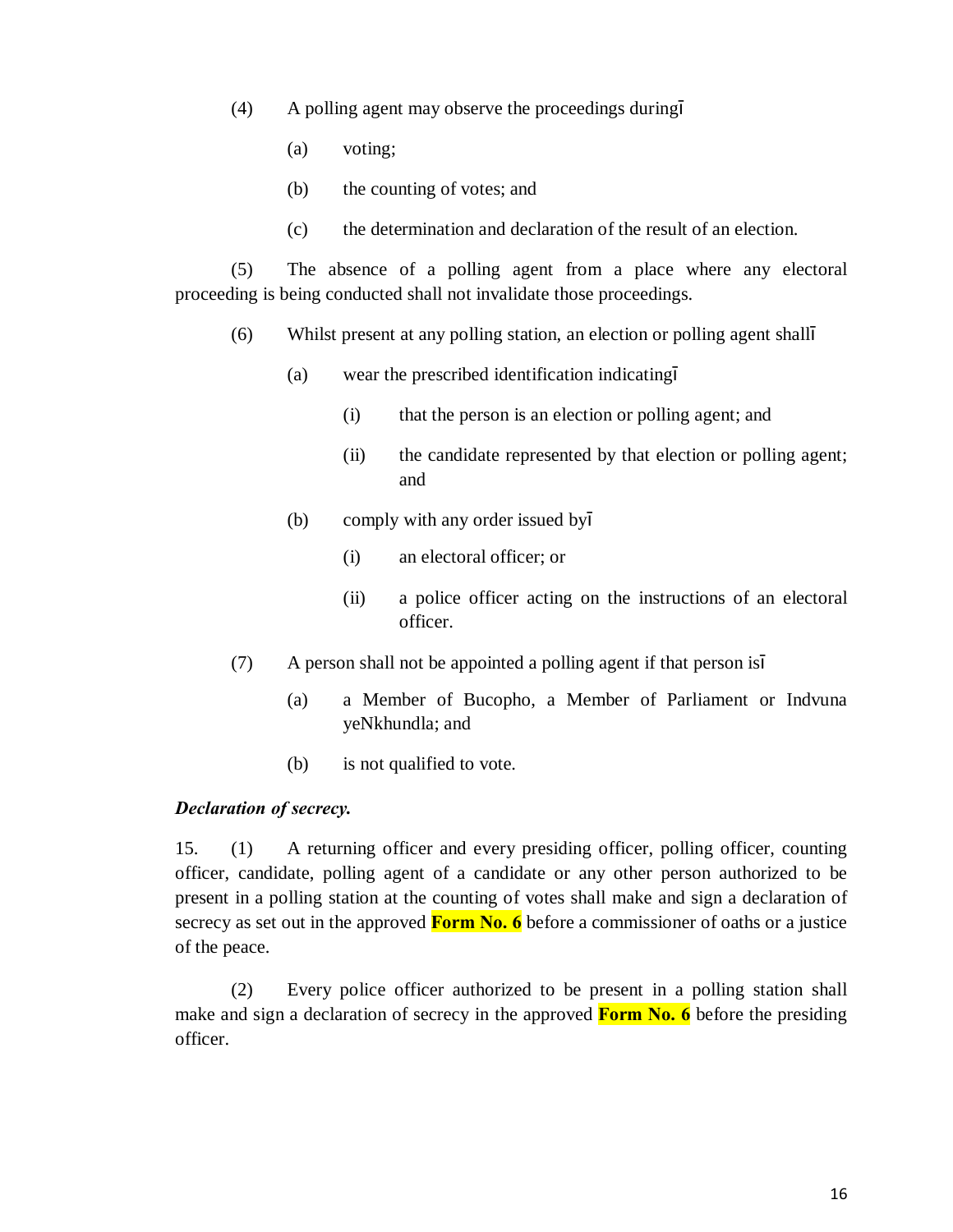(4) A polling agent may observe the proceedings duringī

(a) voting;

(b) the counting of votes; and

(c) the determination and declaration of the result of an election.

(5) The absence of a polling agent from a place where any electoral proceeding is being conducted shall not invalidate those proceedings.

(6) Whilst present at any polling station, an election or polling agent shallī

(a) wear the prescribed identification indicatingī

(i) that the person is an election or polling agent; and

(ii) the candidate represented by that election or polling agent; and

(b) comply with any order issued byī

(i) an electoral officer; or

(ii) a police officer acting on the instructions of an electoral officer.

(7) A person shall not be appointed a polling agent if that person isī

(a) a Member of Bucopho, a Member of Parliament or Indvuna yeNkhundla; and

(b) is not qualified to vote.

***Declaration of secrecy.***

15. (1) A returning officer and every presiding officer, polling officer, counting officer, candidate, polling agent of a candidate or any other person authorized to be present in a polling station at the counting of votes shall make and sign a declaration of secrecy as set out in the approved **Form No. 6** before a commissioner of oaths or a justice of the peace.

(2) Every police officer authorized to be present in a polling station shall make and sign a declaration of secrecy in the approved **Form No. 6** before the presiding officer.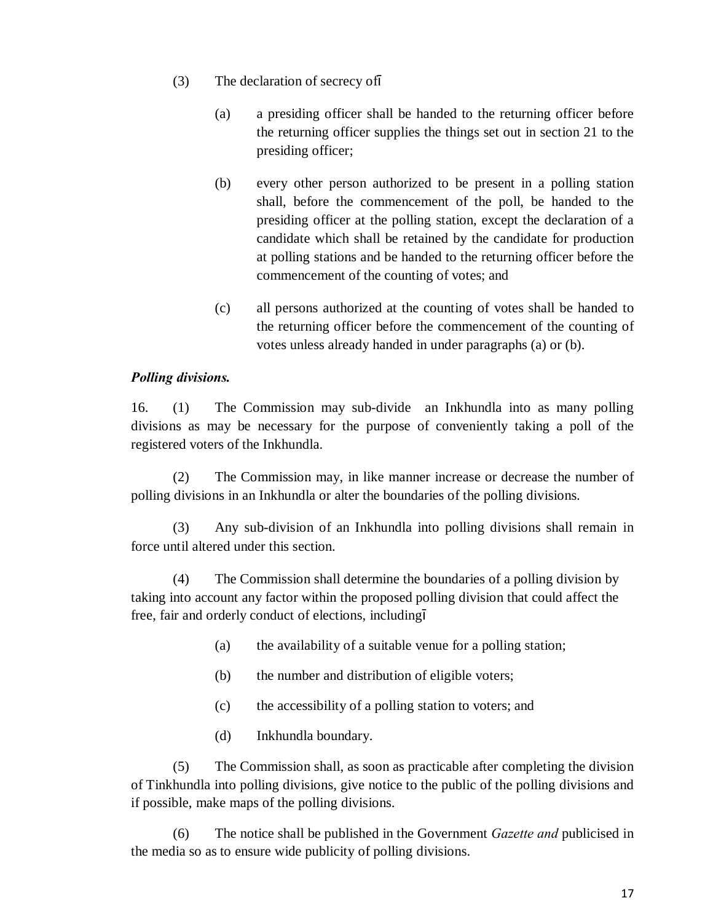(3) The declaration of secrecy ofї

(a) a presiding officer shall be handed to the returning officer before the returning officer supplies the things set out in section 21 to the presiding officer;

(b) every other person authorized to be present in a polling station shall, before the commencement of the poll, be handed to the presiding officer at the polling station, except the declaration of a candidate which shall be retained by the candidate for production at polling stations and be handed to the returning officer before the commencement of the counting of votes; and

(c) all persons authorized at the counting of votes shall be handed to the returning officer before the commencement of the counting of votes unless already handed in under paragraphs (a) or (b).

***Polling divisions.***

16. (1) The Commission may sub-divide an Inkhundla into as many polling divisions as may be necessary for the purpose of conveniently taking a poll of the registered voters of the Inkhundla.

(2) The Commission may, in like manner increase or decrease the number of polling divisions in an Inkhundla or alter the boundaries of the polling divisions.

(3) Any sub-division of an Inkhundla into polling divisions shall remain in force until altered under this section.

(4) The Commission shall determine the boundaries of a polling division by taking into account any factor within the proposed polling division that could affect the free, fair and orderly conduct of elections, includingї

(a) the availability of a suitable venue for a polling station;

(b) the number and distribution of eligible voters;

(c) the accessibility of a polling station to voters; and

(d) Inkhundla boundary.

(5) The Commission shall, as soon as practicable after completing the division of Tinkhundla into polling divisions, give notice to the public of the polling divisions and if possible, make maps of the polling divisions.

(6) The notice shall be published in the Government *Gazette and* publicised in the media so as to ensure wide publicity of polling divisions.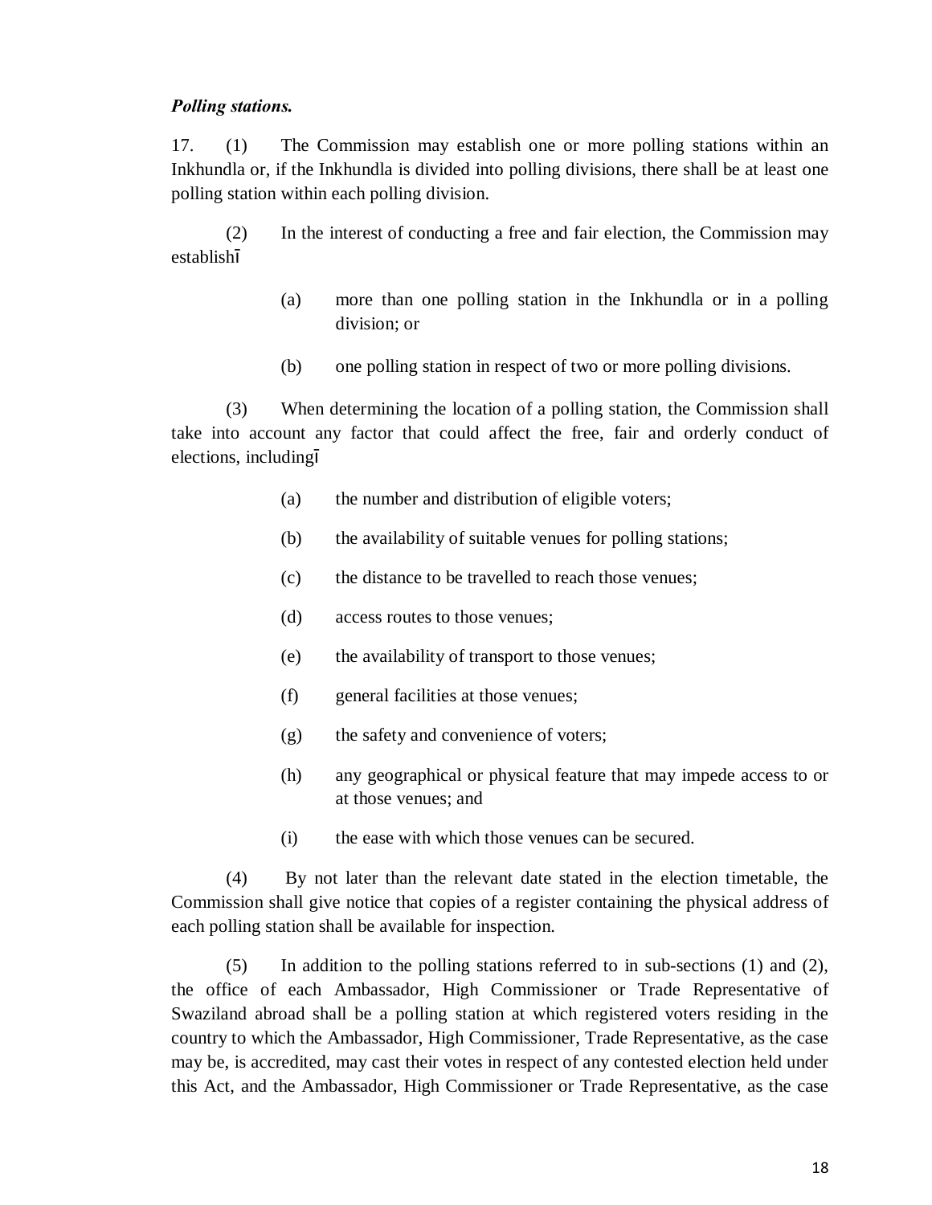***Polling stations.***

17. (1) The Commission may establish one or more polling stations within an Inkhundla or, if the Inkhundla is divided into polling divisions, there shall be at least one polling station within each polling division.

(2) In the interest of conducting a free and fair election, the Commission may establishī

(a) more than one polling station in the Inkhundla or in a polling division; or

(b) one polling station in respect of two or more polling divisions.

(3) When determining the location of a polling station, the Commission shall take into account any factor that could affect the free, fair and orderly conduct of elections, includingī

(a) the number and distribution of eligible voters;

(b) the availability of suitable venues for polling stations;

(c) the distance to be travelled to reach those venues;

(d) access routes to those venues;

(e) the availability of transport to those venues;

(f) general facilities at those venues;

(g) the safety and convenience of voters;

(h) any geographical or physical feature that may impede access to or at those venues; and

(i) the ease with which those venues can be secured.

(4) By not later than the relevant date stated in the election timetable, the Commission shall give notice that copies of a register containing the physical address of each polling station shall be available for inspection.

(5) In addition to the polling stations referred to in sub-sections (1) and (2), the office of each Ambassador, High Commissioner or Trade Representative of Swaziland abroad shall be a polling station at which registered voters residing in the country to which the Ambassador, High Commissioner, Trade Representative, as the case may be, is accredited, may cast their votes in respect of any contested election held under this Act, and the Ambassador, High Commissioner or Trade Representative, as the case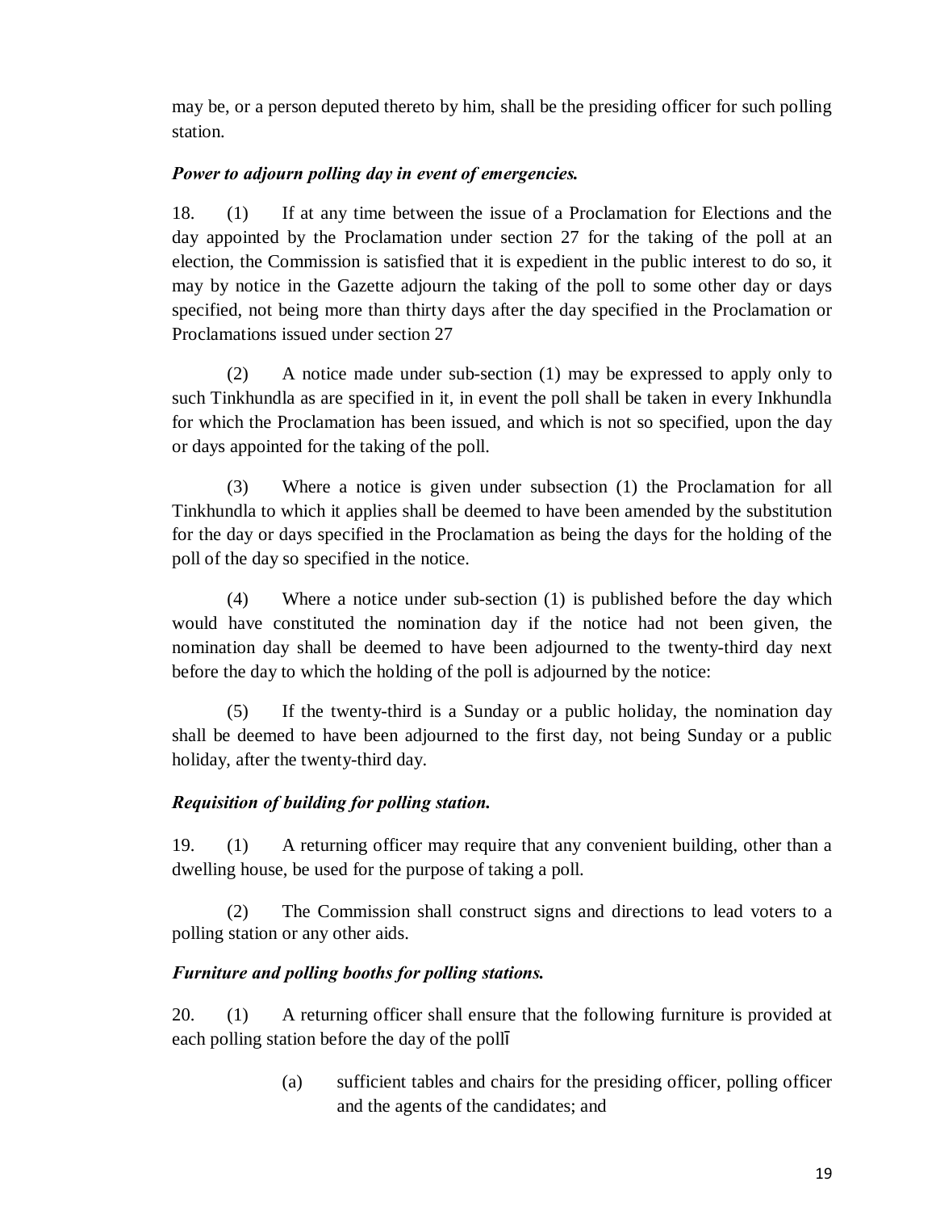may be, or a person deputed thereto by him, shall be the presiding officer for such polling station.

***Power to adjourn polling day in event of emergencies.***

18. (1) If at any time between the issue of a Proclamation for Elections and the day appointed by the Proclamation under section 27 for the taking of the poll at an election, the Commission is satisfied that it is expedient in the public interest to do so, it may by notice in the Gazette adjourn the taking of the poll to some other day or days specified, not being more than thirty days after the day specified in the Proclamation or Proclamations issued under section 27

(2) A notice made under sub-section (1) may be expressed to apply only to such Tinkhundla as are specified in it, in event the poll shall be taken in every Inkhundla for which the Proclamation has been issued, and which is not so specified, upon the day or days appointed for the taking of the poll.

(3) Where a notice is given under subsection (1) the Proclamation for all Tinkhundla to which it applies shall be deemed to have been amended by the substitution for the day or days specified in the Proclamation as being the days for the holding of the poll of the day so specified in the notice.

(4) Where a notice under sub-section (1) is published before the day which would have constituted the nomination day if the notice had not been given, the nomination day shall be deemed to have been adjourned to the twenty-third day next before the day to which the holding of the poll is adjourned by the notice:

(5) If the twenty-third is a Sunday or a public holiday, the nomination day shall be deemed to have been adjourned to the first day, not being Sunday or a public holiday, after the twenty-third day.

***Requisition of building for polling station.***

19. (1) A returning officer may require that any convenient building, other than a dwelling house, be used for the purpose of taking a poll.

(2) The Commission shall construct signs and directions to lead voters to a polling station or any other aids.

***Furniture and polling booths for polling stations.***

20. (1) A returning officer shall ensure that the following furniture is provided at each polling station before the day of the pollī

(a) sufficient tables and chairs for the presiding officer, polling officer and the agents of the candidates; and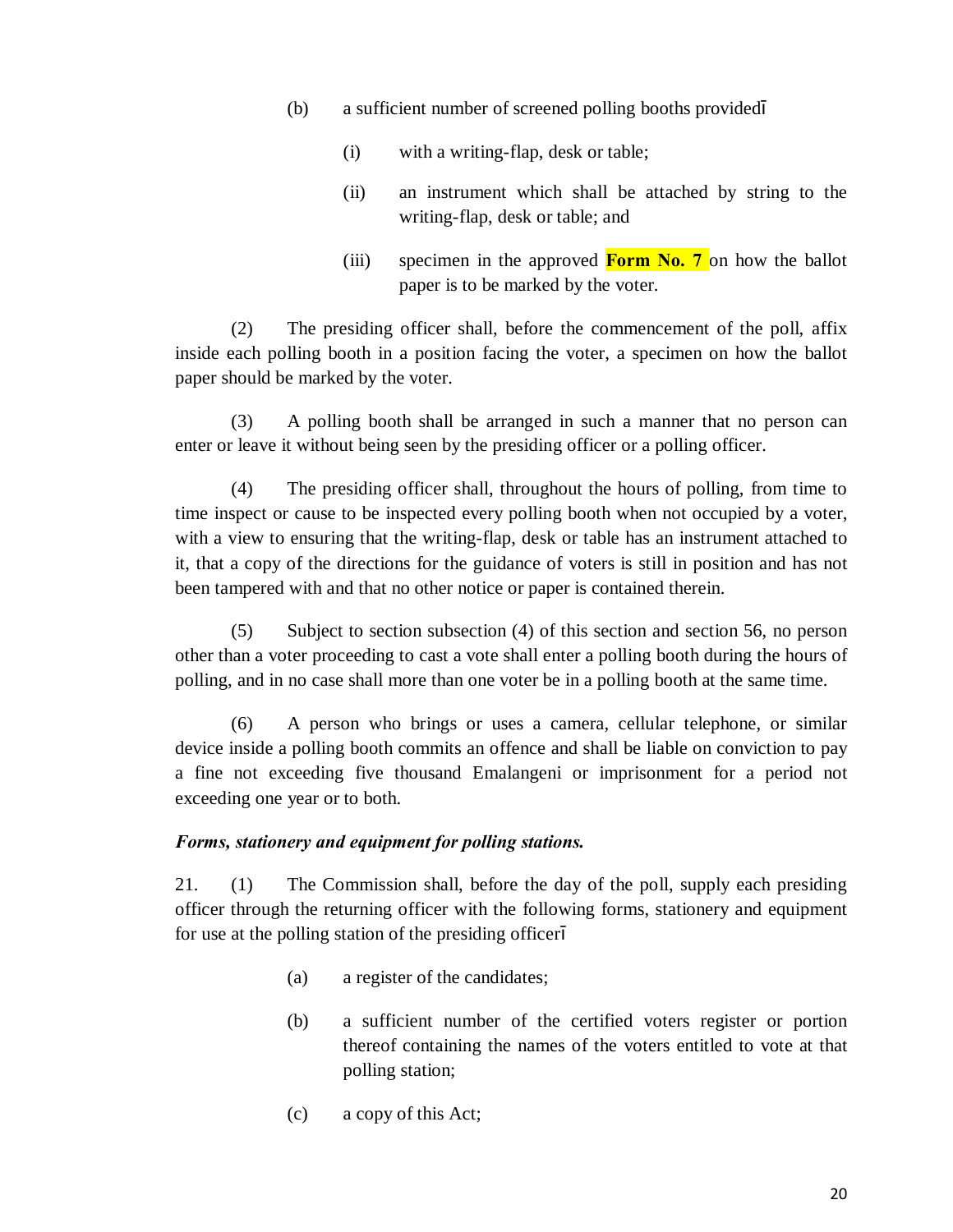(b) a sufficient number of screened polling booths providedī

(i) with a writing-flap, desk or table;

(ii) an instrument which shall be attached by string to the writing-flap, desk or table; and

(iii) specimen in the approved **Form No. 7** on how the ballot paper is to be marked by the voter.

(2) The presiding officer shall, before the commencement of the poll, affix inside each polling booth in a position facing the voter, a specimen on how the ballot paper should be marked by the voter.

(3) A polling booth shall be arranged in such a manner that no person can enter or leave it without being seen by the presiding officer or a polling officer.

(4) The presiding officer shall, throughout the hours of polling, from time to time inspect or cause to be inspected every polling booth when not occupied by a voter, with a view to ensuring that the writing-flap, desk or table has an instrument attached to it, that a copy of the directions for the guidance of voters is still in position and has not been tampered with and that no other notice or paper is contained therein.

(5) Subject to section subsection (4) of this section and section 56, no person other than a voter proceeding to cast a vote shall enter a polling booth during the hours of polling, and in no case shall more than one voter be in a polling booth at the same time.

(6) A person who brings or uses a camera, cellular telephone, or similar device inside a polling booth commits an offence and shall be liable on conviction to pay a fine not exceeding five thousand Emalangeni or imprisonment for a period not exceeding one year or to both.

***Forms, stationery and equipment for polling stations.***

21. (1) The Commission shall, before the day of the poll, supply each presiding officer through the returning officer with the following forms, stationery and equipment for use at the polling station of the presiding officerī

(a) a register of the candidates;

(b) a sufficient number of the certified voters register or portion thereof containing the names of the voters entitled to vote at that polling station;

(c) a copy of this Act;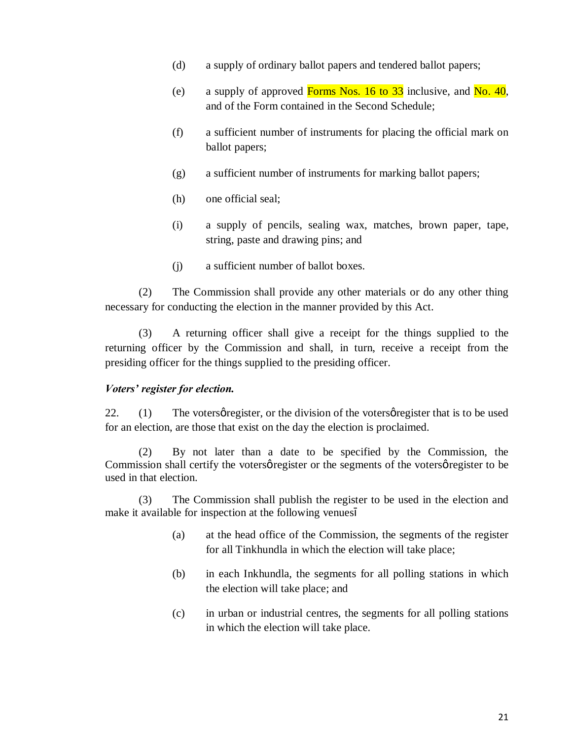(d) a supply of ordinary ballot papers and tendered ballot papers;

(e) a supply of approved Forms Nos. 16 to 33 inclusive, and No. 40, and of the Form contained in the Second Schedule;

(f) a sufficient number of instruments for placing the official mark on ballot papers;

(g) a sufficient number of instruments for marking ballot papers;

(h) one official seal;

(i) a supply of pencils, sealing wax, matches, brown paper, tape, string, paste and drawing pins; and

(j) a sufficient number of ballot boxes.

(2) The Commission shall provide any other materials or do any other thing necessary for conducting the election in the manner provided by this Act.

(3) A returning officer shall give a receipt for the things supplied to the returning officer by the Commission and shall, in turn, receive a receipt from the presiding officer for the things supplied to the presiding officer.

***Voters' register for election.***

22. (1) The votersø register, or the division of the votersø register that is to be used for an election, are those that exist on the day the election is proclaimed.

(2) By not later than a date to be specified by the Commission, the Commission shall certify the votersø register or the segments of the votersø register to be used in that election.

(3) The Commission shall publish the register to be used in the election and make it available for inspection at the following venues—

(a) at the head office of the Commission, the segments of the register for all Tinkhundla in which the election will take place;

(b) in each Inkhundla, the segments for all polling stations in which the election will take place; and

(c) in urban or industrial centres, the segments for all polling stations in which the election will take place.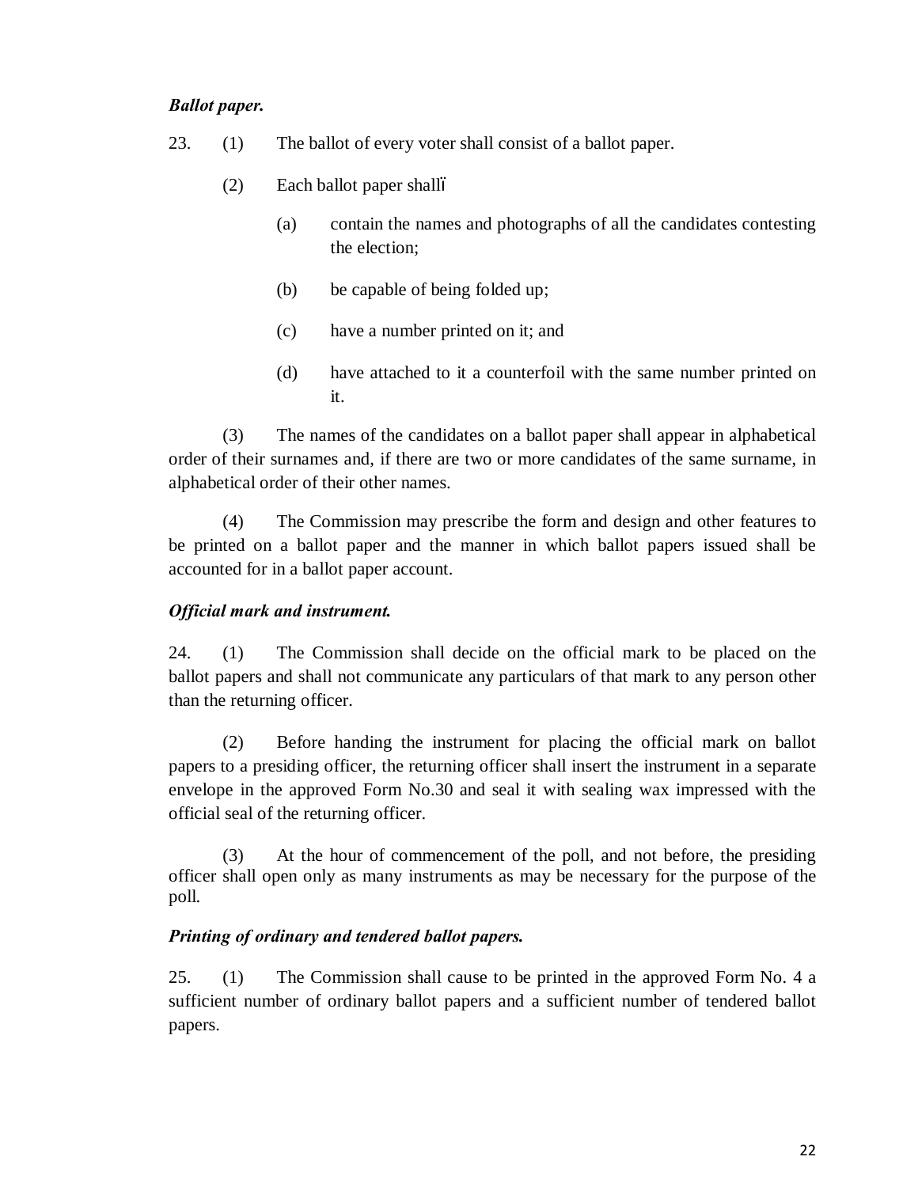***Ballot paper.***

23. (1) The ballot of every voter shall consist of a ballot paper.

(2) Each ballot paper shall—

(a) contain the names and photographs of all the candidates contesting the election;

(b) be capable of being folded up;

(c) have a number printed on it; and

(d) have attached to it a counterfoil with the same number printed on it.

(3) The names of the candidates on a ballot paper shall appear in alphabetical order of their surnames and, if there are two or more candidates of the same surname, in alphabetical order of their other names.

(4) The Commission may prescribe the form and design and other features to be printed on a ballot paper and the manner in which ballot papers issued shall be accounted for in a ballot paper account.

***Official mark and instrument.***

24. (1) The Commission shall decide on the official mark to be placed on the ballot papers and shall not communicate any particulars of that mark to any person other than the returning officer.

(2) Before handing the instrument for placing the official mark on ballot papers to a presiding officer, the returning officer shall insert the instrument in a separate envelope in the approved Form No.30 and seal it with sealing wax impressed with the official seal of the returning officer.

(3) At the hour of commencement of the poll, and not before, the presiding officer shall open only as many instruments as may be necessary for the purpose of the poll.

***Printing of ordinary and tendered ballot papers.***

25. (1) The Commission shall cause to be printed in the approved Form No. 4 a sufficient number of ordinary ballot papers and a sufficient number of tendered ballot papers.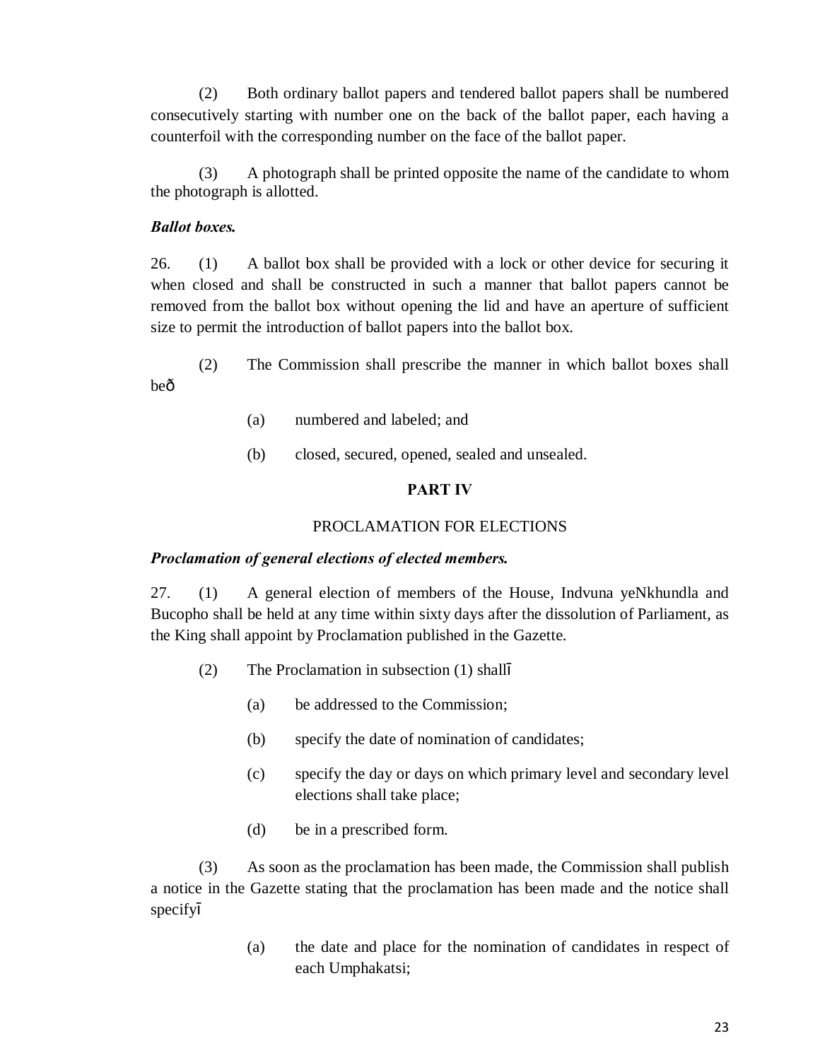(2) Both ordinary ballot papers and tendered ballot papers shall be numbered consecutively starting with number one on the back of the ballot paper, each having a counterfoil with the corresponding number on the face of the ballot paper.

(3) A photograph shall be printed opposite the name of the candidate to whom the photograph is allotted.

***Ballot boxes.***

26. (1) A ballot box shall be provided with a lock or other device for securing it when closed and shall be constructed in such a manner that ballot papers cannot be removed from the ballot box without opening the lid and have an aperture of sufficient size to permit the introduction of ballot papers into the ballot box.

(2) The Commission shall prescribe the manner in which ballot boxes shall be—

(a) numbered and labeled; and

(b) closed, secured, opened, sealed and unsealed.

## PART IV

### PROCLAMATION FOR ELECTIONS

***Proclamation of general elections of elected members.***

27. (1) A general election of members of the House, Indvuna yeNkhundla and Bucopho shall be held at any time within sixty days after the dissolution of Parliament, as the King shall appoint by Proclamation published in the Gazette.

(2) The Proclamation in subsection (1) shall–

(a) be addressed to the Commission;

(b) specify the date of nomination of candidates;

(c) specify the day or days on which primary level and secondary level elections shall take place;

(d) be in a prescribed form.

(3) As soon as the proclamation has been made, the Commission shall publish a notice in the Gazette stating that the proclamation has been made and the notice shall specify–

(a) the date and place for the nomination of candidates in respect of each Umphakatsi;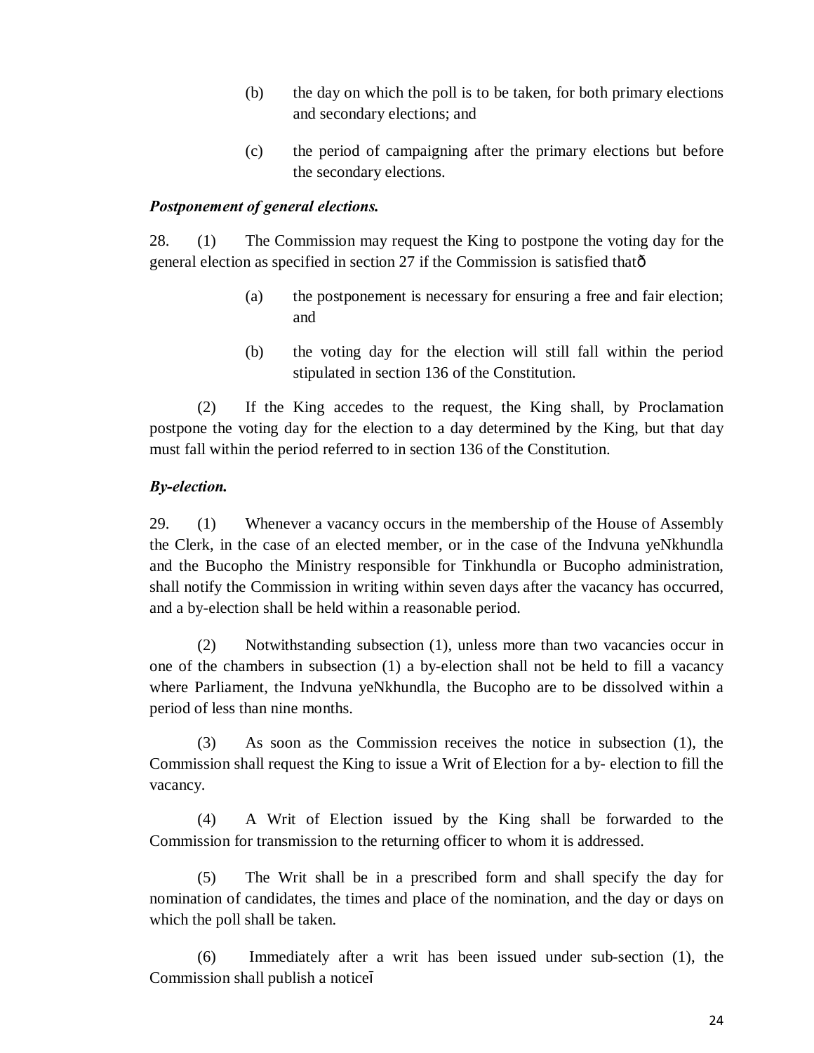(b) the day on which the poll is to be taken, for both primary elections and secondary elections; and

(c) the period of campaigning after the primary elections but before the secondary elections.

***Postponement of general elections.***

28. (1) The Commission may request the King to postpone the voting day for the general election as specified in section 27 if the Commission is satisfied thatô

(a) the postponement is necessary for ensuring a free and fair election; and

(b) the voting day for the election will still fall within the period stipulated in section 136 of the Constitution.

(2) If the King accedes to the request, the King shall, by Proclamation postpone the voting day for the election to a day determined by the King, but that day must fall within the period referred to in section 136 of the Constitution.

***By-election.***

29. (1) Whenever a vacancy occurs in the membership of the House of Assembly the Clerk, in the case of an elected member, or in the case of the Indvuna yeNkhundla and the Bucopho the Ministry responsible for Tinkhundla or Bucopho administration, shall notify the Commission in writing within seven days after the vacancy has occurred, and a by-election shall be held within a reasonable period.

(2) Notwithstanding subsection (1), unless more than two vacancies occur in one of the chambers in subsection (1) a by-election shall not be held to fill a vacancy where Parliament, the Indvuna yeNkhundla, the Bucopho are to be dissolved within a period of less than nine months.

(3) As soon as the Commission receives the notice in subsection (1), the Commission shall request the King to issue a Writ of Election for a by- election to fill the vacancy.

(4) A Writ of Election issued by the King shall be forwarded to the Commission for transmission to the returning officer to whom it is addressed.

(5) The Writ shall be in a prescribed form and shall specify the day for nomination of candidates, the times and place of the nomination, and the day or days on which the poll shall be taken.

(6) Immediately after a writ has been issued under sub-section (1), the Commission shall publish a noticeó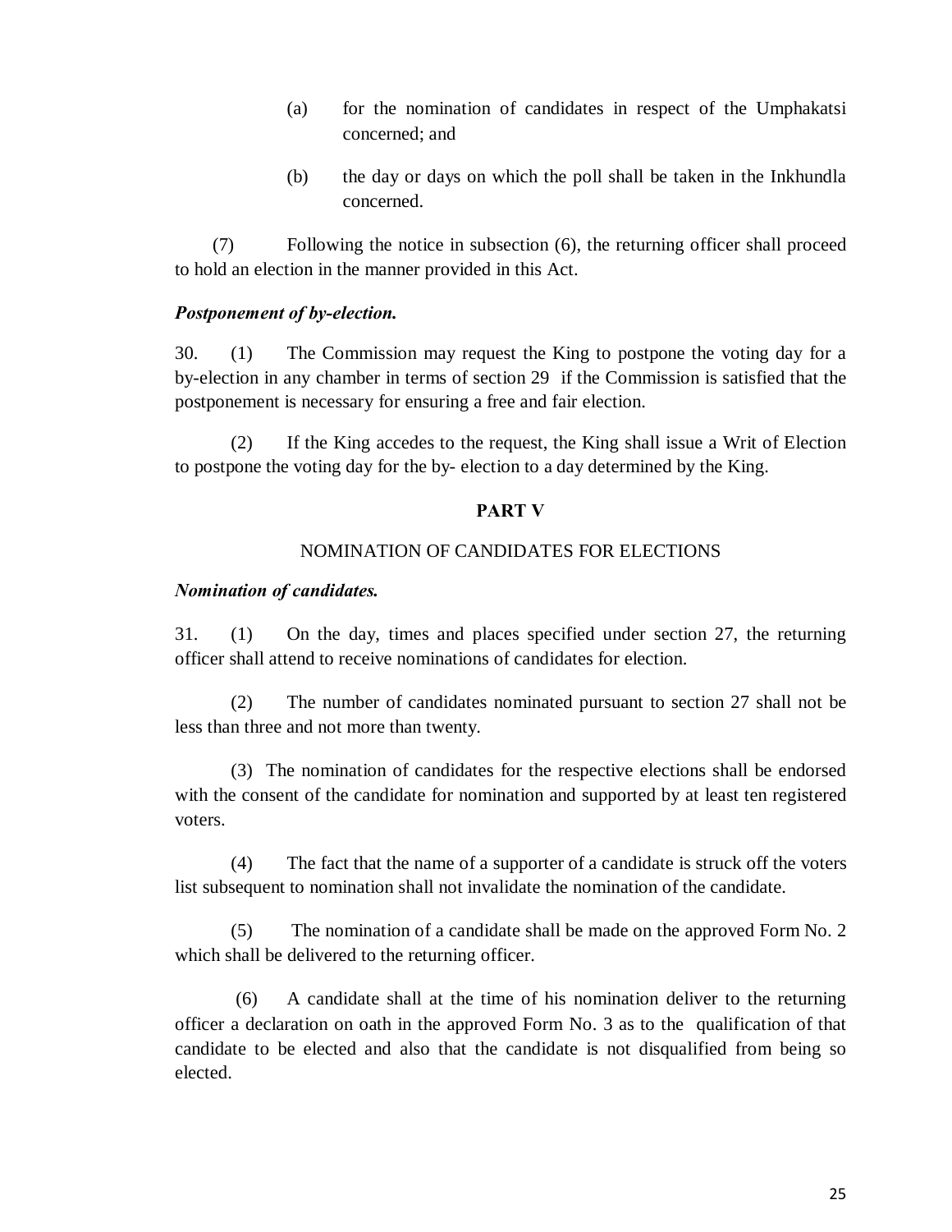(a) for the nomination of candidates in respect of the Umphakatsi concerned; and

(b) the day or days on which the poll shall be taken in the Inkhundla concerned.

(7) Following the notice in subsection (6), the returning officer shall proceed to hold an election in the manner provided in this Act.

***Postponement of by-election.***

30. (1) The Commission may request the King to postpone the voting day for a by-election in any chamber in terms of section 29 if the Commission is satisfied that the postponement is necessary for ensuring a free and fair election.

(2) If the King accedes to the request, the King shall issue a Writ of Election to postpone the voting day for the by- election to a day determined by the King.

## PART V

### NOMINATION OF CANDIDATES FOR ELECTIONS

***Nomination of candidates.***

31. (1) On the day, times and places specified under section 27, the returning officer shall attend to receive nominations of candidates for election.

(2) The number of candidates nominated pursuant to section 27 shall not be less than three and not more than twenty.

(3) The nomination of candidates for the respective elections shall be endorsed with the consent of the candidate for nomination and supported by at least ten registered voters.

(4) The fact that the name of a supporter of a candidate is struck off the voters list subsequent to nomination shall not invalidate the nomination of the candidate.

(5) The nomination of a candidate shall be made on the approved Form No. 2 which shall be delivered to the returning officer.

(6) A candidate shall at the time of his nomination deliver to the returning officer a declaration on oath in the approved Form No. 3 as to the qualification of that candidate to be elected and also that the candidate is not disqualified from being so elected.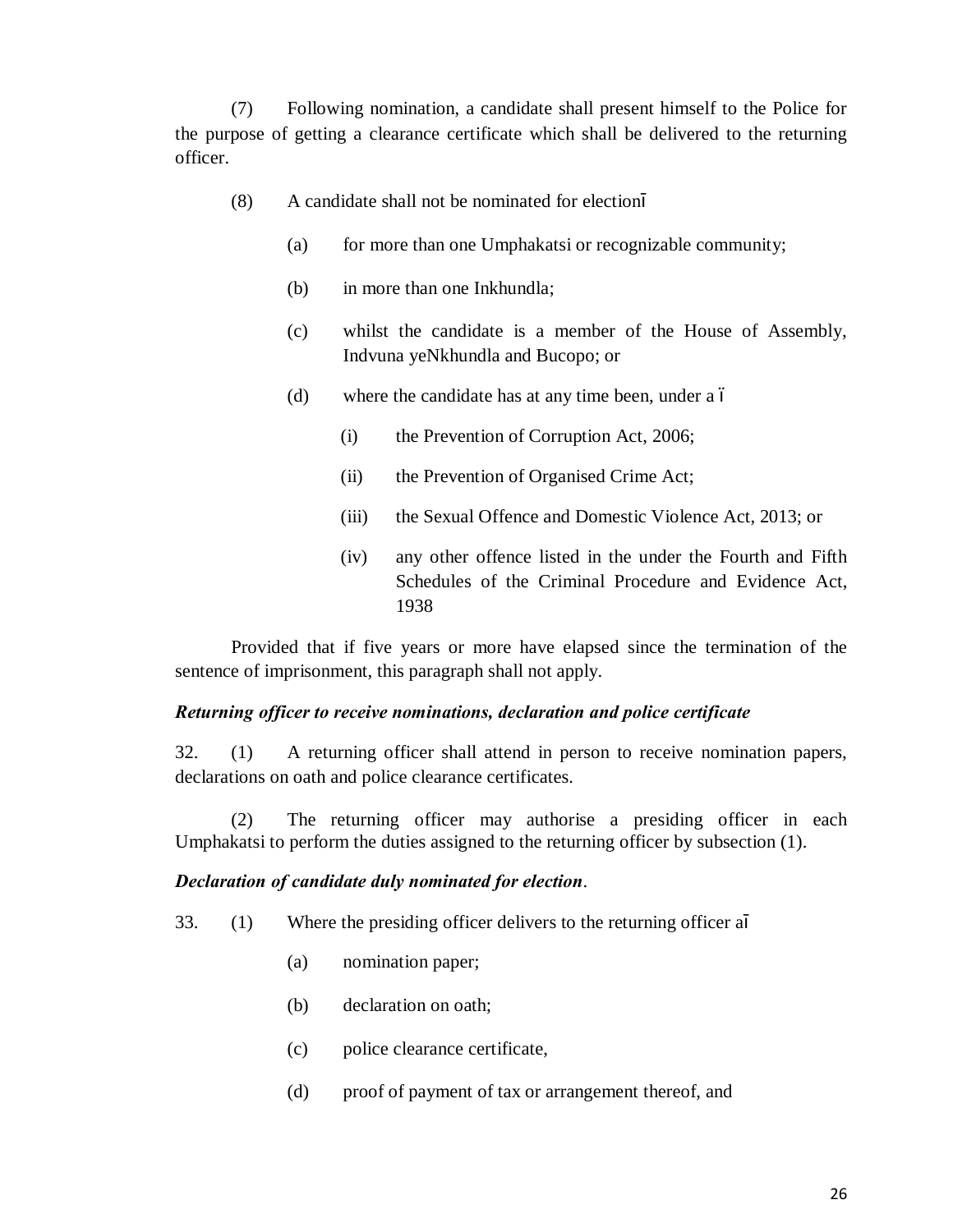(7) Following nomination, a candidate shall present himself to the Police for the purpose of getting a clearance certificate which shall be delivered to the returning officer.

(8) A candidate shall not be nominated for election—

(a) for more than one Umphakatsi or recognizable community;

(b) in more than one Inkhundla;

(c) whilst the candidate is a member of the House of Assembly, Indvuna yeNkhundla and Bucopo; or

(d) where the candidate has at any time been, under a –

(i) the Prevention of Corruption Act, 2006;

(ii) the Prevention of Organised Crime Act;

(iii) the Sexual Offence and Domestic Violence Act, 2013; or

(iv) any other offence listed in the under the Fourth and Fifth Schedules of the Criminal Procedure and Evidence Act, 1938

Provided that if five years or more have elapsed since the termination of the sentence of imprisonment, this paragraph shall not apply.

***Returning officer to receive nominations, declaration and police certificate***

32. (1) A returning officer shall attend in person to receive nomination papers, declarations on oath and police clearance certificates.

(2) The returning officer may authorise a presiding officer in each Umphakatsi to perform the duties assigned to the returning officer by subsection (1).

***Declaration of candidate duly nominated for election*.**

33. (1) Where the presiding officer delivers to the returning officer a—

(a) nomination paper;

(b) declaration on oath;

(c) police clearance certificate,

(d) proof of payment of tax or arrangement thereof, and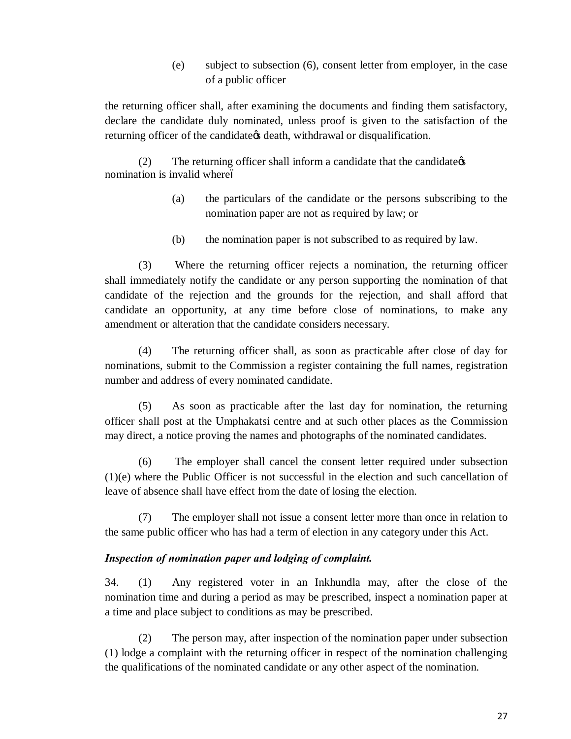(e) subject to subsection (6), consent letter from employer, in the case of a public officer

the returning officer shall, after examining the documents and finding them satisfactory, declare the candidate duly nominated, unless proof is given to the satisfaction of the returning officer of the candidate's death, withdrawal or disqualification.

(2) The returning officer shall inform a candidate that the candidate's nomination is invalid where–

(a) the particulars of the candidate or the persons subscribing to the nomination paper are not as required by law; or

(b) the nomination paper is not subscribed to as required by law.

(3) Where the returning officer rejects a nomination, the returning officer shall immediately notify the candidate or any person supporting the nomination of that candidate of the rejection and the grounds for the rejection, and shall afford that candidate an opportunity, at any time before close of nominations, to make any amendment or alteration that the candidate considers necessary.

(4) The returning officer shall, as soon as practicable after close of day for nominations, submit to the Commission a register containing the full names, registration number and address of every nominated candidate.

(5) As soon as practicable after the last day for nomination, the returning officer shall post at the Umphakatsi centre and at such other places as the Commission may direct, a notice proving the names and photographs of the nominated candidates.

(6) The employer shall cancel the consent letter required under subsection (1)(e) where the Public Officer is not successful in the election and such cancellation of leave of absence shall have effect from the date of losing the election.

(7) The employer shall not issue a consent letter more than once in relation to the same public officer who has had a term of election in any category under this Act.

***Inspection of nomination paper and lodging of complaint.***

34. (1) Any registered voter in an Inkhundla may, after the close of the nomination time and during a period as may be prescribed, inspect a nomination paper at a time and place subject to conditions as may be prescribed.

(2) The person may, after inspection of the nomination paper under subsection (1) lodge a complaint with the returning officer in respect of the nomination challenging the qualifications of the nominated candidate or any other aspect of the nomination.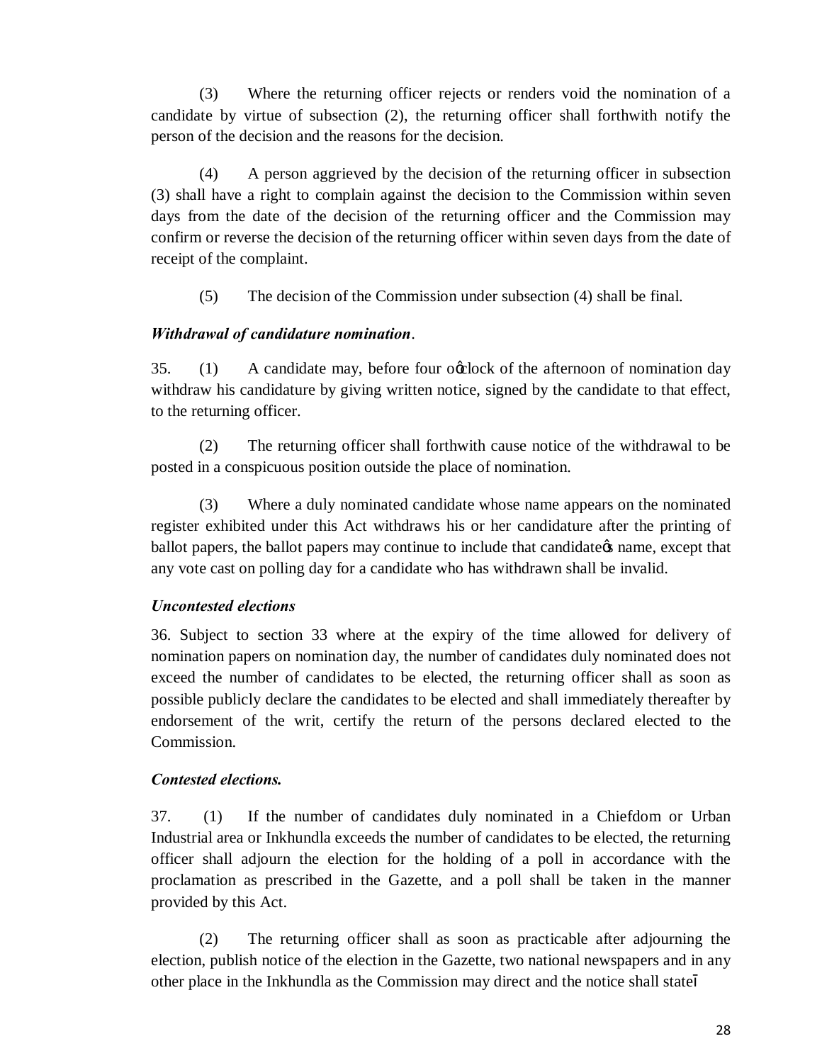(3) Where the returning officer rejects or renders void the nomination of a candidate by virtue of subsection (2), the returning officer shall forthwith notify the person of the decision and the reasons for the decision.

(4) A person aggrieved by the decision of the returning officer in subsection (3) shall have a right to complain against the decision to the Commission within seven days from the date of the decision of the returning officer and the Commission may confirm or reverse the decision of the returning officer within seven days from the date of receipt of the complaint.

(5) The decision of the Commission under subsection (4) shall be final.

***Withdrawal of candidature nomination***.

35. (1) A candidate may, before four o'clock of the afternoon of nomination day withdraw his candidature by giving written notice, signed by the candidate to that effect, to the returning officer.

(2) The returning officer shall forthwith cause notice of the withdrawal to be posted in a conspicuous position outside the place of nomination.

(3) Where a duly nominated candidate whose name appears on the nominated register exhibited under this Act withdraws his or her candidature after the printing of ballot papers, the ballot papers may continue to include that candidate's name, except that any vote cast on polling day for a candidate who has withdrawn shall be invalid.

***Uncontested elections***

36. Subject to section 33 where at the expiry of the time allowed for delivery of nomination papers on nomination day, the number of candidates duly nominated does not exceed the number of candidates to be elected, the returning officer shall as soon as possible publicly declare the candidates to be elected and shall immediately thereafter by endorsement of the writ, certify the return of the persons declared elected to the Commission.

***Contested elections.***

37. (1) If the number of candidates duly nominated in a Chiefdom or Urban Industrial area or Inkhundla exceeds the number of candidates to be elected, the returning officer shall adjourn the election for the holding of a poll in accordance with the proclamation as prescribed in the Gazette, and a poll shall be taken in the manner provided by this Act.

(2) The returning officer shall as soon as practicable after adjourning the election, publish notice of the election in the Gazette, two national newspapers and in any other place in the Inkhundla as the Commission may direct and the notice shall state—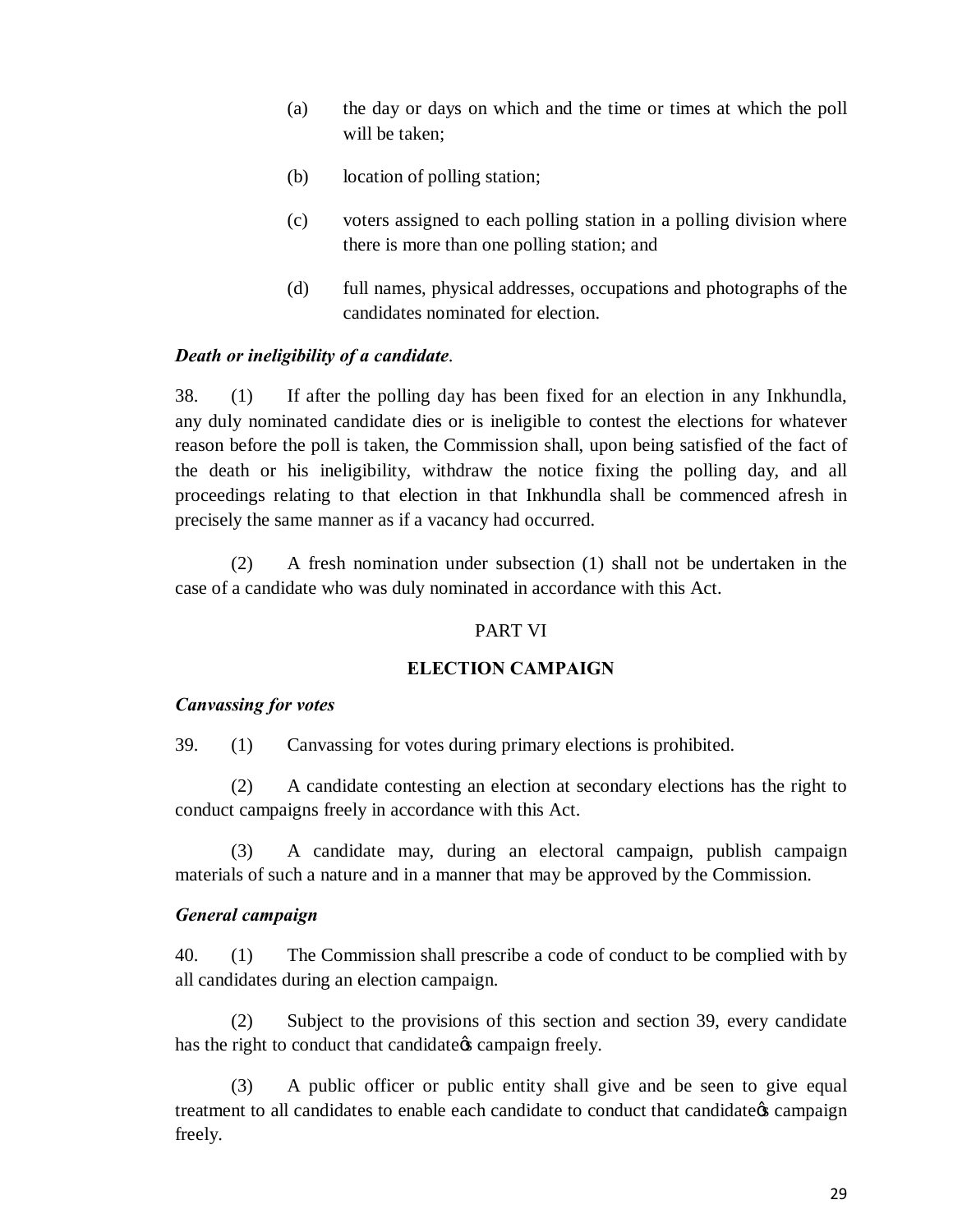(a) the day or days on which and the time or times at which the poll will be taken;

(b) location of polling station;

(c) voters assigned to each polling station in a polling division where there is more than one polling station; and

(d) full names, physical addresses, occupations and photographs of the candidates nominated for election.

***Death or ineligibility of a candidate*.**

38. (1) If after the polling day has been fixed for an election in any Inkhundla, any duly nominated candidate dies or is ineligible to contest the elections for whatever reason before the poll is taken, the Commission shall, upon being satisfied of the fact of the death or his ineligibility, withdraw the notice fixing the polling day, and all proceedings relating to that election in that Inkhundla shall be commenced afresh in precisely the same manner as if a vacancy had occurred.

(2) A fresh nomination under subsection (1) shall not be undertaken in the case of a candidate who was duly nominated in accordance with this Act.

PART VI

**ELECTION CAMPAIGN**

***Canvassing for votes***

39. (1) Canvassing for votes during primary elections is prohibited.

(2) A candidate contesting an election at secondary elections has the right to conduct campaigns freely in accordance with this Act.

(3) A candidate may, during an electoral campaign, publish campaign materials of such a nature and in a manner that may be approved by the Commission.

***General campaign***

40. (1) The Commission shall prescribe a code of conduct to be complied with by all candidates during an election campaign.

(2) Subject to the provisions of this section and section 39, every candidate has the right to conduct that candidate's campaign freely.

(3) A public officer or public entity shall give and be seen to give equal treatment to all candidates to enable each candidate to conduct that candidate's campaign freely.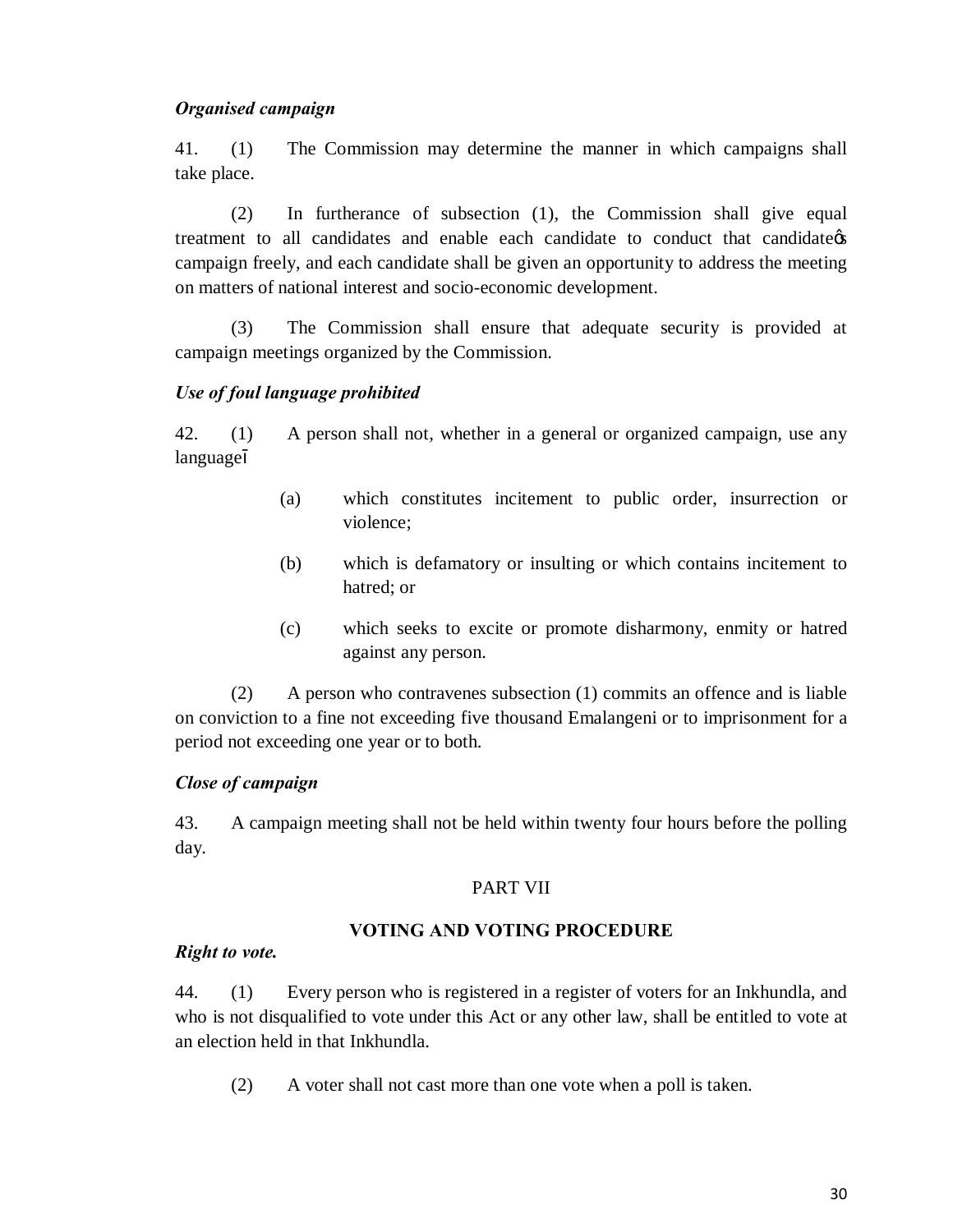***Organised campaign***

41. (1) The Commission may determine the manner in which campaigns shall take place.

(2) In furtherance of subsection (1), the Commission shall give equal treatment to all candidates and enable each candidate to conduct that candidate's campaign freely, and each candidate shall be given an opportunity to address the meeting on matters of national interest and socio-economic development.

(3) The Commission shall ensure that adequate security is provided at campaign meetings organized by the Commission.

***Use of foul language prohibited***

42. (1) A person shall not, whether in a general or organized campaign, use any language–

(a) which constitutes incitement to public order, insurrection or violence;

(b) which is defamatory or insulting or which contains incitement to hatred; or

(c) which seeks to excite or promote disharmony, enmity or hatred against any person.

(2) A person who contravenes subsection (1) commits an offence and is liable on conviction to a fine not exceeding five thousand Emalangeni or to imprisonment for a period not exceeding one year or to both.

***Close of campaign***

43. A campaign meeting shall not be held within twenty four hours before the polling day.

## PART VII

## VOTING AND VOTING PROCEDURE

***Right to vote.***

44. (1) Every person who is registered in a register of voters for an Inkhundla, and who is not disqualified to vote under this Act or any other law, shall be entitled to vote at an election held in that Inkhundla.

(2) A voter shall not cast more than one vote when a poll is taken.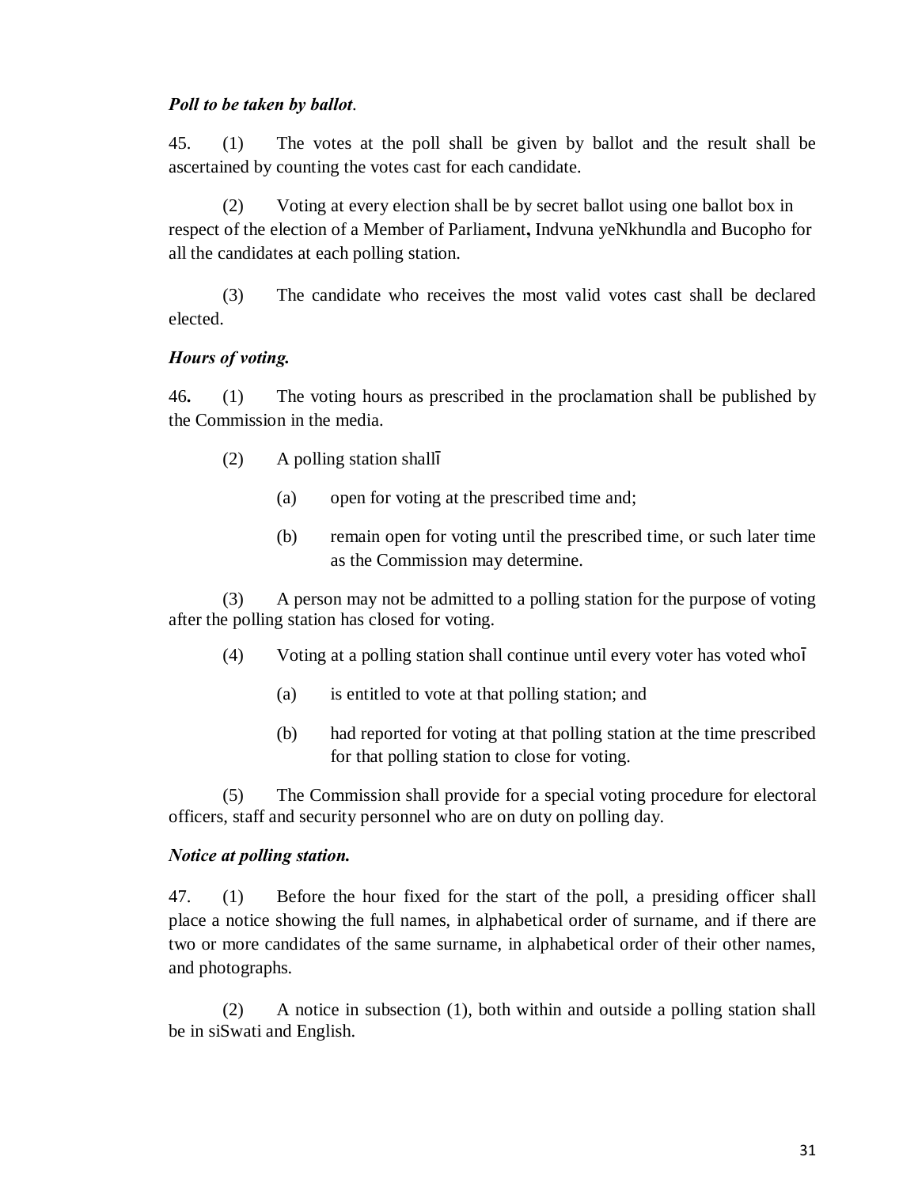***Poll to be taken by ballot*.**

45. (1) The votes at the poll shall be given by ballot and the result shall be ascertained by counting the votes cast for each candidate.

(2) Voting at every election shall be by secret ballot using one ballot box in respect of the election of a Member of Parliament**,** Indvuna yeNkhundla and Bucopho for all the candidates at each polling station.

(3) The candidate who receives the most valid votes cast shall be declared elected.

***Hours of voting.***

46**.** (1) The voting hours as prescribed in the proclamation shall be published by the Commission in the media.

(2) A polling station shallī

(a) open for voting at the prescribed time and;

(b) remain open for voting until the prescribed time, or such later time as the Commission may determine.

(3) A person may not be admitted to a polling station for the purpose of voting after the polling station has closed for voting.

(4) Voting at a polling station shall continue until every voter has voted whoī

(a) is entitled to vote at that polling station; and

(b) had reported for voting at that polling station at the time prescribed for that polling station to close for voting.

(5) The Commission shall provide for a special voting procedure for electoral officers, staff and security personnel who are on duty on polling day.

***Notice at polling station.***

47. (1) Before the hour fixed for the start of the poll, a presiding officer shall place a notice showing the full names, in alphabetical order of surname, and if there are two or more candidates of the same surname, in alphabetical order of their other names, and photographs.

(2) A notice in subsection (1), both within and outside a polling station shall be in siSwati and English.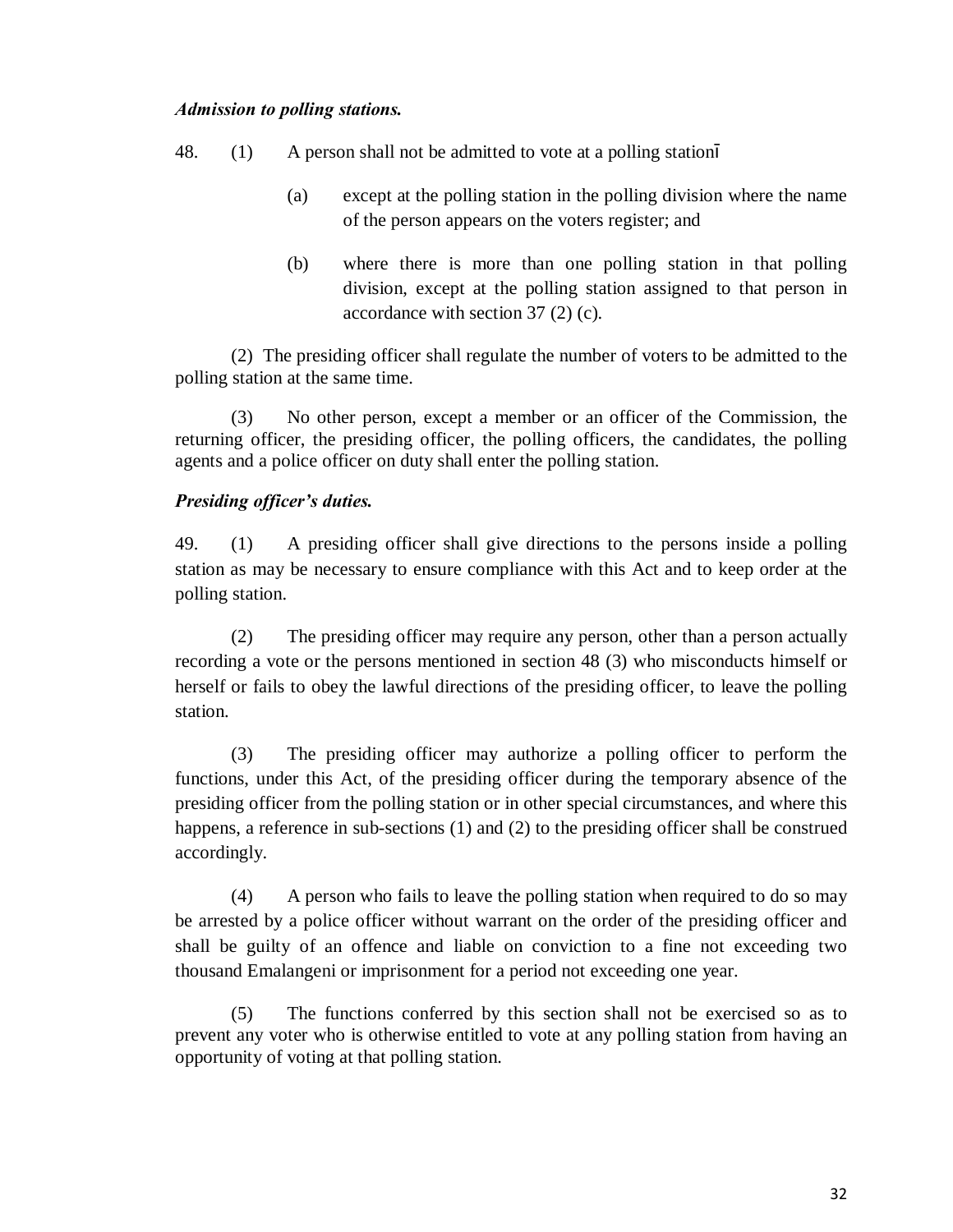***Admission to polling stations.***

48. (1) A person shall not be admitted to vote at a polling station̄

(a) except at the polling station in the polling division where the name of the person appears on the voters register; and

(b) where there is more than one polling station in that polling division, except at the polling station assigned to that person in accordance with section 37 (2) (c).

(2) The presiding officer shall regulate the number of voters to be admitted to the polling station at the same time.

(3) No other person, except a member or an officer of the Commission, the returning officer, the presiding officer, the polling officers, the candidates, the polling agents and a police officer on duty shall enter the polling station.

***Presiding officer's duties.***

49. (1) A presiding officer shall give directions to the persons inside a polling station as may be necessary to ensure compliance with this Act and to keep order at the polling station.

(2) The presiding officer may require any person, other than a person actually recording a vote or the persons mentioned in section 48 (3) who misconducts himself or herself or fails to obey the lawful directions of the presiding officer, to leave the polling station.

(3) The presiding officer may authorize a polling officer to perform the functions, under this Act, of the presiding officer during the temporary absence of the presiding officer from the polling station or in other special circumstances, and where this happens, a reference in sub-sections (1) and (2) to the presiding officer shall be construed accordingly.

(4) A person who fails to leave the polling station when required to do so may be arrested by a police officer without warrant on the order of the presiding officer and shall be guilty of an offence and liable on conviction to a fine not exceeding two thousand Emalangeni or imprisonment for a period not exceeding one year.

(5) The functions conferred by this section shall not be exercised so as to prevent any voter who is otherwise entitled to vote at any polling station from having an opportunity of voting at that polling station.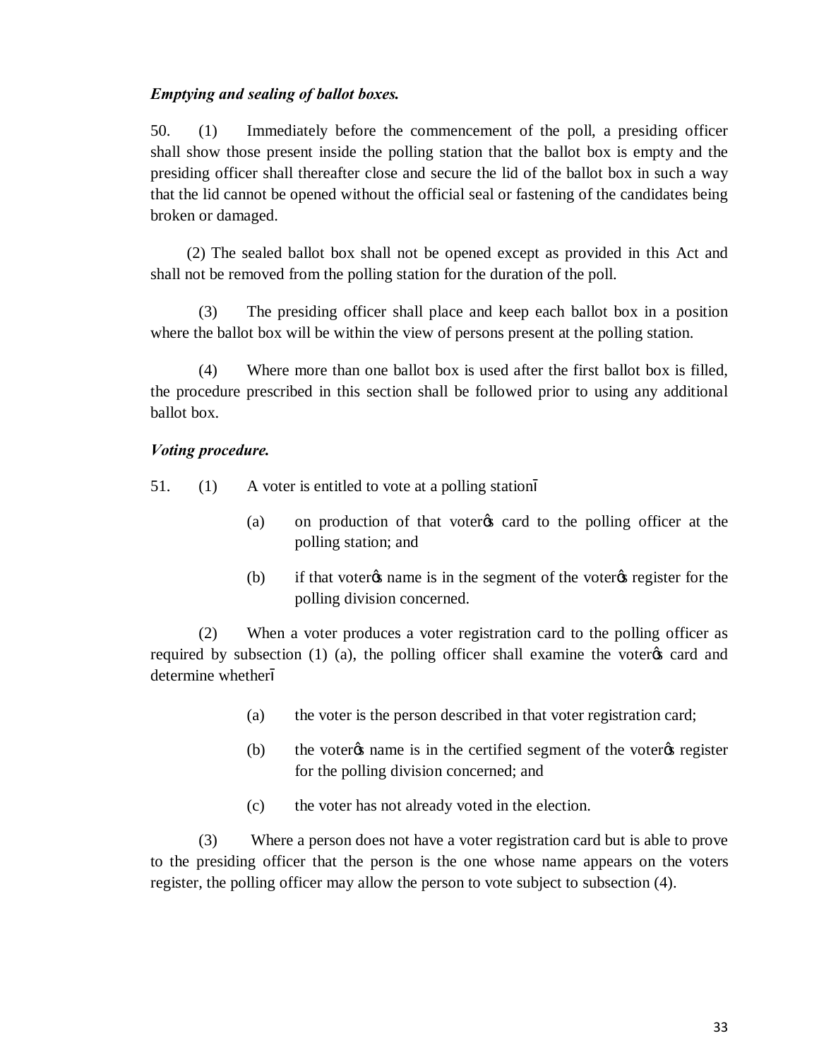***Emptying and sealing of ballot boxes.***

50. (1) Immediately before the commencement of the poll, a presiding officer shall show those present inside the polling station that the ballot box is empty and the presiding officer shall thereafter close and secure the lid of the ballot box in such a way that the lid cannot be opened without the official seal or fastening of the candidates being broken or damaged.

(2) The sealed ballot box shall not be opened except as provided in this Act and shall not be removed from the polling station for the duration of the poll.

(3) The presiding officer shall place and keep each ballot box in a position where the ballot box will be within the view of persons present at the polling station.

(4) Where more than one ballot box is used after the first ballot box is filled, the procedure prescribed in this section shall be followed prior to using any additional ballot box.

***Voting procedure.***

51. (1) A voter is entitled to vote at a polling station—

(a) on production of that voter's card to the polling officer at the polling station; and

(b) if that voter's name is in the segment of the voter's register for the polling division concerned.

(2) When a voter produces a voter registration card to the polling officer as required by subsection (1) (a), the polling officer shall examine the voter's card and determine whether—

(a) the voter is the person described in that voter registration card;

(b) the voter's name is in the certified segment of the voter's register for the polling division concerned; and

(c) the voter has not already voted in the election.

(3) Where a person does not have a voter registration card but is able to prove to the presiding officer that the person is the one whose name appears on the voters register, the polling officer may allow the person to vote subject to subsection (4).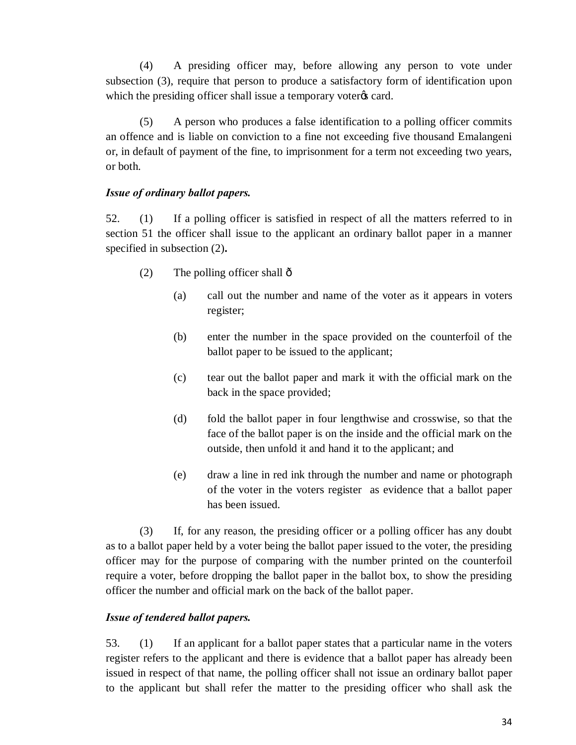(4) A presiding officer may, before allowing any person to vote under subsection (3), require that person to produce a satisfactory form of identification upon which the presiding officer shall issue a temporary voterꞌs card.

(5) A person who produces a false identification to a polling officer commits an offence and is liable on conviction to a fine not exceeding five thousand Emalangeni or, in default of payment of the fine, to imprisonment for a term not exceeding two years, or both.

***Issue of ordinary ballot papers.***

52. (1) If a polling officer is satisfied in respect of all the matters referred to in section 51 the officer shall issue to the applicant an ordinary ballot paper in a manner specified in subsection (2)**.**

(2) The polling officer shall –

(a) call out the number and name of the voter as it appears in voters register;

(b) enter the number in the space provided on the counterfoil of the ballot paper to be issued to the applicant;

(c) tear out the ballot paper and mark it with the official mark on the back in the space provided;

(d) fold the ballot paper in four lengthwise and crosswise, so that the face of the ballot paper is on the inside and the official mark on the outside, then unfold it and hand it to the applicant; and

(e) draw a line in red ink through the number and name or photograph of the voter in the voters register as evidence that a ballot paper has been issued.

(3) If, for any reason, the presiding officer or a polling officer has any doubt as to a ballot paper held by a voter being the ballot paper issued to the voter, the presiding officer may for the purpose of comparing with the number printed on the counterfoil require a voter, before dropping the ballot paper in the ballot box, to show the presiding officer the number and official mark on the back of the ballot paper.

***Issue of tendered ballot papers.***

53. (1) If an applicant for a ballot paper states that a particular name in the voters register refers to the applicant and there is evidence that a ballot paper has already been issued in respect of that name, the polling officer shall not issue an ordinary ballot paper to the applicant but shall refer the matter to the presiding officer who shall ask the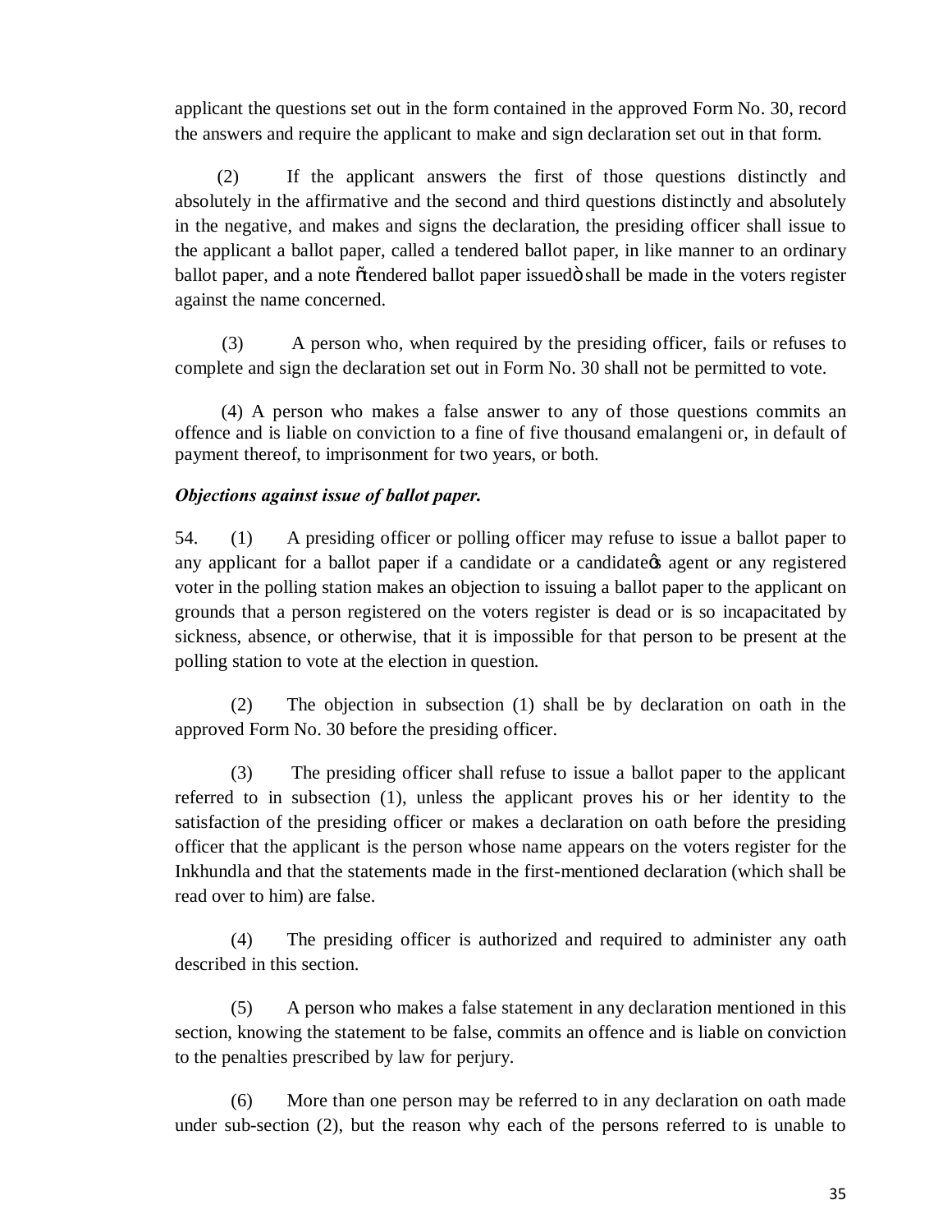applicant the questions set out in the form contained in the approved Form No. 30, record the answers and require the applicant to make and sign declaration set out in that form.

(2) If the applicant answers the first of those questions distinctly and absolutely in the affirmative and the second and third questions distinctly and absolutely in the negative, and makes and signs the declaration, the presiding officer shall issue to the applicant a ballot paper, called a tendered ballot paper, in like manner to an ordinary ballot paper, and a note "tendered ballot paper issued" shall be made in the voters register against the name concerned.

(3) A person who, when required by the presiding officer, fails or refuses to complete and sign the declaration set out in Form No. 30 shall not be permitted to vote.

(4) A person who makes a false answer to any of those questions commits an offence and is liable on conviction to a fine of five thousand emalangeni or, in default of payment thereof, to imprisonment for two years, or both.

***Objections against issue of ballot paper.***

54. (1) A presiding officer or polling officer may refuse to issue a ballot paper to any applicant for a ballot paper if a candidate or a candidate's agent or any registered voter in the polling station makes an objection to issuing a ballot paper to the applicant on grounds that a person registered on the voters register is dead or is so incapacitated by sickness, absence, or otherwise, that it is impossible for that person to be present at the polling station to vote at the election in question.

(2) The objection in subsection (1) shall be by declaration on oath in the approved Form No. 30 before the presiding officer.

(3) The presiding officer shall refuse to issue a ballot paper to the applicant referred to in subsection (1), unless the applicant proves his or her identity to the satisfaction of the presiding officer or makes a declaration on oath before the presiding officer that the applicant is the person whose name appears on the voters register for the Inkhundla and that the statements made in the first-mentioned declaration (which shall be read over to him) are false.

(4) The presiding officer is authorized and required to administer any oath described in this section.

(5) A person who makes a false statement in any declaration mentioned in this section, knowing the statement to be false, commits an offence and is liable on conviction to the penalties prescribed by law for perjury.

(6) More than one person may be referred to in any declaration on oath made under sub-section (2), but the reason why each of the persons referred to is unable to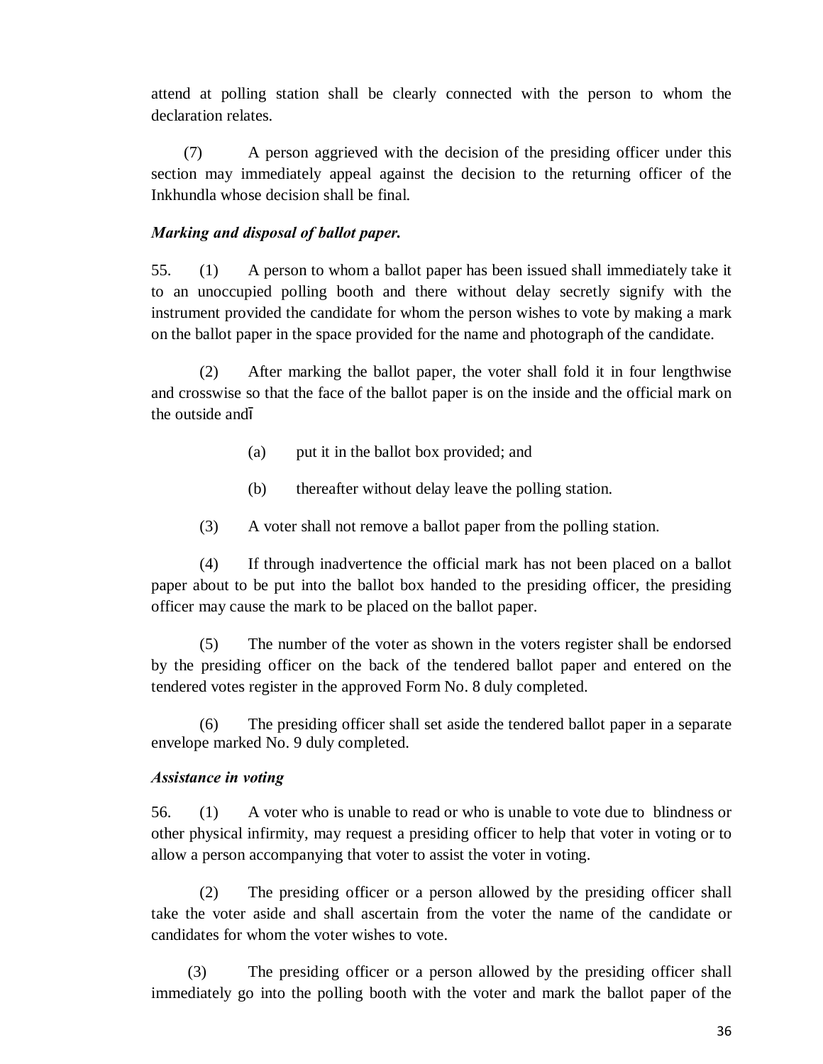attend at polling station shall be clearly connected with the person to whom the declaration relates.

(7) A person aggrieved with the decision of the presiding officer under this section may immediately appeal against the decision to the returning officer of the Inkhundla whose decision shall be final.

***Marking and disposal of ballot paper.***

55. (1) A person to whom a ballot paper has been issued shall immediately take it to an unoccupied polling booth and there without delay secretly signify with the instrument provided the candidate for whom the person wishes to vote by making a mark on the ballot paper in the space provided for the name and photograph of the candidate.

(2) After marking the ballot paper, the voter shall fold it in four lengthwise and crosswise so that the face of the ballot paper is on the inside and the official mark on the outside and–

(a) put it in the ballot box provided; and

(b) thereafter without delay leave the polling station.

(3) A voter shall not remove a ballot paper from the polling station.

(4) If through inadvertence the official mark has not been placed on a ballot paper about to be put into the ballot box handed to the presiding officer, the presiding officer may cause the mark to be placed on the ballot paper.

(5) The number of the voter as shown in the voters register shall be endorsed by the presiding officer on the back of the tendered ballot paper and entered on the tendered votes register in the approved Form No. 8 duly completed.

(6) The presiding officer shall set aside the tendered ballot paper in a separate envelope marked No. 9 duly completed.

***Assistance in voting***

56. (1) A voter who is unable to read or who is unable to vote due to blindness or other physical infirmity, may request a presiding officer to help that voter in voting or to allow a person accompanying that voter to assist the voter in voting.

(2) The presiding officer or a person allowed by the presiding officer shall take the voter aside and shall ascertain from the voter the name of the candidate or candidates for whom the voter wishes to vote.

(3) The presiding officer or a person allowed by the presiding officer shall immediately go into the polling booth with the voter and mark the ballot paper of the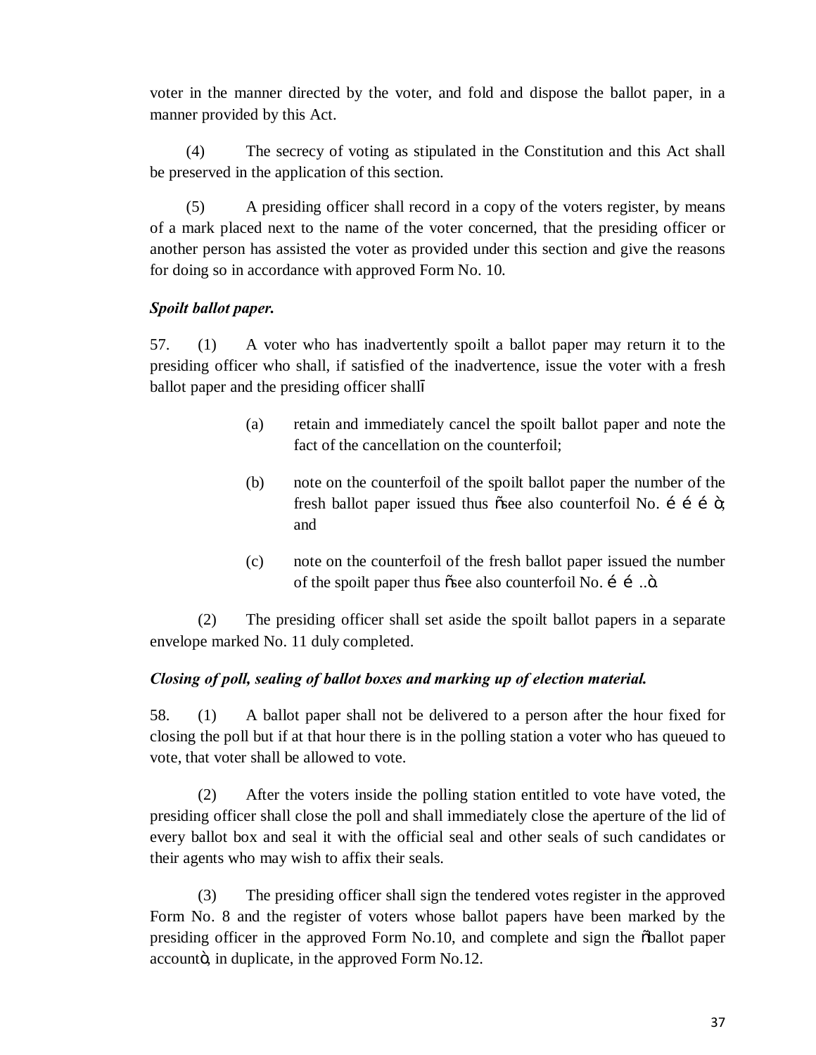voter in the manner directed by the voter, and fold and dispose the ballot paper, in a manner provided by this Act.

(4) The secrecy of voting as stipulated in the Constitution and this Act shall be preserved in the application of this section.

(5) A presiding officer shall record in a copy of the voters register, by means of a mark placed next to the name of the voter concerned, that the presiding officer or another person has assisted the voter as provided under this section and give the reasons for doing so in accordance with approved Form No. 10.

***Spoilt ballot paper.***

57. (1) A voter who has inadvertently spoilt a ballot paper may return it to the presiding officer who shall, if satisfied of the inadvertence, issue the voter with a fresh ballot paper and the presiding officer shall—

> (a) retain and immediately cancel the spoilt ballot paper and note the fact of the cancellation on the counterfoil;
>
> (b) note on the counterfoil of the spoilt ballot paper the number of the fresh ballot paper issued thus "see also counterfoil No. ……"; and
>
> (c) note on the counterfoil of the fresh ballot paper issued the number of the spoilt paper thus "see also counterfoil No. ……..".

(2) The presiding officer shall set aside the spoilt ballot papers in a separate envelope marked No. 11 duly completed.

***Closing of poll, sealing of ballot boxes and marking up of election material.***

58. (1) A ballot paper shall not be delivered to a person after the hour fixed for closing the poll but if at that hour there is in the polling station a voter who has queued to vote, that voter shall be allowed to vote.

(2) After the voters inside the polling station entitled to vote have voted, the presiding officer shall close the poll and shall immediately close the aperture of the lid of every ballot box and seal it with the official seal and other seals of such candidates or their agents who may wish to affix their seals.

(3) The presiding officer shall sign the tendered votes register in the approved Form No. 8 and the register of voters whose ballot papers have been marked by the presiding officer in the approved Form No.10, and complete and sign the "ballot paper account", in duplicate, in the approved Form No.12.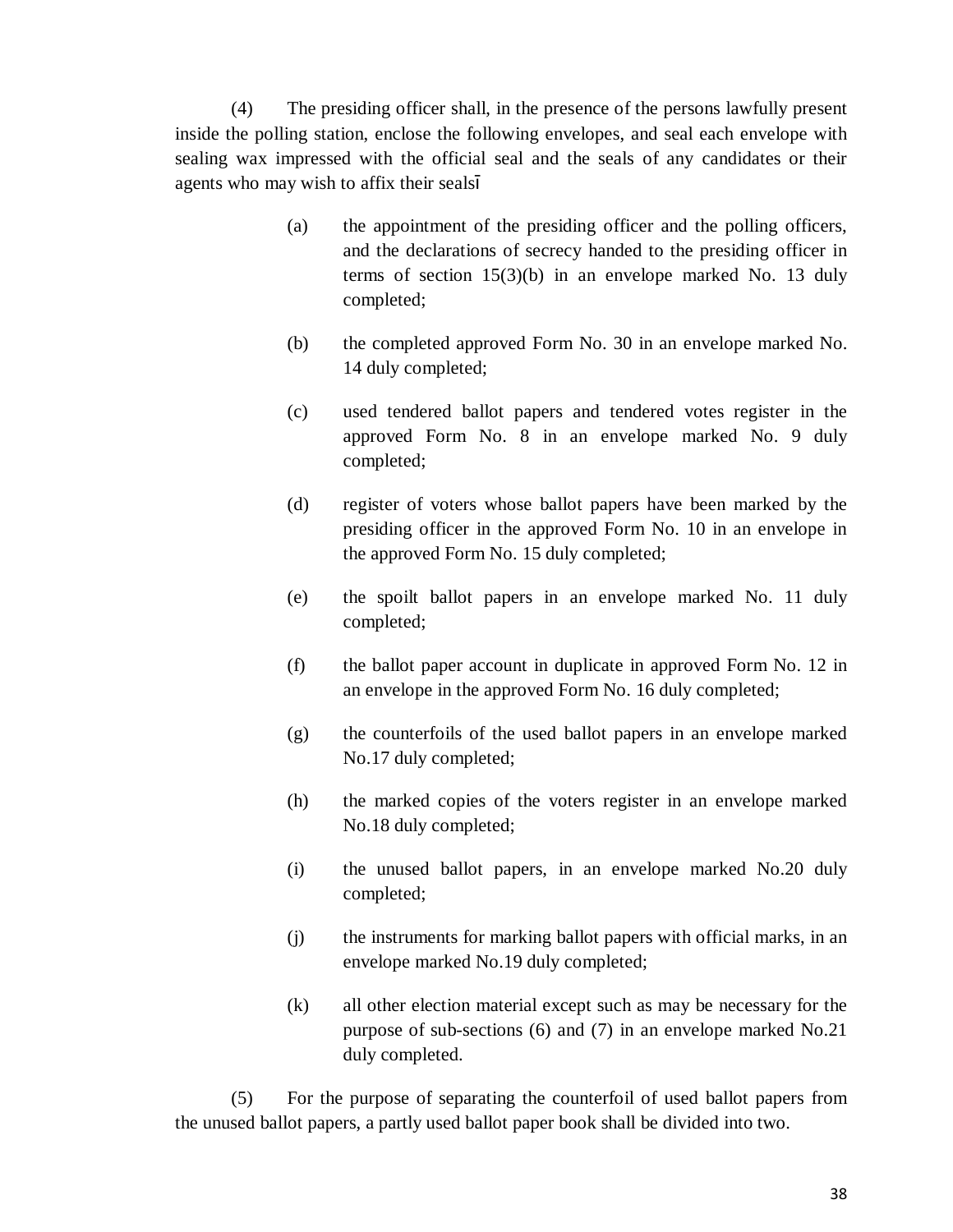(4) The presiding officer shall, in the presence of the persons lawfully present inside the polling station, enclose the following envelopes, and seal each envelope with sealing wax impressed with the official seal and the seals of any candidates or their agents who may wish to affix their seals—

(a) the appointment of the presiding officer and the polling officers, and the declarations of secrecy handed to the presiding officer in terms of section 15(3)(b) in an envelope marked No. 13 duly completed;

(b) the completed approved Form No. 30 in an envelope marked No. 14 duly completed;

(c) used tendered ballot papers and tendered votes register in the approved Form No. 8 in an envelope marked No. 9 duly completed;

(d) register of voters whose ballot papers have been marked by the presiding officer in the approved Form No. 10 in an envelope in the approved Form No. 15 duly completed;

(e) the spoilt ballot papers in an envelope marked No. 11 duly completed;

(f) the ballot paper account in duplicate in approved Form No. 12 in an envelope in the approved Form No. 16 duly completed;

(g) the counterfoils of the used ballot papers in an envelope marked No.17 duly completed;

(h) the marked copies of the voters register in an envelope marked No.18 duly completed;

(i) the unused ballot papers, in an envelope marked No.20 duly completed;

(j) the instruments for marking ballot papers with official marks, in an envelope marked No.19 duly completed;

(k) all other election material except such as may be necessary for the purpose of sub-sections (6) and (7) in an envelope marked No.21 duly completed.

(5) For the purpose of separating the counterfoil of used ballot papers from the unused ballot papers, a partly used ballot paper book shall be divided into two.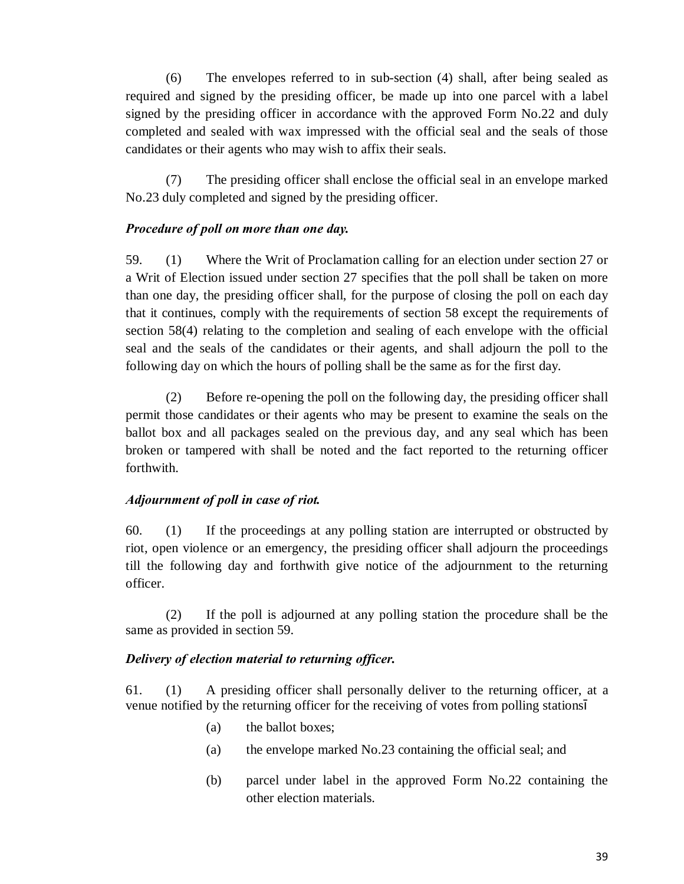(6) The envelopes referred to in sub-section (4) shall, after being sealed as required and signed by the presiding officer, be made up into one parcel with a label signed by the presiding officer in accordance with the approved Form No.22 and duly completed and sealed with wax impressed with the official seal and the seals of those candidates or their agents who may wish to affix their seals.

(7) The presiding officer shall enclose the official seal in an envelope marked No.23 duly completed and signed by the presiding officer.

***Procedure of poll on more than one day.***

59. (1) Where the Writ of Proclamation calling for an election under section 27 or a Writ of Election issued under section 27 specifies that the poll shall be taken on more than one day, the presiding officer shall, for the purpose of closing the poll on each day that it continues, comply with the requirements of section 58 except the requirements of section 58(4) relating to the completion and sealing of each envelope with the official seal and the seals of the candidates or their agents, and shall adjourn the poll to the following day on which the hours of polling shall be the same as for the first day.

(2) Before re-opening the poll on the following day, the presiding officer shall permit those candidates or their agents who may be present to examine the seals on the ballot box and all packages sealed on the previous day, and any seal which has been broken or tampered with shall be noted and the fact reported to the returning officer forthwith.

***Adjournment of poll in case of riot.***

60. (1) If the proceedings at any polling station are interrupted or obstructed by riot, open violence or an emergency, the presiding officer shall adjourn the proceedings till the following day and forthwith give notice of the adjournment to the returning officer.

(2) If the poll is adjourned at any polling station the procedure shall be the same as provided in section 59.

***Delivery of election material to returning officer.***

61. (1) A presiding officer shall personally deliver to the returning officer, at a venue notified by the returning officer for the receiving of votes from polling stations—

(a) the ballot boxes;

(a) the envelope marked No.23 containing the official seal; and

(b) parcel under label in the approved Form No.22 containing the other election materials.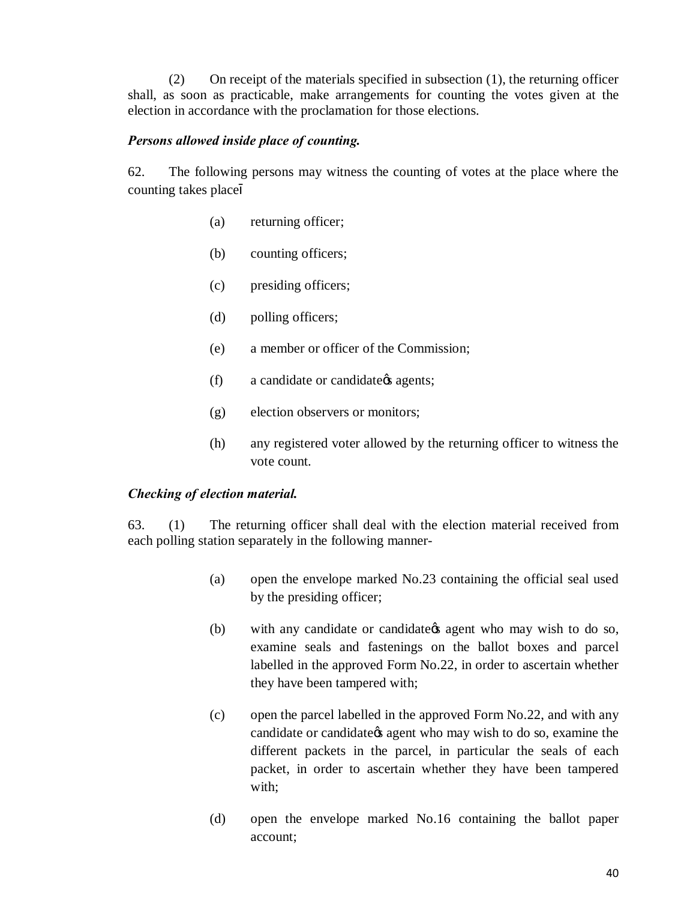(2) On receipt of the materials specified in subsection (1), the returning officer shall, as soon as practicable, make arrangements for counting the votes given at the election in accordance with the proclamation for those elections.

***Persons allowed inside place of counting.***

62. The following persons may witness the counting of votes at the place where the counting takes place–

(a) returning officer;

(b) counting officers;

(c) presiding officers;

(d) polling officers;

(e) a member or officer of the Commission;

(f) a candidate or candidate's agents;

(g) election observers or monitors;

(h) any registered voter allowed by the returning officer to witness the vote count.

***Checking of election material.***

63. (1) The returning officer shall deal with the election material received from each polling station separately in the following manner-

(a) open the envelope marked No.23 containing the official seal used by the presiding officer;

(b) with any candidate or candidate's agent who may wish to do so, examine seals and fastenings on the ballot boxes and parcel labelled in the approved Form No.22, in order to ascertain whether they have been tampered with;

(c) open the parcel labelled in the approved Form No.22, and with any candidate or candidate's agent who may wish to do so, examine the different packets in the parcel, in particular the seals of each packet, in order to ascertain whether they have been tampered with;

(d) open the envelope marked No.16 containing the ballot paper account;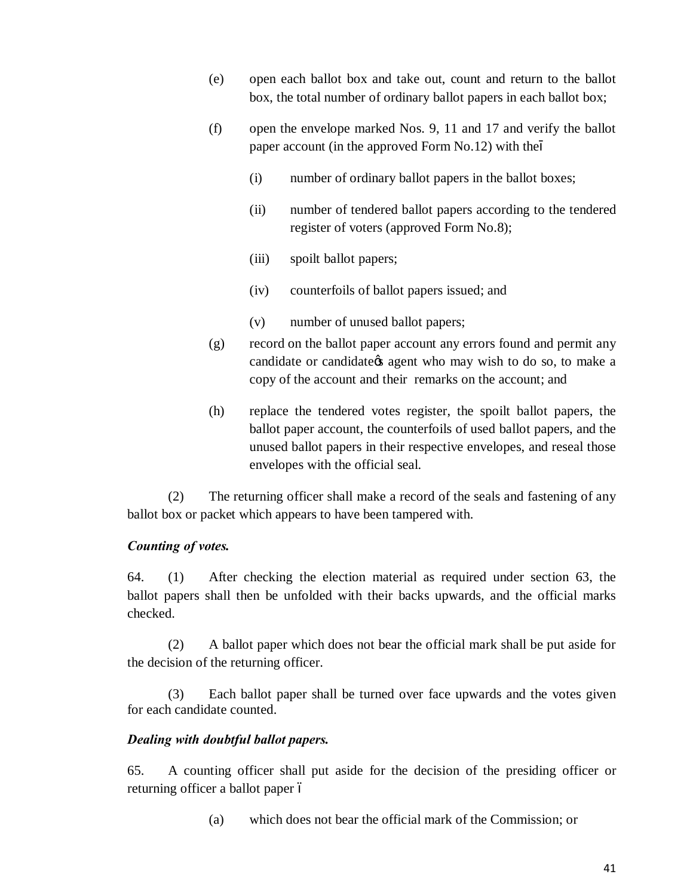(e) open each ballot box and take out, count and return to the ballot box, the total number of ordinary ballot papers in each ballot box;

(f) open the envelope marked Nos. 9, 11 and 17 and verify the ballot paper account (in the approved Form No.12) with the—

(i) number of ordinary ballot papers in the ballot boxes;

(ii) number of tendered ballot papers according to the tendered register of voters (approved Form No.8);

(iii) spoilt ballot papers;

(iv) counterfoils of ballot papers issued; and

(v) number of unused ballot papers;

(g) record on the ballot paper account any errors found and permit any candidate or candidate's agent who may wish to do so, to make a copy of the account and their remarks on the account; and

(h) replace the tendered votes register, the spoilt ballot papers, the ballot paper account, the counterfoils of used ballot papers, and the unused ballot papers in their respective envelopes, and reseal those envelopes with the official seal.

(2) The returning officer shall make a record of the seals and fastening of any ballot box or packet which appears to have been tampered with.

***Counting of votes.***

64. (1) After checking the election material as required under section 63, the ballot papers shall then be unfolded with their backs upwards, and the official marks checked.

(2) A ballot paper which does not bear the official mark shall be put aside for the decision of the returning officer.

(3) Each ballot paper shall be turned over face upwards and the votes given for each candidate counted.

***Dealing with doubtful ballot papers.***

65. A counting officer shall put aside for the decision of the presiding officer or returning officer a ballot paper –

(a) which does not bear the official mark of the Commission; or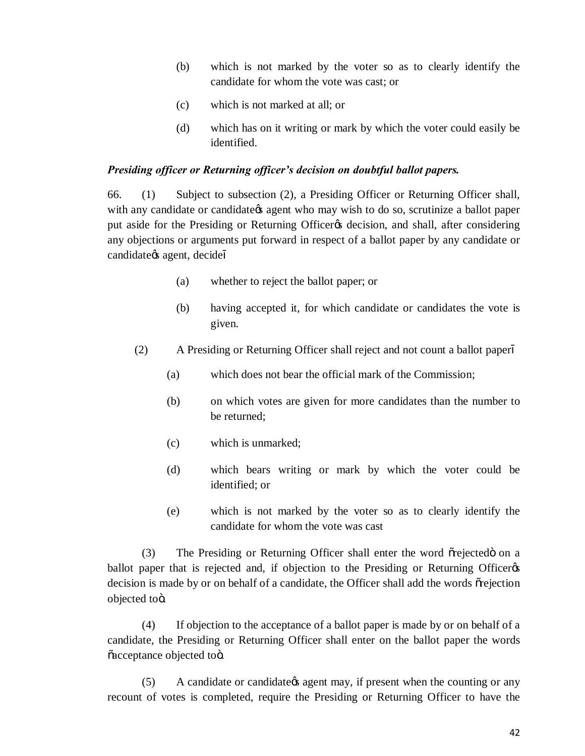(b) which is not marked by the voter so as to clearly identify the candidate for whom the vote was cast; or

(c) which is not marked at all; or

(d) which has on it writing or mark by which the voter could easily be identified.

***Presiding officer or Returning officer's decision on doubtful ballot papers.***

66. (1) Subject to subsection (2), a Presiding Officer or Returning Officer shall, with any candidate or candidate's agent who may wish to do so, scrutinize a ballot paper put aside for the Presiding or Returning Officer's decision, and shall, after considering any objections or arguments put forward in respect of a ballot paper by any candidate or candidate's agent, decide—

(a) whether to reject the ballot paper; or

(b) having accepted it, for which candidate or candidates the vote is given.

(2) A Presiding or Returning Officer shall reject and not count a ballot paper—

(a) which does not bear the official mark of the Commission;

(b) on which votes are given for more candidates than the number to be returned;

(c) which is unmarked;

(d) which bears writing or mark by which the voter could be identified; or

(e) which is not marked by the voter so as to clearly identify the candidate for whom the vote was cast

(3) The Presiding or Returning Officer shall enter the word "rejected" on a ballot paper that is rejected and, if objection to the Presiding or Returning Officer's decision is made by or on behalf of a candidate, the Officer shall add the words "rejection objected to".

(4) If objection to the acceptance of a ballot paper is made by or on behalf of a candidate, the Presiding or Returning Officer shall enter on the ballot paper the words "acceptance objected to".

(5) A candidate or candidate's agent may, if present when the counting or any recount of votes is completed, require the Presiding or Returning Officer to have the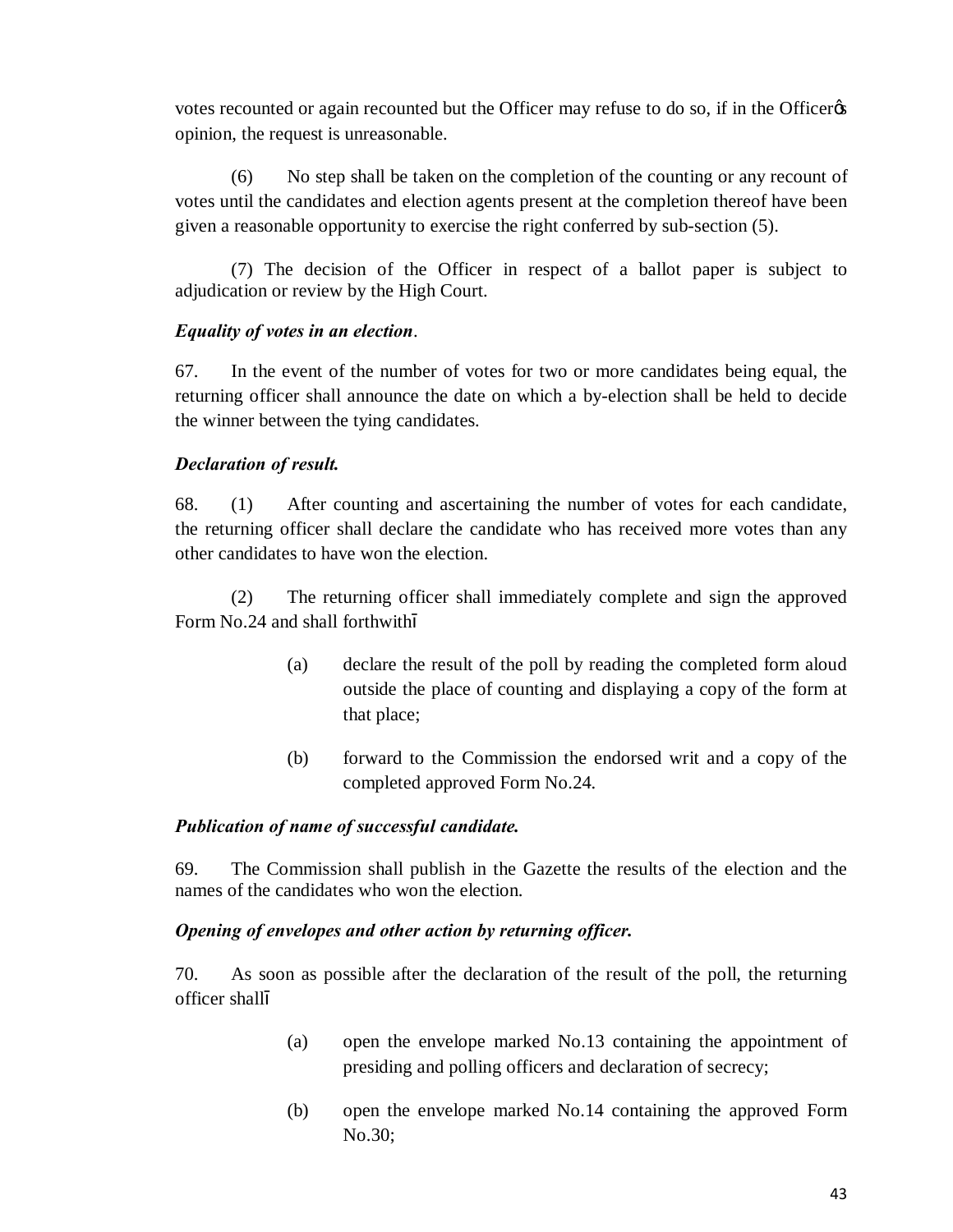votes recounted or again recounted but the Officer may refuse to do so, if in the Officer's opinion, the request is unreasonable.

(6) No step shall be taken on the completion of the counting or any recount of votes until the candidates and election agents present at the completion thereof have been given a reasonable opportunity to exercise the right conferred by sub-section (5).

(7) The decision of the Officer in respect of a ballot paper is subject to adjudication or review by the High Court.

***Equality of votes in an election*.**

67. In the event of the number of votes for two or more candidates being equal, the returning officer shall announce the date on which a by-election shall be held to decide the winner between the tying candidates.

***Declaration of result.***

68. (1) After counting and ascertaining the number of votes for each candidate, the returning officer shall declare the candidate who has received more votes than any other candidates to have won the election.

(2) The returning officer shall immediately complete and sign the approved Form No.24 and shall forthwith—

(a) declare the result of the poll by reading the completed form aloud outside the place of counting and displaying a copy of the form at that place;

(b) forward to the Commission the endorsed writ and a copy of the completed approved Form No.24.

***Publication of name of successful candidate.***

69. The Commission shall publish in the Gazette the results of the election and the names of the candidates who won the election.

***Opening of envelopes and other action by returning officer.***

70. As soon as possible after the declaration of the result of the poll, the returning officer shall—

(a) open the envelope marked No.13 containing the appointment of presiding and polling officers and declaration of secrecy;

(b) open the envelope marked No.14 containing the approved Form No.30;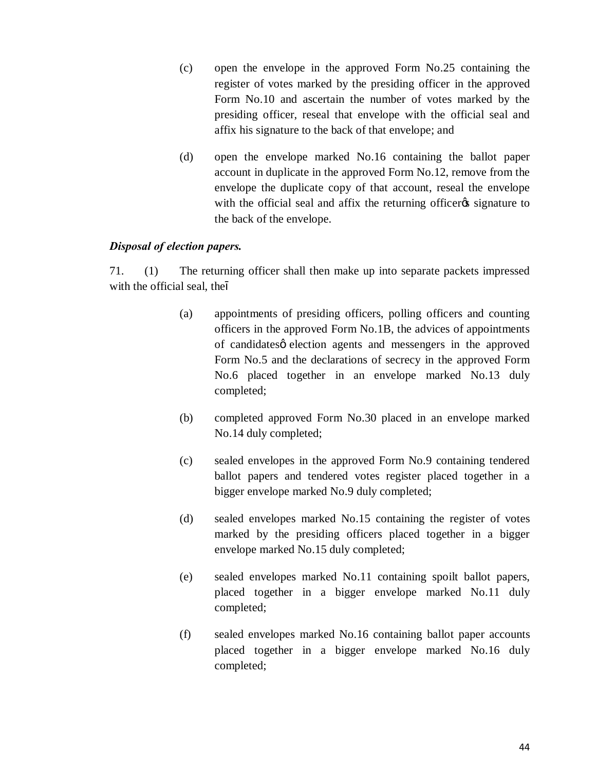(c) open the envelope in the approved Form No.25 containing the register of votes marked by the presiding officer in the approved Form No.10 and ascertain the number of votes marked by the presiding officer, reseal that envelope with the official seal and affix his signature to the back of that envelope; and

(d) open the envelope marked No.16 containing the ballot paper account in duplicate in the approved Form No.12, remove from the envelope the duplicate copy of that account, reseal the envelope with the official seal and affix the returning officerøs signature to the back of the envelope.

***Disposal of election papers.***

71. (1) The returning officer shall then make up into separate packets impressed with the official seal, theô

(a) appointments of presiding officers, polling officers and counting officers in the approved Form No.1B, the advices of appointments of candidatesø election agents and messengers in the approved Form No.5 and the declarations of secrecy in the approved Form No.6 placed together in an envelope marked No.13 duly completed;

(b) completed approved Form No.30 placed in an envelope marked No.14 duly completed;

(c) sealed envelopes in the approved Form No.9 containing tendered ballot papers and tendered votes register placed together in a bigger envelope marked No.9 duly completed;

(d) sealed envelopes marked No.15 containing the register of votes marked by the presiding officers placed together in a bigger envelope marked No.15 duly completed;

(e) sealed envelopes marked No.11 containing spoilt ballot papers, placed together in a bigger envelope marked No.11 duly completed;

(f) sealed envelopes marked No.16 containing ballot paper accounts placed together in a bigger envelope marked No.16 duly completed;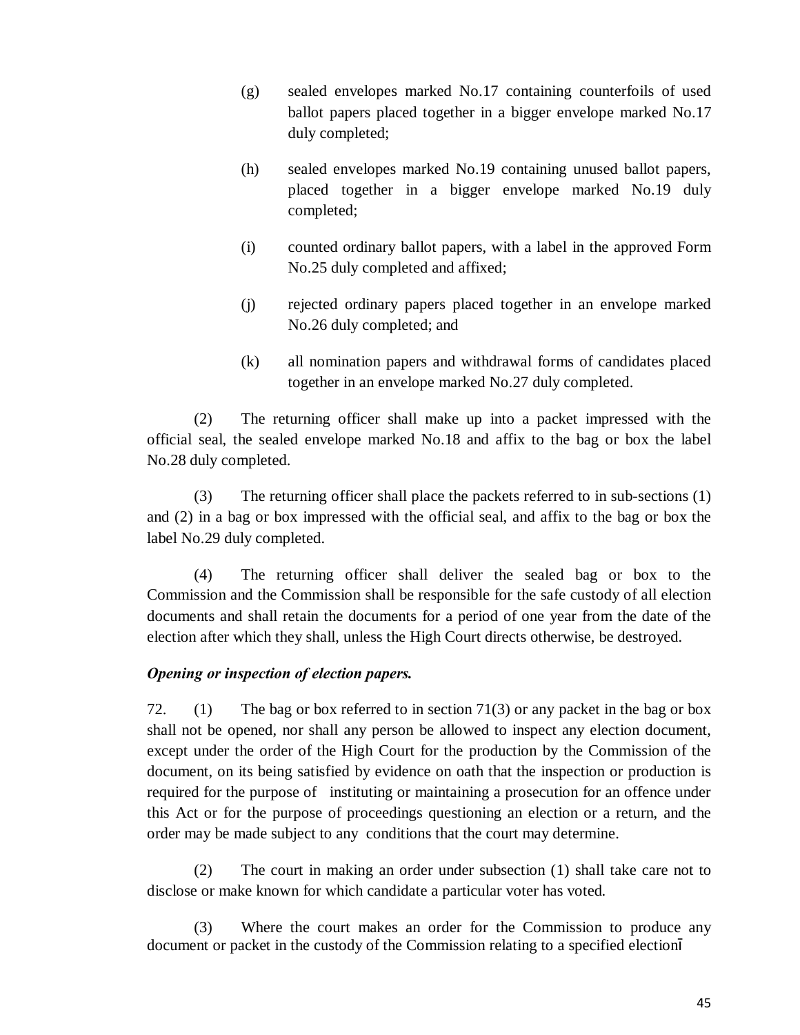(g) sealed envelopes marked No.17 containing counterfoils of used ballot papers placed together in a bigger envelope marked No.17 duly completed;

(h) sealed envelopes marked No.19 containing unused ballot papers, placed together in a bigger envelope marked No.19 duly completed;

(i) counted ordinary ballot papers, with a label in the approved Form No.25 duly completed and affixed;

(j) rejected ordinary papers placed together in an envelope marked No.26 duly completed; and

(k) all nomination papers and withdrawal forms of candidates placed together in an envelope marked No.27 duly completed.

(2) The returning officer shall make up into a packet impressed with the official seal, the sealed envelope marked No.18 and affix to the bag or box the label No.28 duly completed.

(3) The returning officer shall place the packets referred to in sub-sections (1) and (2) in a bag or box impressed with the official seal, and affix to the bag or box the label No.29 duly completed.

(4) The returning officer shall deliver the sealed bag or box to the Commission and the Commission shall be responsible for the safe custody of all election documents and shall retain the documents for a period of one year from the date of the election after which they shall, unless the High Court directs otherwise, be destroyed.

***Opening or inspection of election papers.***

72. (1) The bag or box referred to in section 71(3) or any packet in the bag or box shall not be opened, nor shall any person be allowed to inspect any election document, except under the order of the High Court for the production by the Commission of the document, on its being satisfied by evidence on oath that the inspection or production is required for the purpose of instituting or maintaining a prosecution for an offence under this Act or for the purpose of proceedings questioning an election or a return, and the order may be made subject to any conditions that the court may determine.

(2) The court in making an order under subsection (1) shall take care not to disclose or make known for which candidate a particular voter has voted.

(3) Where the court makes an order for the Commission to produce any document or packet in the custody of the Commission relating to a specified election–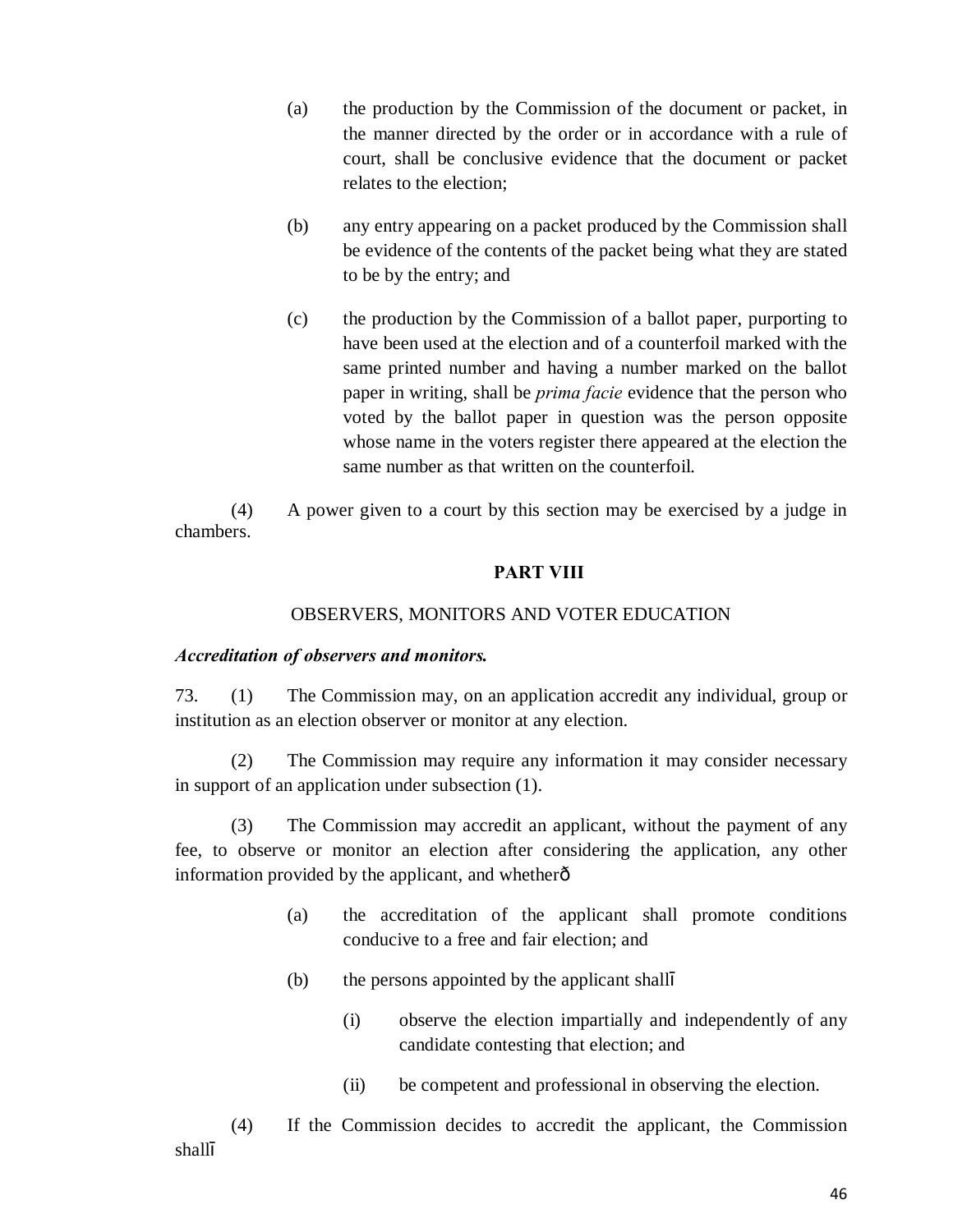(a) the production by the Commission of the document or packet, in the manner directed by the order or in accordance with a rule of court, shall be conclusive evidence that the document or packet relates to the election;

(b) any entry appearing on a packet produced by the Commission shall be evidence of the contents of the packet being what they are stated to be by the entry; and

(c) the production by the Commission of a ballot paper, purporting to have been used at the election and of a counterfoil marked with the same printed number and having a number marked on the ballot paper in writing, shall be *prima facie* evidence that the person who voted by the ballot paper in question was the person opposite whose name in the voters register there appeared at the election the same number as that written on the counterfoil.

(4) A power given to a court by this section may be exercised by a judge in chambers.

## PART VIII

OBSERVERS, MONITORS AND VOTER EDUCATION

***Accreditation of observers and monitors.***

73. (1) The Commission may, on an application accredit any individual, group or institution as an election observer or monitor at any election.

(2) The Commission may require any information it may consider necessary in support of an application under subsection (1).

(3) The Commission may accredit an applicant, without the payment of any fee, to observe or monitor an election after considering the application, any other information provided by the applicant, and whetherô

(a) the accreditation of the applicant shall promote conditions conducive to a free and fair election; and

(b) the persons appointed by the applicant shallî

(i) observe the election impartially and independently of any candidate contesting that election; and

(ii) be competent and professional in observing the election.

(4) If the Commission decides to accredit the applicant, the Commission shallî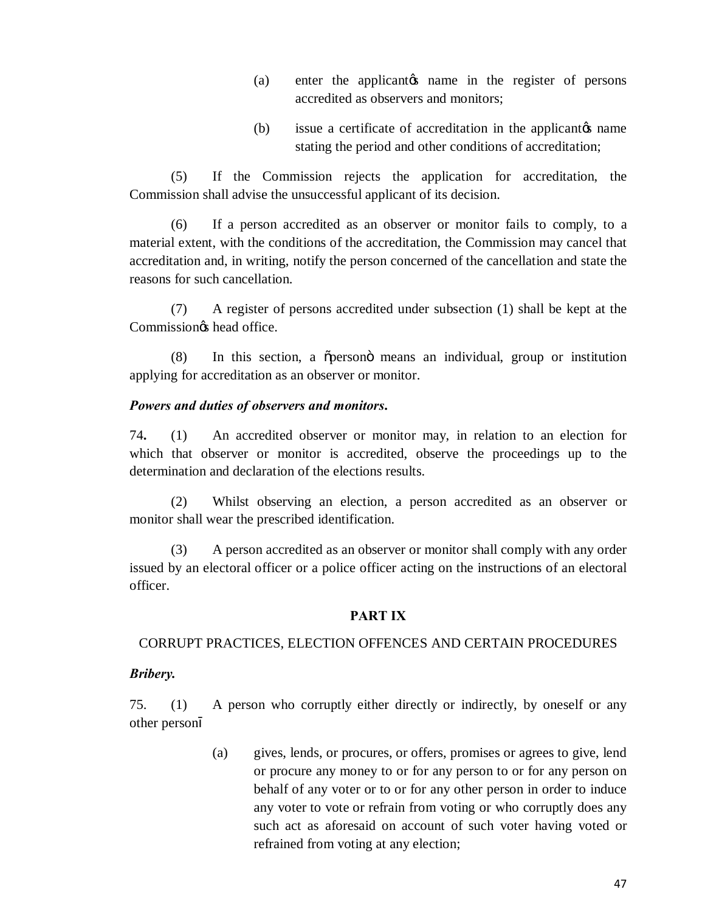(a) enter the applicant's name in the register of persons accredited as observers and monitors;

(b) issue a certificate of accreditation in the applicant's name stating the period and other conditions of accreditation;

(5) If the Commission rejects the application for accreditation, the Commission shall advise the unsuccessful applicant of its decision.

(6) If a person accredited as an observer or monitor fails to comply, to a material extent, with the conditions of the accreditation, the Commission may cancel that accreditation and, in writing, notify the person concerned of the cancellation and state the reasons for such cancellation.

(7) A register of persons accredited under subsection (1) shall be kept at the Commission's head office.

(8) In this section, a "person" means an individual, group or institution applying for accreditation as an observer or monitor.

***Powers and duties of observers and monitors.***

74**.** (1) An accredited observer or monitor may, in relation to an election for which that observer or monitor is accredited, observe the proceedings up to the determination and declaration of the elections results.

(2) Whilst observing an election, a person accredited as an observer or monitor shall wear the prescribed identification.

(3) A person accredited as an observer or monitor shall comply with any order issued by an electoral officer or a police officer acting on the instructions of an electoral officer.

**PART IX**

CORRUPT PRACTICES, ELECTION OFFENCES AND CERTAIN PROCEDURES

***Bribery.***

75. (1) A person who corruptly either directly or indirectly, by oneself or any other person—

(a) gives, lends, or procures, or offers, promises or agrees to give, lend or procure any money to or for any person to or for any person on behalf of any voter or to or for any other person in order to induce any voter to vote or refrain from voting or who corruptly does any such act as aforesaid on account of such voter having voted or refrained from voting at any election;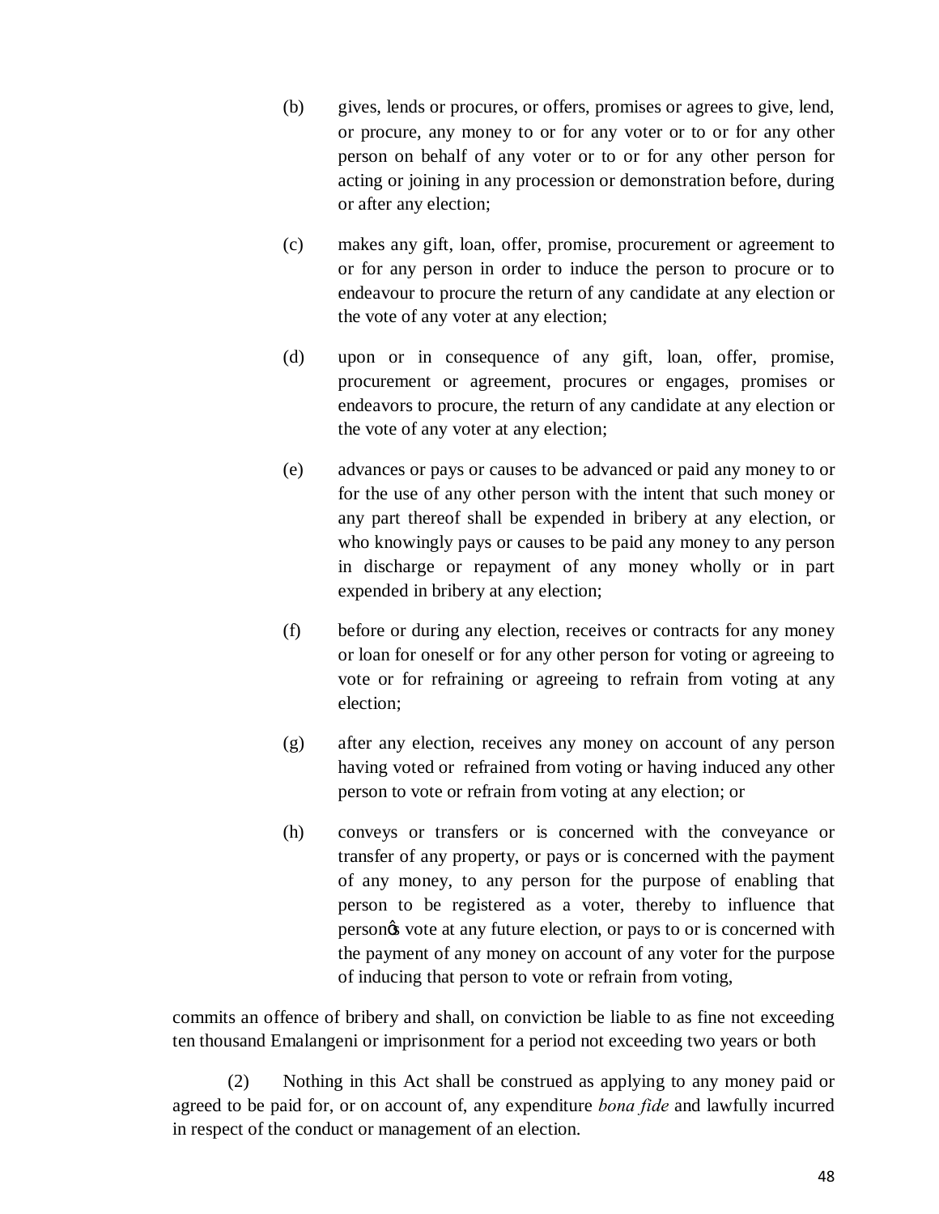(b) gives, lends or procures, or offers, promises or agrees to give, lend, or procure, any money to or for any voter or to or for any other person on behalf of any voter or to or for any other person for acting or joining in any procession or demonstration before, during or after any election;

(c) makes any gift, loan, offer, promise, procurement or agreement to or for any person in order to induce the person to procure or to endeavour to procure the return of any candidate at any election or the vote of any voter at any election;

(d) upon or in consequence of any gift, loan, offer, promise, procurement or agreement, procures or engages, promises or endeavors to procure, the return of any candidate at any election or the vote of any voter at any election;

(e) advances or pays or causes to be advanced or paid any money to or for the use of any other person with the intent that such money or any part thereof shall be expended in bribery at any election, or who knowingly pays or causes to be paid any money to any person in discharge or repayment of any money wholly or in part expended in bribery at any election;

(f) before or during any election, receives or contracts for any money or loan for oneself or for any other person for voting or agreeing to vote or for refraining or agreeing to refrain from voting at any election;

(g) after any election, receives any money on account of any person having voted or refrained from voting or having induced any other person to vote or refrain from voting at any election; or

(h) conveys or transfers or is concerned with the conveyance or transfer of any property, or pays or is concerned with the payment of any money, to any person for the purpose of enabling that person to be registered as a voter, thereby to influence that person's vote at any future election, or pays to or is concerned with the payment of any money on account of any voter for the purpose of inducing that person to vote or refrain from voting,

commits an offence of bribery and shall, on conviction be liable to as fine not exceeding ten thousand Emalangeni or imprisonment for a period not exceeding two years or both

(2) Nothing in this Act shall be construed as applying to any money paid or agreed to be paid for, or on account of, any expenditure *bona fide* and lawfully incurred in respect of the conduct or management of an election.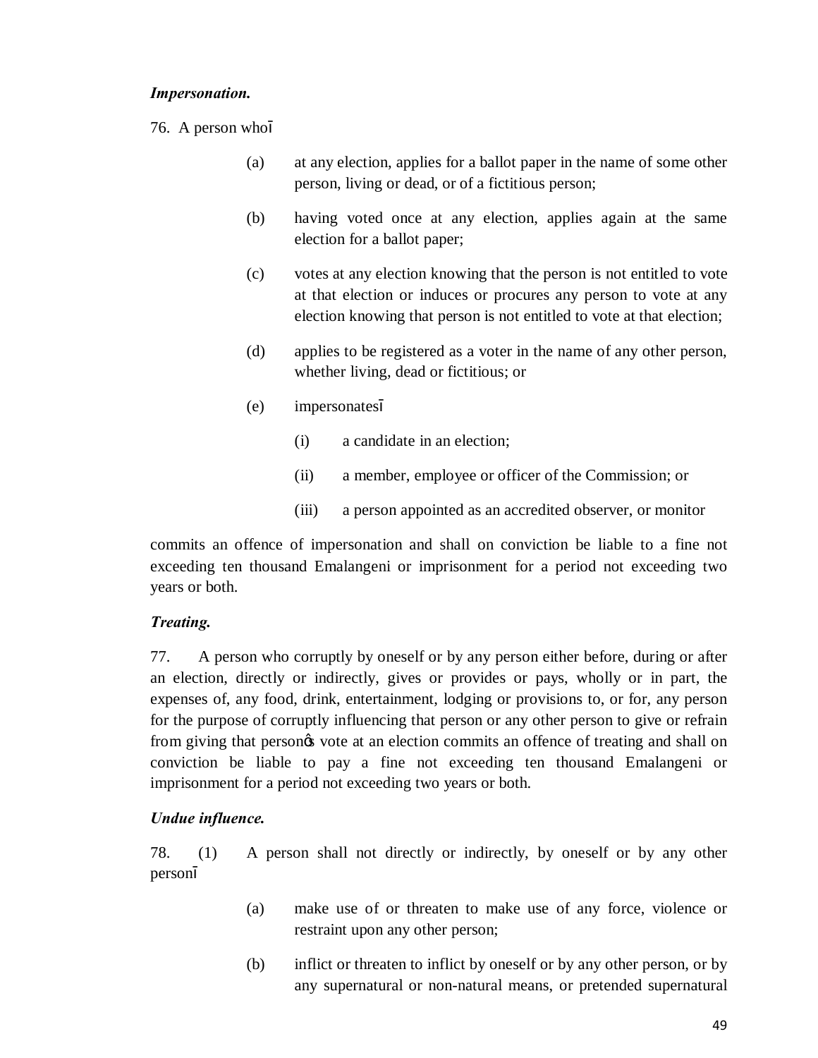***Impersonation.***

76. A person who—

(a) at any election, applies for a ballot paper in the name of some other person, living or dead, or of a fictitious person;

(b) having voted once at any election, applies again at the same election for a ballot paper;

(c) votes at any election knowing that the person is not entitled to vote at that election or induces or procures any person to vote at any election knowing that person is not entitled to vote at that election;

(d) applies to be registered as a voter in the name of any other person, whether living, dead or fictitious; or

(e) impersonates—

(i) a candidate in an election;

(ii) a member, employee or officer of the Commission; or

(iii) a person appointed as an accredited observer, or monitor

commits an offence of impersonation and shall on conviction be liable to a fine not exceeding ten thousand Emalangeni or imprisonment for a period not exceeding two years or both.

***Treating.***

77. A person who corruptly by oneself or by any person either before, during or after an election, directly or indirectly, gives or provides or pays, wholly or in part, the expenses of, any food, drink, entertainment, lodging or provisions to, or for, any person for the purpose of corruptly influencing that person or any other person to give or refrain from giving that person's vote at an election commits an offence of treating and shall on conviction be liable to pay a fine not exceeding ten thousand Emalangeni or imprisonment for a period not exceeding two years or both.

***Undue influence.***

78. (1) A person shall not directly or indirectly, by oneself or by any other person—

(a) make use of or threaten to make use of any force, violence or restraint upon any other person;

(b) inflict or threaten to inflict by oneself or by any other person, or by any supernatural or non-natural means, or pretended supernatural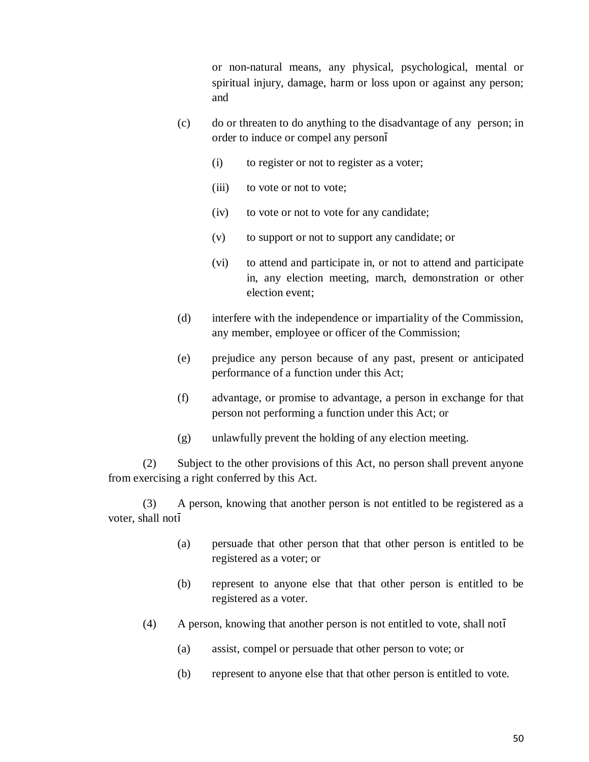or non-natural means, any physical, psychological, mental or spiritual injury, damage, harm or loss upon or against any person; and

(c) do or threaten to do anything to the disadvantage of any person; in order to induce or compel any personī

(i) to register or not to register as a voter;

(iii) to vote or not to vote;

(iv) to vote or not to vote for any candidate;

(v) to support or not to support any candidate; or

(vi) to attend and participate in, or not to attend and participate in, any election meeting, march, demonstration or other election event;

(d) interfere with the independence or impartiality of the Commission, any member, employee or officer of the Commission;

(e) prejudice any person because of any past, present or anticipated performance of a function under this Act;

(f) advantage, or promise to advantage, a person in exchange for that person not performing a function under this Act; or

(g) unlawfully prevent the holding of any election meeting.

(2) Subject to the other provisions of this Act, no person shall prevent anyone from exercising a right conferred by this Act.

(3) A person, knowing that another person is not entitled to be registered as a voter, shall notī

(a) persuade that other person that that other person is entitled to be registered as a voter; or

(b) represent to anyone else that that other person is entitled to be registered as a voter.

(4) A person, knowing that another person is not entitled to vote, shall notī

(a) assist, compel or persuade that other person to vote; or

(b) represent to anyone else that that other person is entitled to vote.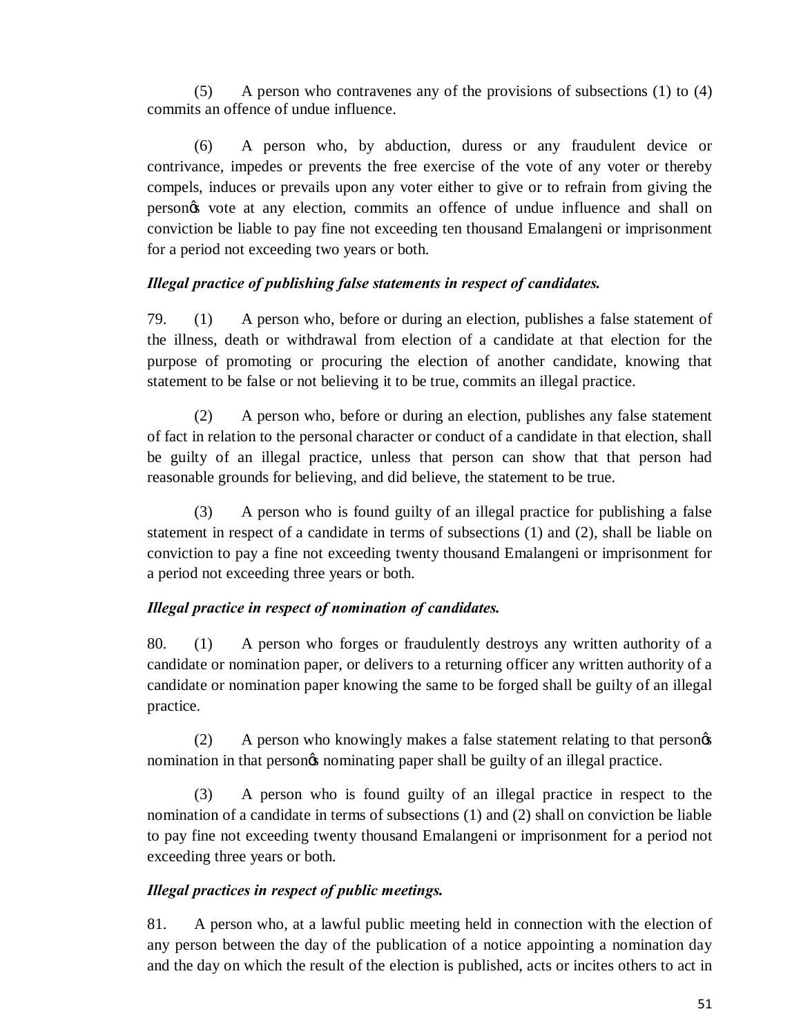(5) A person who contravenes any of the provisions of subsections (1) to (4) commits an offence of undue influence.

(6) A person who, by abduction, duress or any fraudulent device or contrivance, impedes or prevents the free exercise of the vote of any voter or thereby compels, induces or prevails upon any voter either to give or to refrain from giving the person's vote at any election, commits an offence of undue influence and shall on conviction be liable to pay fine not exceeding ten thousand Emalangeni or imprisonment for a period not exceeding two years or both.

***Illegal practice of publishing false statements in respect of candidates.***

79. (1) A person who, before or during an election, publishes a false statement of the illness, death or withdrawal from election of a candidate at that election for the purpose of promoting or procuring the election of another candidate, knowing that statement to be false or not believing it to be true, commits an illegal practice.

(2) A person who, before or during an election, publishes any false statement of fact in relation to the personal character or conduct of a candidate in that election, shall be guilty of an illegal practice, unless that person can show that that person had reasonable grounds for believing, and did believe, the statement to be true.

(3) A person who is found guilty of an illegal practice for publishing a false statement in respect of a candidate in terms of subsections (1) and (2), shall be liable on conviction to pay a fine not exceeding twenty thousand Emalangeni or imprisonment for a period not exceeding three years or both.

***Illegal practice in respect of nomination of candidates.***

80. (1) A person who forges or fraudulently destroys any written authority of a candidate or nomination paper, or delivers to a returning officer any written authority of a candidate or nomination paper knowing the same to be forged shall be guilty of an illegal practice.

(2) A person who knowingly makes a false statement relating to that person's nomination in that person's nominating paper shall be guilty of an illegal practice.

(3) A person who is found guilty of an illegal practice in respect to the nomination of a candidate in terms of subsections (1) and (2) shall on conviction be liable to pay fine not exceeding twenty thousand Emalangeni or imprisonment for a period not exceeding three years or both.

***Illegal practices in respect of public meetings.***

81. A person who, at a lawful public meeting held in connection with the election of any person between the day of the publication of a notice appointing a nomination day and the day on which the result of the election is published, acts or incites others to act in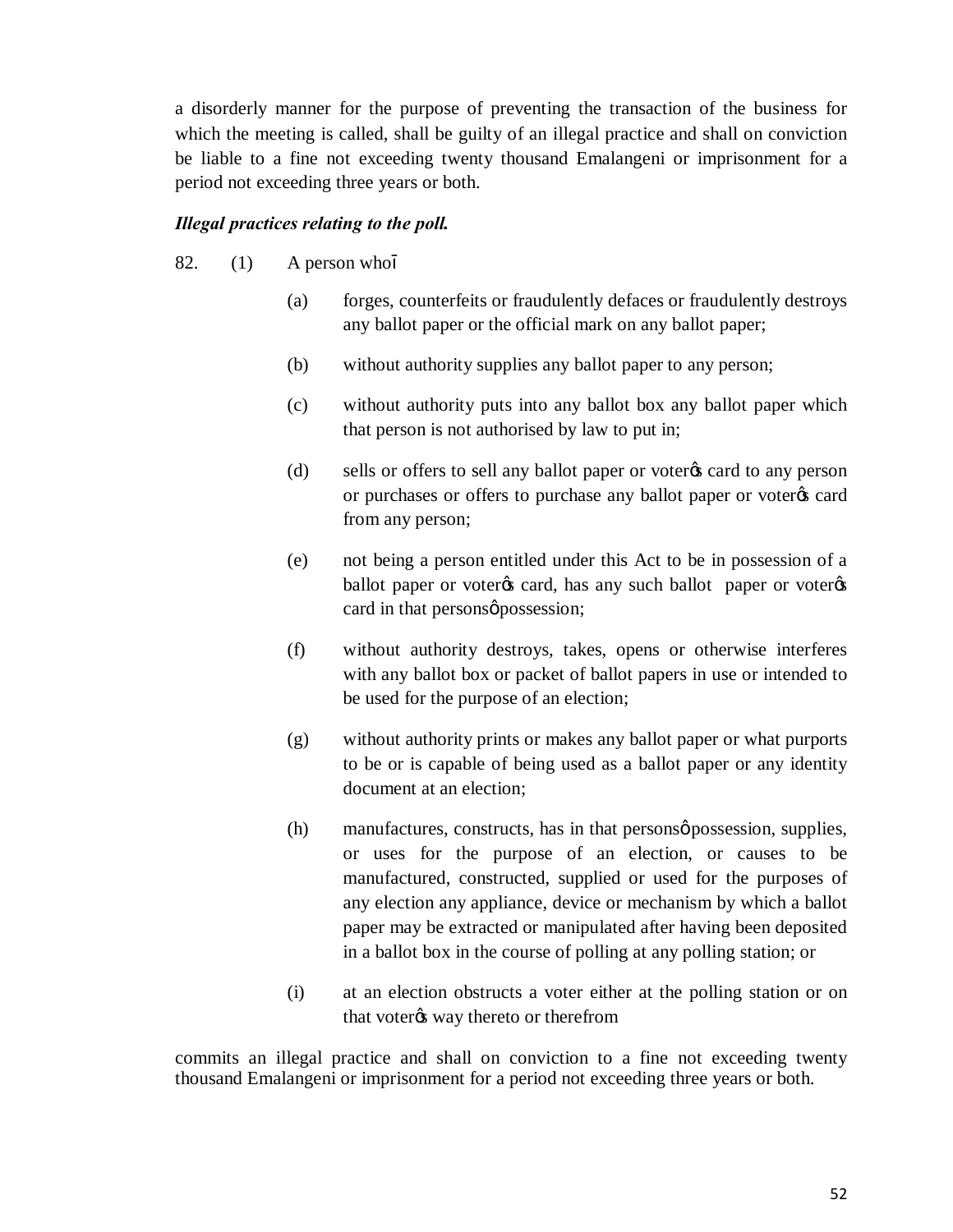a disorderly manner for the purpose of preventing the transaction of the business for which the meeting is called, shall be guilty of an illegal practice and shall on conviction be liable to a fine not exceeding twenty thousand Emalangeni or imprisonment for a period not exceeding three years or both.

***Illegal practices relating to the poll.***

82. (1) A person who–

(a) forges, counterfeits or fraudulently defaces or fraudulently destroys any ballot paper or the official mark on any ballot paper;

(b) without authority supplies any ballot paper to any person;

(c) without authority puts into any ballot box any ballot paper which that person is not authorised by law to put in;

(d) sells or offers to sell any ballot paper or voter's card to any person or purchases or offers to purchase any ballot paper or voter's card from any person;

(e) not being a person entitled under this Act to be in possession of a ballot paper or voter's card, has any such ballot paper or voter's card in that persons' possession;

(f) without authority destroys, takes, opens or otherwise interferes with any ballot box or packet of ballot papers in use or intended to be used for the purpose of an election;

(g) without authority prints or makes any ballot paper or what purports to be or is capable of being used as a ballot paper or any identity document at an election;

(h) manufactures, constructs, has in that persons' possession, supplies, or uses for the purpose of an election, or causes to be manufactured, constructed, supplied or used for the purposes of any election any appliance, device or mechanism by which a ballot paper may be extracted or manipulated after having been deposited in a ballot box in the course of polling at any polling station; or

(i) at an election obstructs a voter either at the polling station or on that voter's way thereto or therefrom

commits an illegal practice and shall on conviction to a fine not exceeding twenty thousand Emalangeni or imprisonment for a period not exceeding three years or both.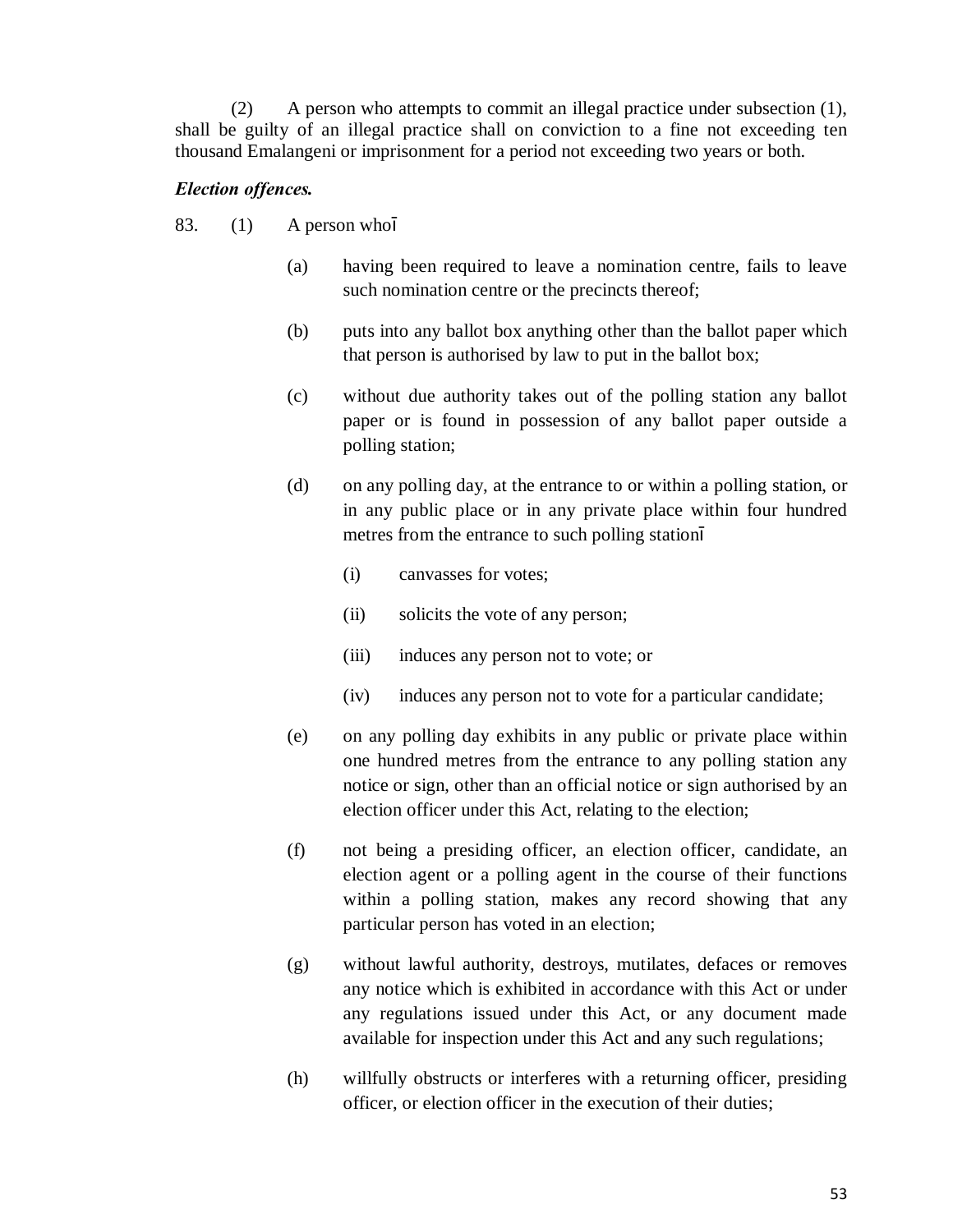(2) A person who attempts to commit an illegal practice under subsection (1), shall be guilty of an illegal practice shall on conviction to a fine not exceeding ten thousand Emalangeni or imprisonment for a period not exceeding two years or both.

***Election offences.***

83. (1) A person who̶

(a) having been required to leave a nomination centre, fails to leave such nomination centre or the precincts thereof;

(b) puts into any ballot box anything other than the ballot paper which that person is authorised by law to put in the ballot box;

(c) without due authority takes out of the polling station any ballot paper or is found in possession of any ballot paper outside a polling station;

(d) on any polling day, at the entrance to or within a polling station, or in any public place or in any private place within four hundred metres from the entrance to such polling station̶

(i) canvasses for votes;

(ii) solicits the vote of any person;

(iii) induces any person not to vote; or

(iv) induces any person not to vote for a particular candidate;

(e) on any polling day exhibits in any public or private place within one hundred metres from the entrance to any polling station any notice or sign, other than an official notice or sign authorised by an election officer under this Act, relating to the election;

(f) not being a presiding officer, an election officer, candidate, an election agent or a polling agent in the course of their functions within a polling station, makes any record showing that any particular person has voted in an election;

(g) without lawful authority, destroys, mutilates, defaces or removes any notice which is exhibited in accordance with this Act or under any regulations issued under this Act, or any document made available for inspection under this Act and any such regulations;

(h) willfully obstructs or interferes with a returning officer, presiding officer, or election officer in the execution of their duties;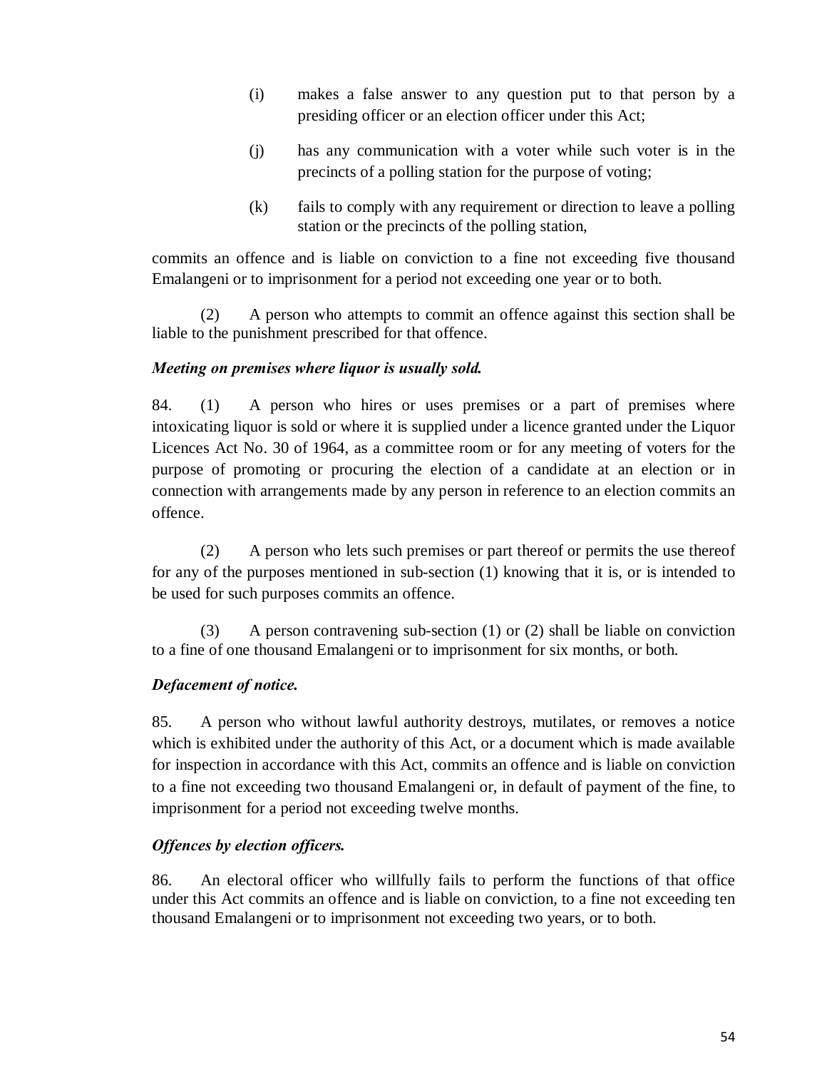(i) makes a false answer to any question put to that person by a presiding officer or an election officer under this Act;

(j) has any communication with a voter while such voter is in the precincts of a polling station for the purpose of voting;

(k) fails to comply with any requirement or direction to leave a polling station or the precincts of the polling station,

commits an offence and is liable on conviction to a fine not exceeding five thousand Emalangeni or to imprisonment for a period not exceeding one year or to both.

(2) A person who attempts to commit an offence against this section shall be liable to the punishment prescribed for that offence.

***Meeting on premises where liquor is usually sold.***

84. (1) A person who hires or uses premises or a part of premises where intoxicating liquor is sold or where it is supplied under a licence granted under the Liquor Licences Act No. 30 of 1964, as a committee room or for any meeting of voters for the purpose of promoting or procuring the election of a candidate at an election or in connection with arrangements made by any person in reference to an election commits an offence.

(2) A person who lets such premises or part thereof or permits the use thereof for any of the purposes mentioned in sub-section (1) knowing that it is, or is intended to be used for such purposes commits an offence.

(3) A person contravening sub-section (1) or (2) shall be liable on conviction to a fine of one thousand Emalangeni or to imprisonment for six months, or both.

***Defacement of notice.***

85. A person who without lawful authority destroys, mutilates, or removes a notice which is exhibited under the authority of this Act, or a document which is made available for inspection in accordance with this Act, commits an offence and is liable on conviction to a fine not exceeding two thousand Emalangeni or, in default of payment of the fine, to imprisonment for a period not exceeding twelve months.

***Offences by election officers.***

86. An electoral officer who willfully fails to perform the functions of that office under this Act commits an offence and is liable on conviction, to a fine not exceeding ten thousand Emalangeni or to imprisonment not exceeding two years, or to both.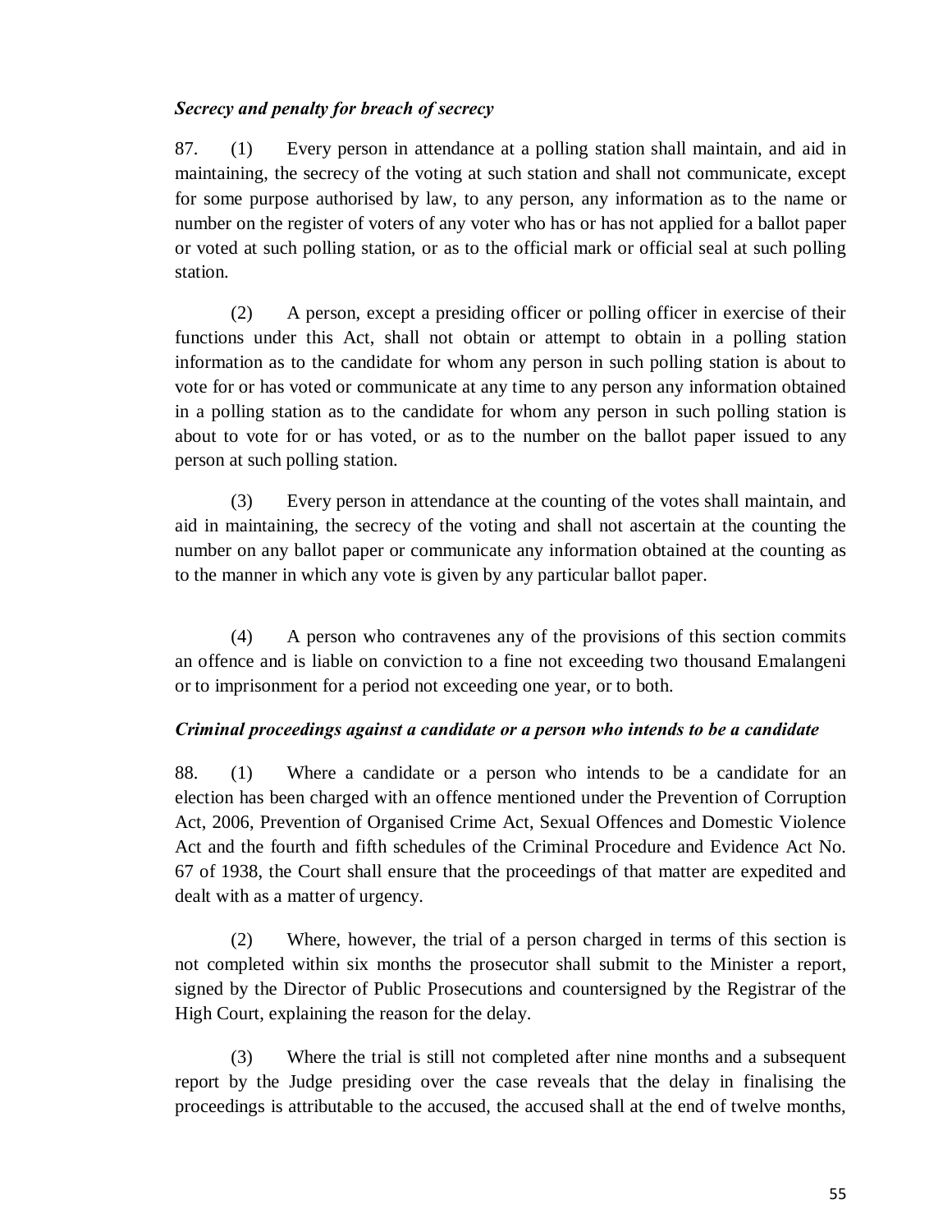***Secrecy and penalty for breach of secrecy***

87. (1) Every person in attendance at a polling station shall maintain, and aid in maintaining, the secrecy of the voting at such station and shall not communicate, except for some purpose authorised by law, to any person, any information as to the name or number on the register of voters of any voter who has or has not applied for a ballot paper or voted at such polling station, or as to the official mark or official seal at such polling station.

(2) A person, except a presiding officer or polling officer in exercise of their functions under this Act, shall not obtain or attempt to obtain in a polling station information as to the candidate for whom any person in such polling station is about to vote for or has voted or communicate at any time to any person any information obtained in a polling station as to the candidate for whom any person in such polling station is about to vote for or has voted, or as to the number on the ballot paper issued to any person at such polling station.

(3) Every person in attendance at the counting of the votes shall maintain, and aid in maintaining, the secrecy of the voting and shall not ascertain at the counting the number on any ballot paper or communicate any information obtained at the counting as to the manner in which any vote is given by any particular ballot paper.

(4) A person who contravenes any of the provisions of this section commits an offence and is liable on conviction to a fine not exceeding two thousand Emalangeni or to imprisonment for a period not exceeding one year, or to both.

***Criminal proceedings against a candidate or a person who intends to be a candidate***

88. (1) Where a candidate or a person who intends to be a candidate for an election has been charged with an offence mentioned under the Prevention of Corruption Act, 2006, Prevention of Organised Crime Act, Sexual Offences and Domestic Violence Act and the fourth and fifth schedules of the Criminal Procedure and Evidence Act No. 67 of 1938, the Court shall ensure that the proceedings of that matter are expedited and dealt with as a matter of urgency.

(2) Where, however, the trial of a person charged in terms of this section is not completed within six months the prosecutor shall submit to the Minister a report, signed by the Director of Public Prosecutions and countersigned by the Registrar of the High Court, explaining the reason for the delay.

(3) Where the trial is still not completed after nine months and a subsequent report by the Judge presiding over the case reveals that the delay in finalising the proceedings is attributable to the accused, the accused shall at the end of twelve months,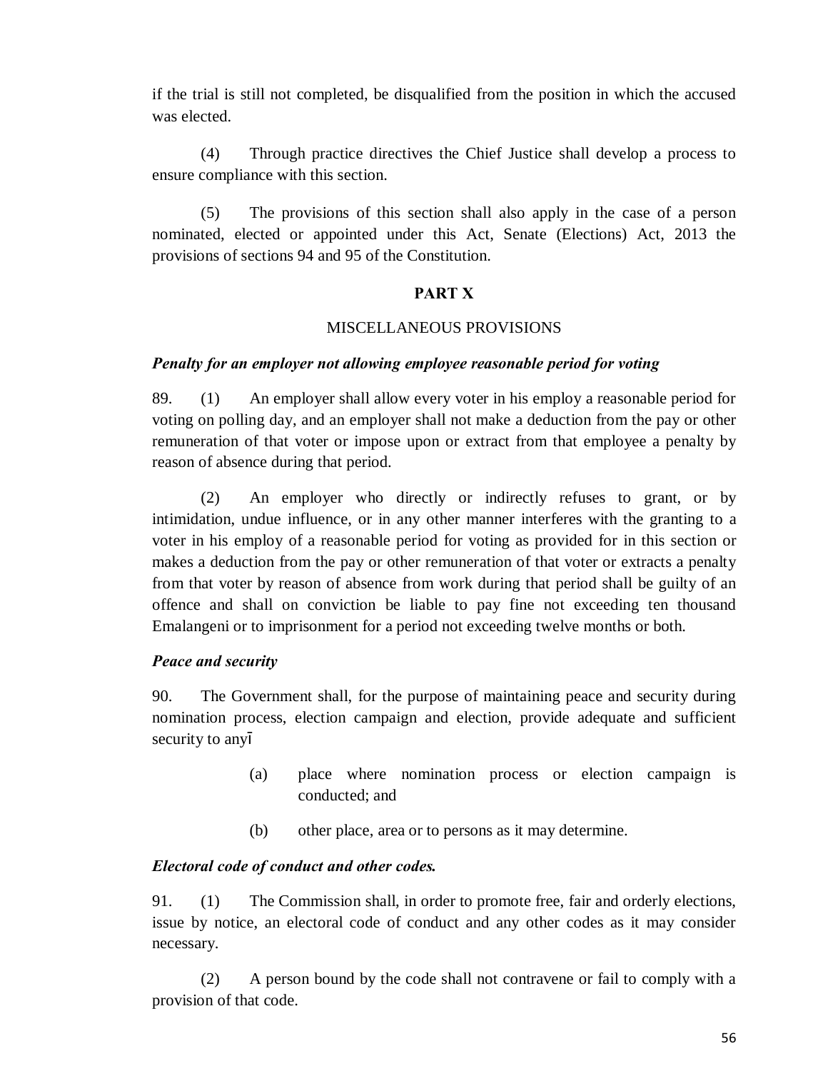if the trial is still not completed, be disqualified from the position in which the accused was elected.

(4) Through practice directives the Chief Justice shall develop a process to ensure compliance with this section.

(5) The provisions of this section shall also apply in the case of a person nominated, elected or appointed under this Act, Senate (Elections) Act, 2013 the provisions of sections 94 and 95 of the Constitution.

## PART X

### MISCELLANEOUS PROVISIONS

***Penalty for an employer not allowing employee reasonable period for voting***

89. (1) An employer shall allow every voter in his employ a reasonable period for voting on polling day, and an employer shall not make a deduction from the pay or other remuneration of that voter or impose upon or extract from that employee a penalty by reason of absence during that period.

(2) An employer who directly or indirectly refuses to grant, or by intimidation, undue influence, or in any other manner interferes with the granting to a voter in his employ of a reasonable period for voting as provided for in this section or makes a deduction from the pay or other remuneration of that voter or extracts a penalty from that voter by reason of absence from work during that period shall be guilty of an offence and shall on conviction be liable to pay fine not exceeding ten thousand Emalangeni or to imprisonment for a period not exceeding twelve months or both.

***Peace and security***

90. The Government shall, for the purpose of maintaining peace and security during nomination process, election campaign and election, provide adequate and sufficient security to anyî

(a) place where nomination process or election campaign is conducted; and

(b) other place, area or to persons as it may determine.

***Electoral code of conduct and other codes.***

91. (1) The Commission shall, in order to promote free, fair and orderly elections, issue by notice, an electoral code of conduct and any other codes as it may consider necessary.

(2) A person bound by the code shall not contravene or fail to comply with a provision of that code.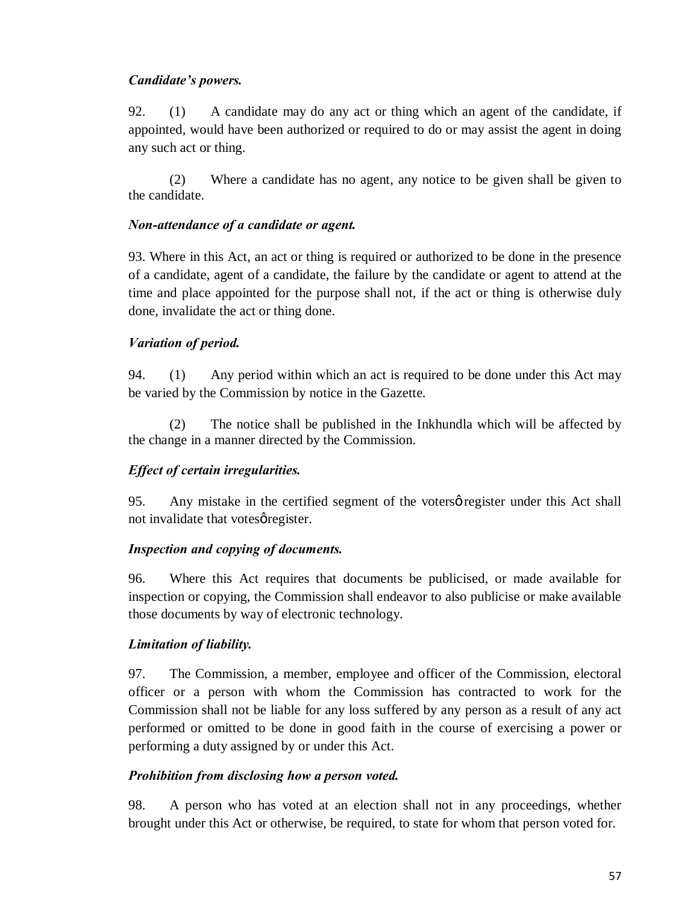***Candidate's powers.***

92. (1) A candidate may do any act or thing which an agent of the candidate, if appointed, would have been authorized or required to do or may assist the agent in doing any such act or thing.

(2) Where a candidate has no agent, any notice to be given shall be given to the candidate.

***Non-attendance of a candidate or agent.***

93. Where in this Act, an act or thing is required or authorized to be done in the presence of a candidate, agent of a candidate, the failure by the candidate or agent to attend at the time and place appointed for the purpose shall not, if the act or thing is otherwise duly done, invalidate the act or thing done.

***Variation of period.***

94. (1) Any period within which an act is required to be done under this Act may be varied by the Commission by notice in the Gazette.

(2) The notice shall be published in the Inkhundla which will be affected by the change in a manner directed by the Commission.

***Effect of certain irregularities.***

95. Any mistake in the certified segment of the votersǿ register under this Act shall not invalidate that votesǿ register.

***Inspection and copying of documents.***

96. Where this Act requires that documents be publicised, or made available for inspection or copying, the Commission shall endeavor to also publicise or make available those documents by way of electronic technology.

***Limitation of liability.***

97. The Commission, a member, employee and officer of the Commission, electoral officer or a person with whom the Commission has contracted to work for the Commission shall not be liable for any loss suffered by any person as a result of any act performed or omitted to be done in good faith in the course of exercising a power or performing a duty assigned by or under this Act.

***Prohibition from disclosing how a person voted.***

98. A person who has voted at an election shall not in any proceedings, whether brought under this Act or otherwise, be required, to state for whom that person voted for.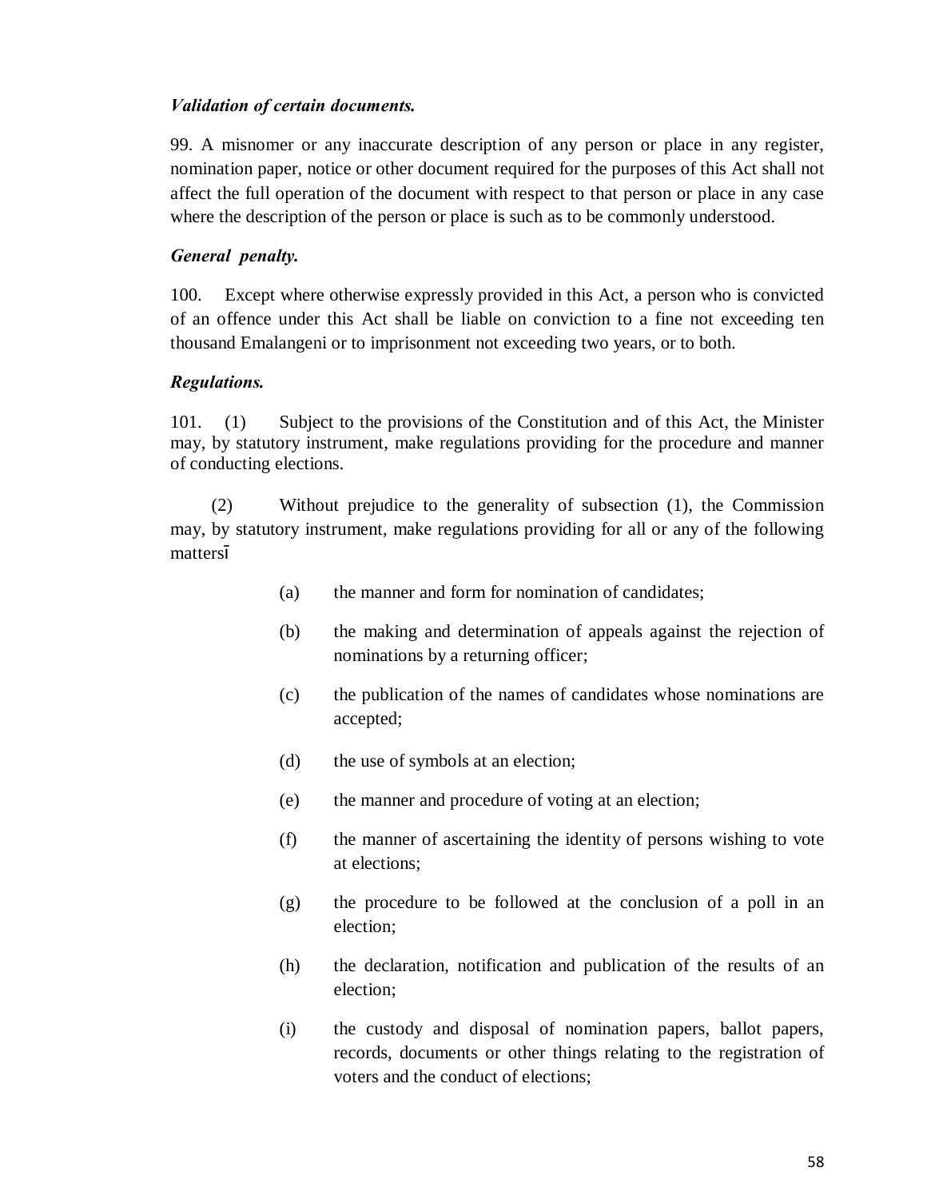***Validation of certain documents.***

99. A misnomer or any inaccurate description of any person or place in any register, nomination paper, notice or other document required for the purposes of this Act shall not affect the full operation of the document with respect to that person or place in any case where the description of the person or place is such as to be commonly understood.

***General penalty.***

100. Except where otherwise expressly provided in this Act, a person who is convicted of an offence under this Act shall be liable on conviction to a fine not exceeding ten thousand Emalangeni or to imprisonment not exceeding two years, or to both.

***Regulations.***

101. (1) Subject to the provisions of the Constitution and of this Act, the Minister may, by statutory instrument, make regulations providing for the procedure and manner of conducting elections.

(2) Without prejudice to the generality of subsection (1), the Commission may, by statutory instrument, make regulations providing for all or any of the following mattersī

(a) the manner and form for nomination of candidates;

(b) the making and determination of appeals against the rejection of nominations by a returning officer;

(c) the publication of the names of candidates whose nominations are accepted;

(d) the use of symbols at an election;

(e) the manner and procedure of voting at an election;

(f) the manner of ascertaining the identity of persons wishing to vote at elections;

(g) the procedure to be followed at the conclusion of a poll in an election;

(h) the declaration, notification and publication of the results of an election;

(i) the custody and disposal of nomination papers, ballot papers, records, documents or other things relating to the registration of voters and the conduct of elections;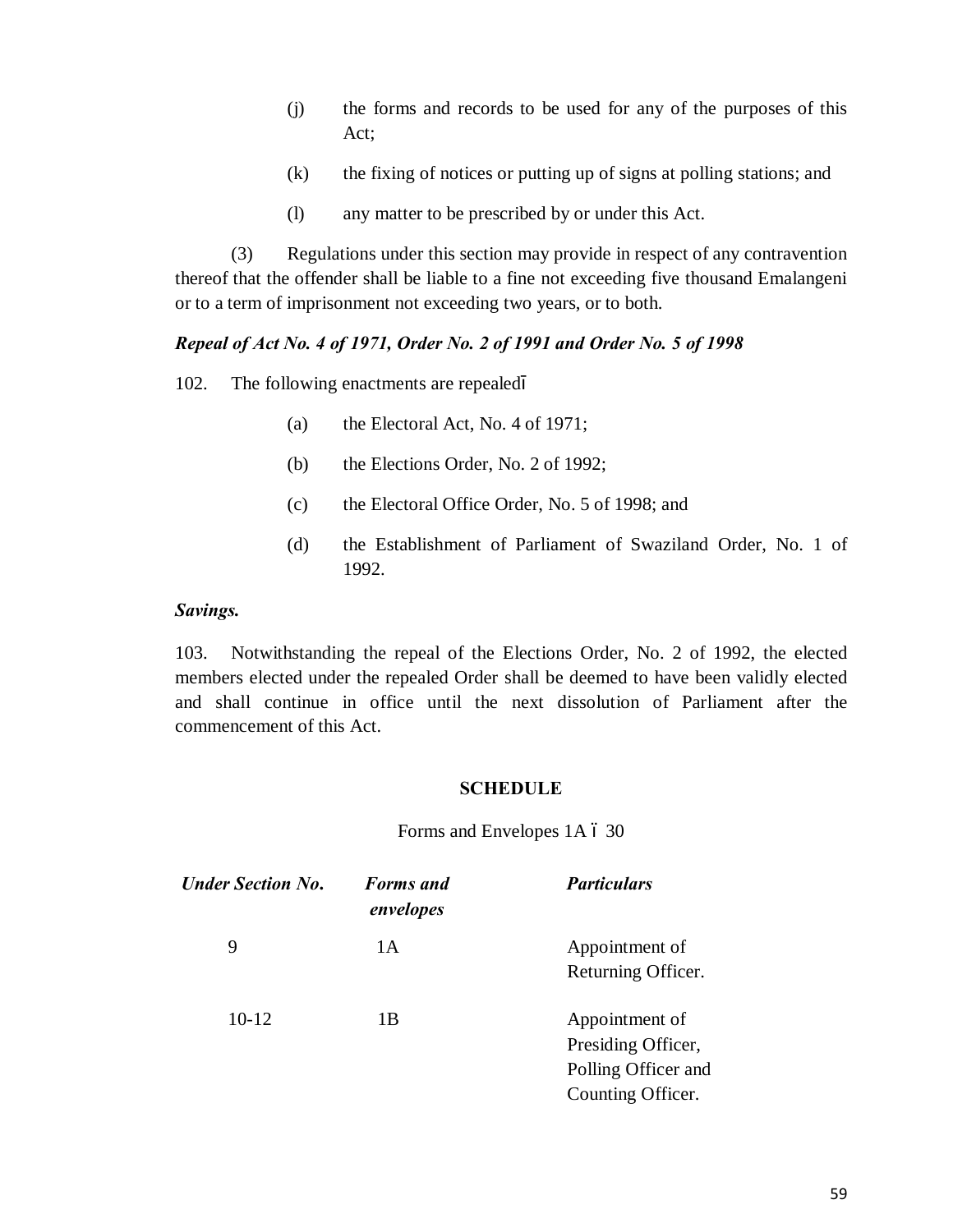(j) the forms and records to be used for any of the purposes of this Act;

(k) the fixing of notices or putting up of signs at polling stations; and

(l) any matter to be prescribed by or under this Act.

(3) Regulations under this section may provide in respect of any contravention thereof that the offender shall be liable to a fine not exceeding five thousand Emalangeni or to a term of imprisonment not exceeding two years, or to both.

***Repeal of Act No. 4 of 1971, Order No. 2 of 1991 and Order No. 5 of 1998***

102. The following enactments are repealed—

(a) the Electoral Act, No. 4 of 1971;

(b) the Elections Order, No. 2 of 1992;

(c) the Electoral Office Order, No. 5 of 1998; and

(d) the Establishment of Parliament of Swaziland Order, No. 1 of 1992.

***Savings.***

103. Notwithstanding the repeal of the Elections Order, No. 2 of 1992, the elected members elected under the repealed Order shall be deemed to have been validly elected and shall continue in office until the next dissolution of Parliament after the commencement of this Act.

**SCHEDULE**

Forms and Envelopes 1A – 30

| ***Under Section No.*** | ***Forms and envelopes*** | ***Particulars*** |
|---|---|---|
| 9 | 1A | Appointment of Returning Officer. |
| 10-12 | 1B | Appointment of Presiding Officer, Polling Officer and Counting Officer. |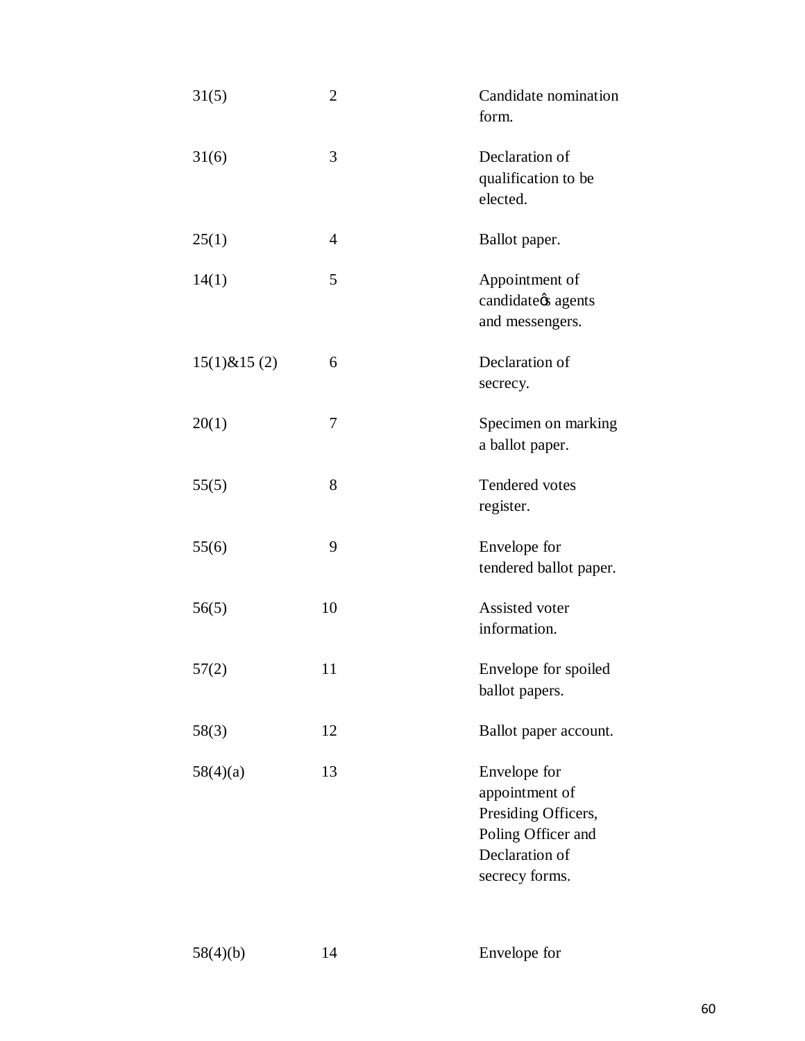| | | |
|---|---|---|
| 31(5) | 2 | Candidate nomination form. |
| 31(6) | 3 | Declaration of qualification to be elected. |
| 25(1) | 4 | Ballot paper. |
| 14(1) | 5 | Appointment of candidate's agents and messengers. |
| 15(1)&15 (2) | 6 | Declaration of secrecy. |
| 20(1) | 7 | Specimen on marking a ballot paper. |
| 55(5) | 8 | Tendered votes register. |
| 55(6) | 9 | Envelope for tendered ballot paper. |
| 56(5) | 10 | Assisted voter information. |
| 57(2) | 11 | Envelope for spoiled ballot papers. |
| 58(3) | 12 | Ballot paper account. |
| 58(4)(a) | 13 | Envelope for appointment of Presiding Officers, Poling Officer and Declaration of secrecy forms. |
| 58(4)(b) | 14 | Envelope for |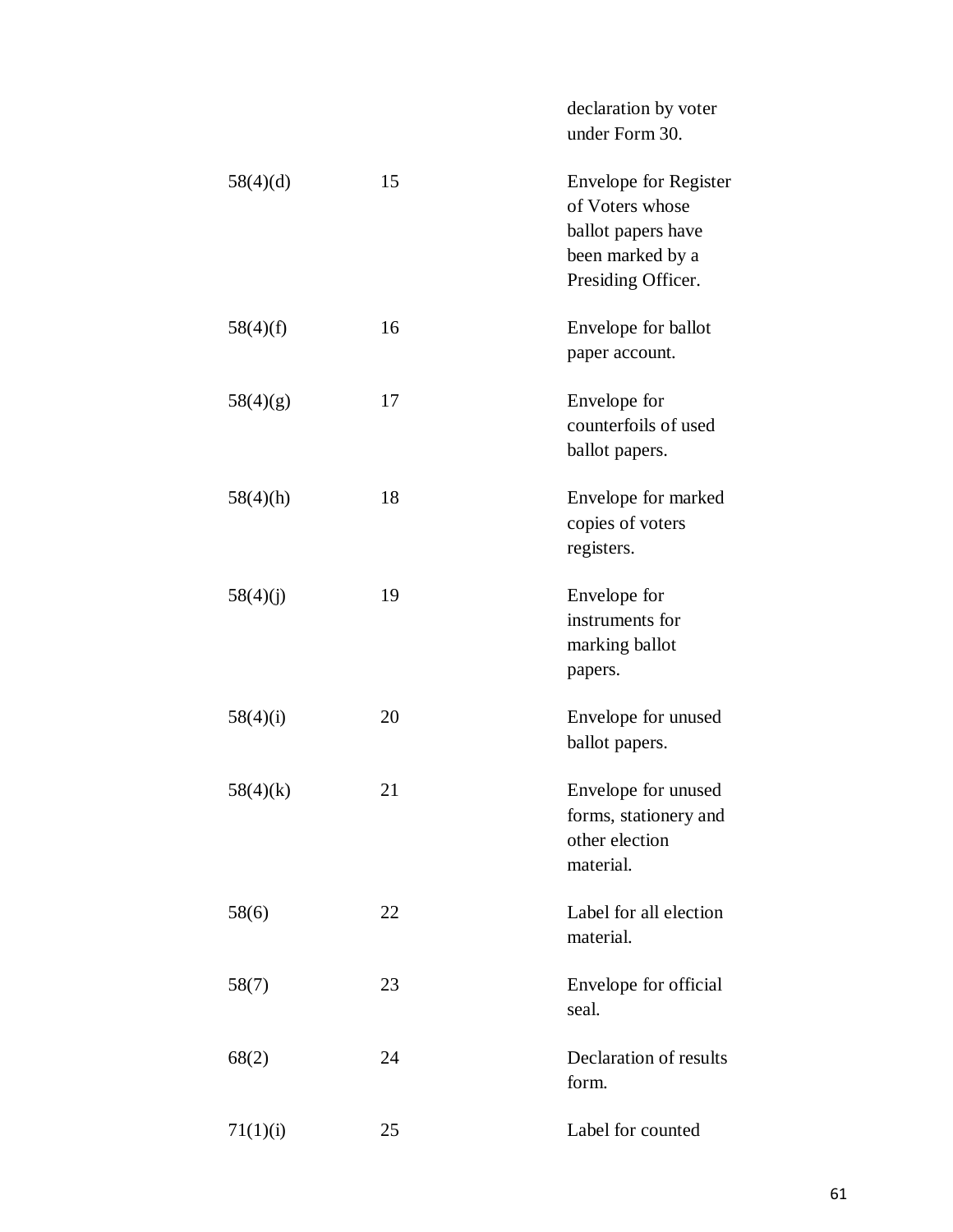| | | declaration by voter under Form 30. |
|---|---|---|
| 58(4)(d) | 15 | Envelope for Register of Voters whose ballot papers have been marked by a Presiding Officer. |
| 58(4)(f) | 16 | Envelope for ballot paper account. |
| 58(4)(g) | 17 | Envelope for counterfoils of used ballot papers. |
| 58(4)(h) | 18 | Envelope for marked copies of voters registers. |
| 58(4)(j) | 19 | Envelope for instruments for marking ballot papers. |
| 58(4)(i) | 20 | Envelope for unused ballot papers. |
| 58(4)(k) | 21 | Envelope for unused forms, stationery and other election material. |
| 58(6) | 22 | Label for all election material. |
| 58(7) | 23 | Envelope for official seal. |
| 68(2) | 24 | Declaration of results form. |
| 71(1)(i) | 25 | Label for counted |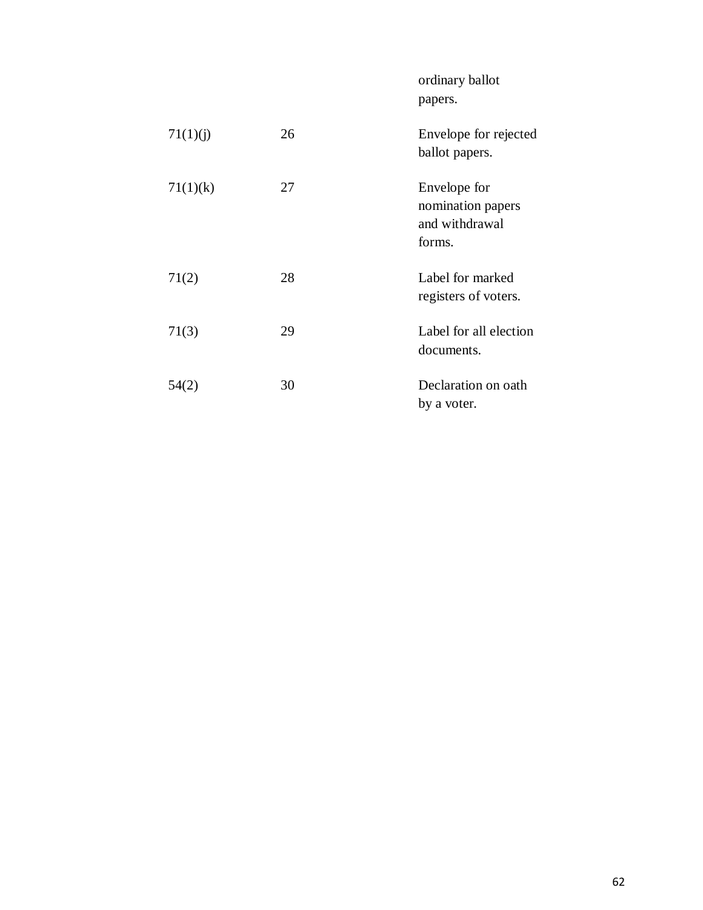| | | |
|---|---|---|
| | | ordinary ballot papers. |
| 71(1)(j) | 26 | Envelope for rejected ballot papers. |
| 71(1)(k) | 27 | Envelope for nomination papers and withdrawal forms. |
| 71(2) | 28 | Label for marked registers of voters. |
| 71(3) | 29 | Label for all election documents. |
| 54(2) | 30 | Declaration on oath by a voter. |